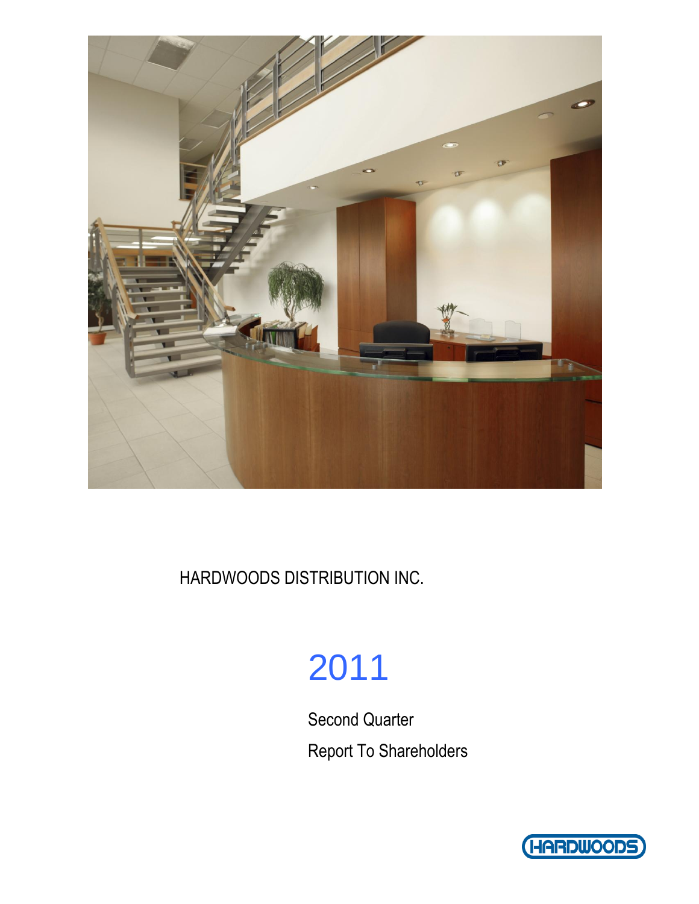HARDWOODS DISTRIBUTION INC.

# 2011

Second Quarter

Report To Shareholders

HARDWOODS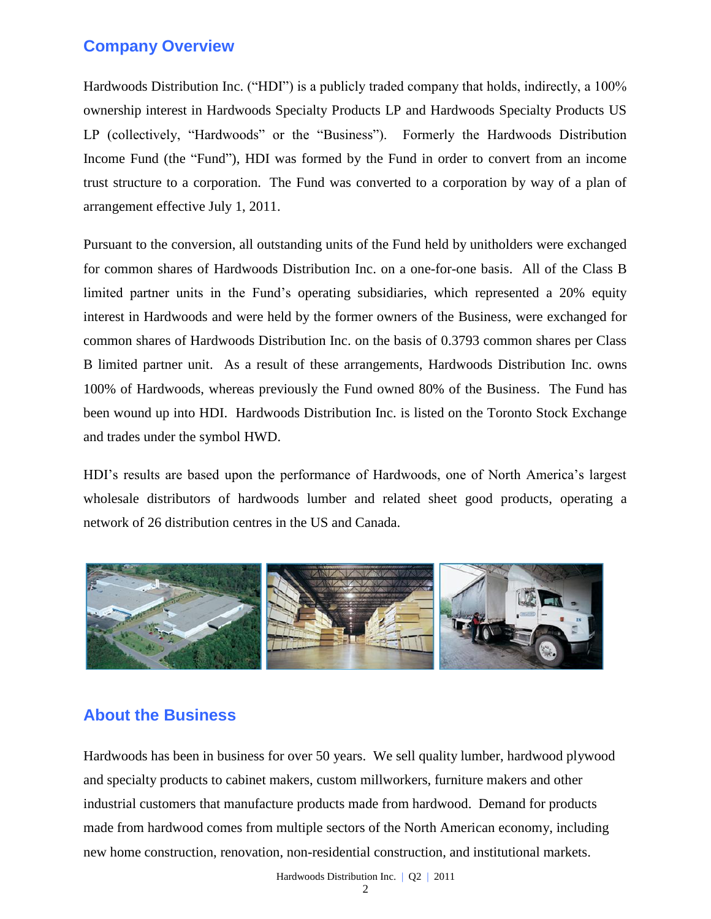## Company Overview

Hardwoods Distribution Inc. ("HDI") is a publicly traded company that holds, indirectly, a 100% ownership interest in Hardwoods Specialty Products LP and Hardwoods Specialty Products US LP (collectively, "Hardwoods" or the "Business"). Formerly the Hardwoods Distribution Income Fund (the "Fund"), HDI was formed by the Fund in order to convert from an income trust structure to a corporation. The Fund was converted to a corporation by way of a plan of arrangement effective July 1, 2011.

Pursuant to the conversion, all outstanding units of the Fund held by unitholders were exchanged for common shares of Hardwoods Distribution Inc. on a one-for-one basis. All of the Class B limited partner units in the Fund's operating subsidiaries, which represented a 20% equity interest in Hardwoods and were held by the former owners of the Business, were exchanged for common shares of Hardwoods Distribution Inc. on the basis of 0.3793 common shares per Class B limited partner unit. As a result of these arrangements, Hardwoods Distribution Inc. owns 100% of Hardwoods, whereas previously the Fund owned 80% of the Business. The Fund has been wound up into HDI. Hardwoods Distribution Inc. is listed on the Toronto Stock Exchange and trades under the symbol HWD.

HDI's results are based upon the performance of Hardwoods, one of North America's largest wholesale distributors of hardwoods lumber and related sheet good products, operating a network of 26 distribution centres in the US and Canada.

## About the Business

Hardwoods has been in business for over 50 years. We sell quality lumber, hardwood plywood and specialty products to cabinet makers, custom millworkers, furniture makers and other industrial customers that manufacture products made from hardwood. Demand for products made from hardwood comes from multiple sectors of the North American economy, including new home construction, renovation, non-residential construction, and institutional markets.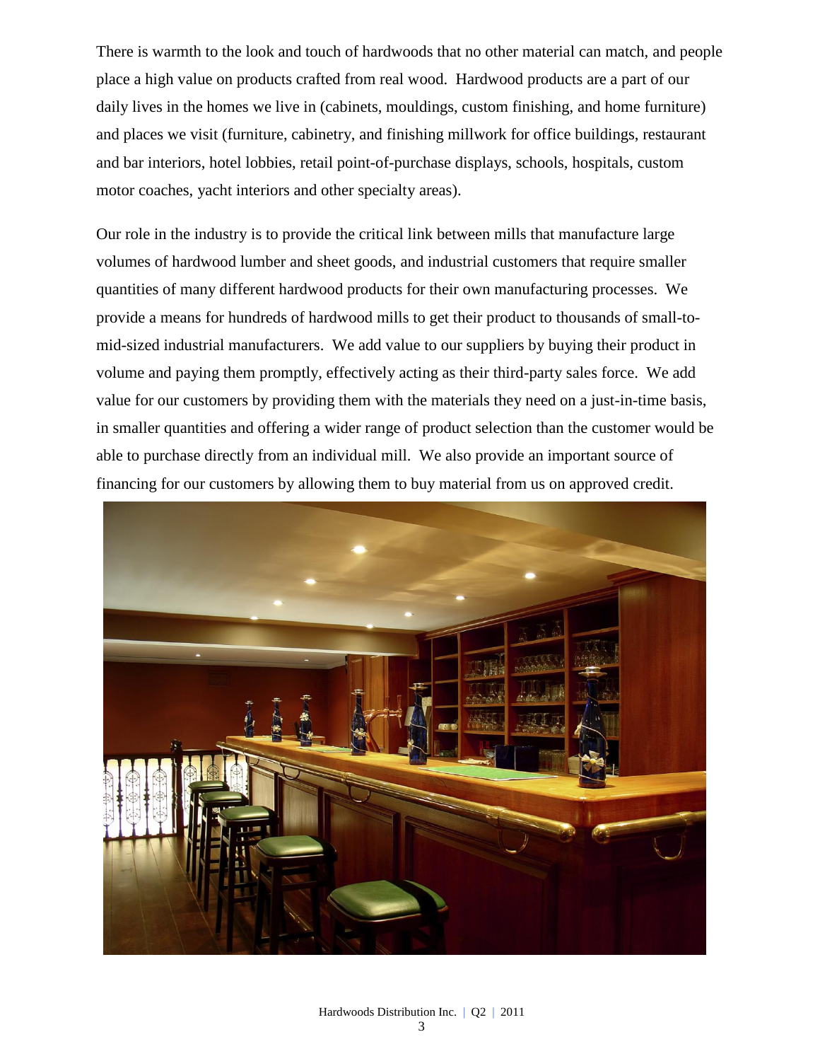There is warmth to the look and touch of hardwoods that no other material can match, and people place a high value on products crafted from real wood. Hardwood products are a part of our daily lives in the homes we live in (cabinets, mouldings, custom finishing, and home furniture) and places we visit (furniture, cabinetry, and finishing millwork for office buildings, restaurant and bar interiors, hotel lobbies, retail point-of-purchase displays, schools, hospitals, custom motor coaches, yacht interiors and other specialty areas).

Our role in the industry is to provide the critical link between mills that manufacture large volumes of hardwood lumber and sheet goods, and industrial customers that require smaller quantities of many different hardwood products for their own manufacturing processes. We provide a means for hundreds of hardwood mills to get their product to thousands of small-to-mid-sized industrial manufacturers. We add value to our suppliers by buying their product in volume and paying them promptly, effectively acting as their third-party sales force. We add value for our customers by providing them with the materials they need on a just-in-time basis, in smaller quantities and offering a wider range of product selection than the customer would be able to purchase directly from an individual mill. We also provide an important source of financing for our customers by allowing them to buy material from us on approved credit.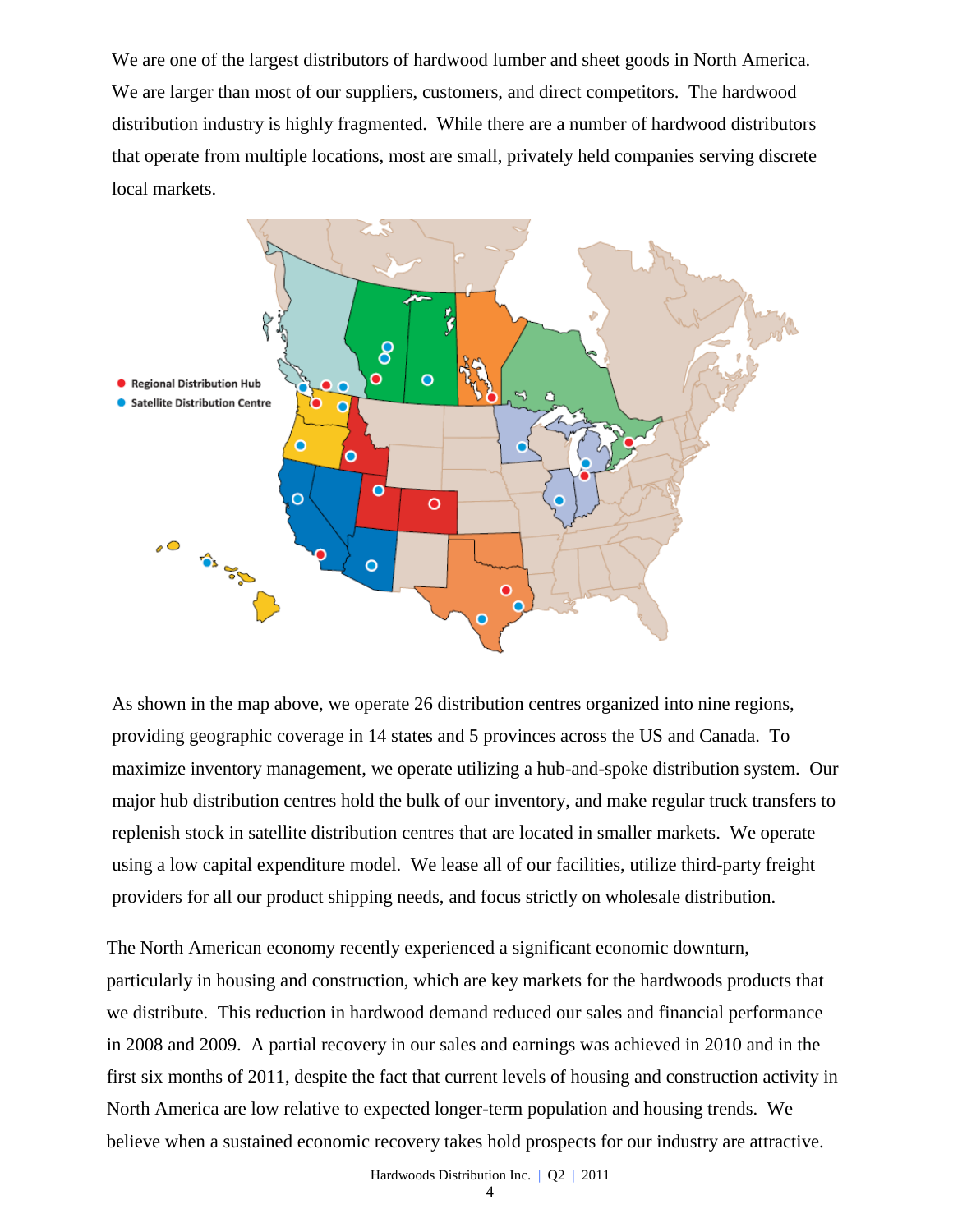We are one of the largest distributors of hardwood lumber and sheet goods in North America. We are larger than most of our suppliers, customers, and direct competitors. The hardwood distribution industry is highly fragmented. While there are a number of hardwood distributors that operate from multiple locations, most are small, privately held companies serving discrete local markets.

As shown in the map above, we operate 26 distribution centres organized into nine regions, providing geographic coverage in 14 states and 5 provinces across the US and Canada. To maximize inventory management, we operate utilizing a hub-and-spoke distribution system. Our major hub distribution centres hold the bulk of our inventory, and make regular truck transfers to replenish stock in satellite distribution centres that are located in smaller markets. We operate using a low capital expenditure model. We lease all of our facilities, utilize third-party freight providers for all our product shipping needs, and focus strictly on wholesale distribution.

The North American economy recently experienced a significant economic downturn, particularly in housing and construction, which are key markets for the hardwoods products that we distribute. This reduction in hardwood demand reduced our sales and financial performance in 2008 and 2009. A partial recovery in our sales and earnings was achieved in 2010 and in the first six months of 2011, despite the fact that current levels of housing and construction activity in North America are low relative to expected longer-term population and housing trends. We believe when a sustained economic recovery takes hold prospects for our industry are attractive.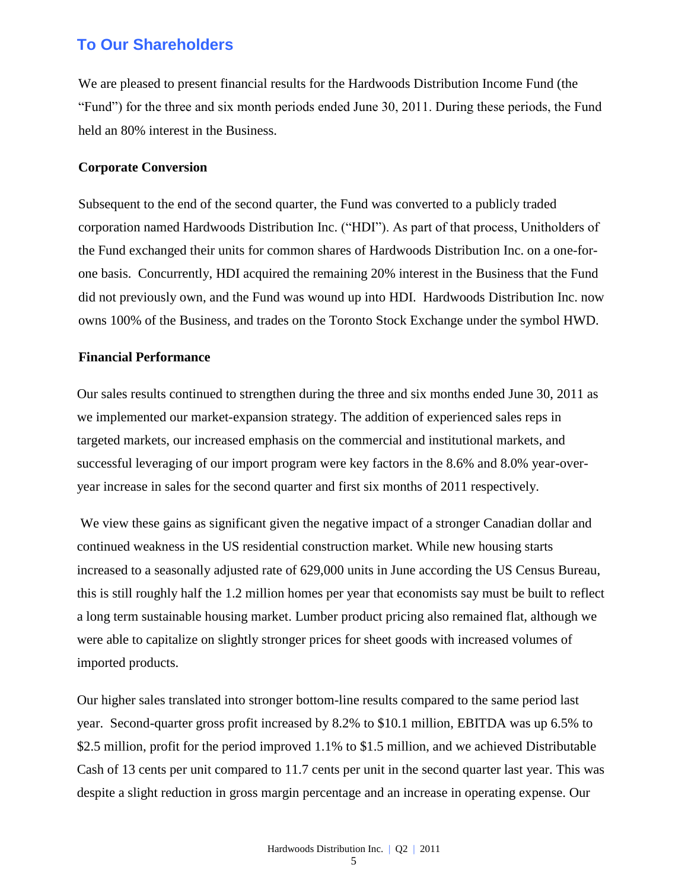## To Our Shareholders

We are pleased to present financial results for the Hardwoods Distribution Income Fund (the "Fund") for the three and six month periods ended June 30, 2011. During these periods, the Fund held an 80% interest in the Business.

**Corporate Conversion**

Subsequent to the end of the second quarter, the Fund was converted to a publicly traded corporation named Hardwoods Distribution Inc. ("HDI"). As part of that process, Unitholders of the Fund exchanged their units for common shares of Hardwoods Distribution Inc. on a one-for-one basis. Concurrently, HDI acquired the remaining 20% interest in the Business that the Fund did not previously own, and the Fund was wound up into HDI. Hardwoods Distribution Inc. now owns 100% of the Business, and trades on the Toronto Stock Exchange under the symbol HWD.

**Financial Performance**

Our sales results continued to strengthen during the three and six months ended June 30, 2011 as we implemented our market-expansion strategy. The addition of experienced sales reps in targeted markets, our increased emphasis on the commercial and institutional markets, and successful leveraging of our import program were key factors in the 8.6% and 8.0% year-over-year increase in sales for the second quarter and first six months of 2011 respectively.

We view these gains as significant given the negative impact of a stronger Canadian dollar and continued weakness in the US residential construction market. While new housing starts increased to a seasonally adjusted rate of 629,000 units in June according the US Census Bureau, this is still roughly half the 1.2 million homes per year that economists say must be built to reflect a long term sustainable housing market. Lumber product pricing also remained flat, although we were able to capitalize on slightly stronger prices for sheet goods with increased volumes of imported products.

Our higher sales translated into stronger bottom-line results compared to the same period last year. Second-quarter gross profit increased by 8.2% to $10.1 million, EBITDA was up 6.5% to $2.5 million, profit for the period improved 1.1% to $1.5 million, and we achieved Distributable Cash of 13 cents per unit compared to 11.7 cents per unit in the second quarter last year. This was despite a slight reduction in gross margin percentage and an increase in operating expense. Our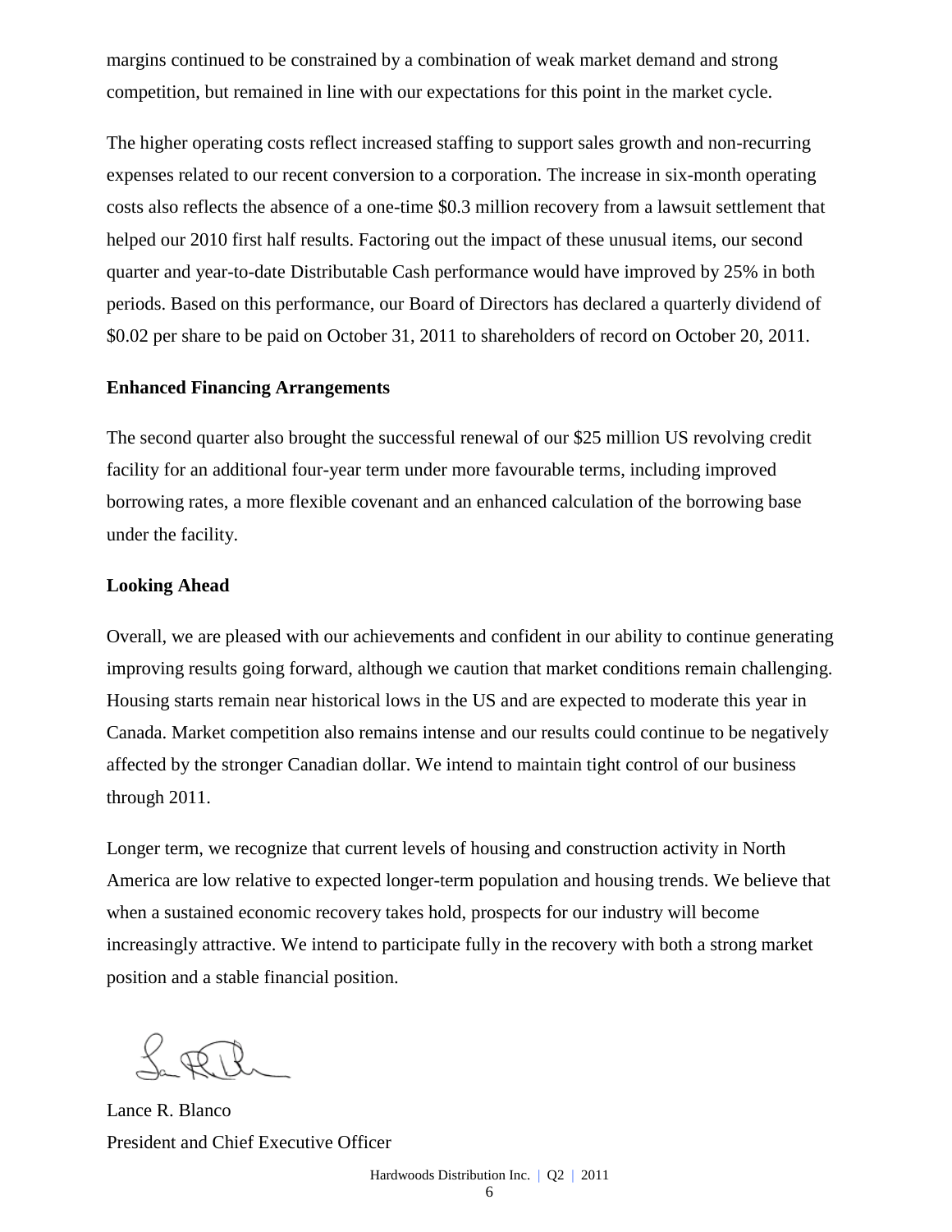margins continued to be constrained by a combination of weak market demand and strong competition, but remained in line with our expectations for this point in the market cycle.

The higher operating costs reflect increased staffing to support sales growth and non-recurring expenses related to our recent conversion to a corporation. The increase in six-month operating costs also reflects the absence of a one-time $0.3 million recovery from a lawsuit settlement that helped our 2010 first half results. Factoring out the impact of these unusual items, our second quarter and year-to-date Distributable Cash performance would have improved by 25% in both periods. Based on this performance, our Board of Directors has declared a quarterly dividend of $0.02 per share to be paid on October 31, 2011 to shareholders of record on October 20, 2011.

**Enhanced Financing Arrangements**

The second quarter also brought the successful renewal of our $25 million US revolving credit facility for an additional four-year term under more favourable terms, including improved borrowing rates, a more flexible covenant and an enhanced calculation of the borrowing base under the facility.

**Looking Ahead**

Overall, we are pleased with our achievements and confident in our ability to continue generating improving results going forward, although we caution that market conditions remain challenging. Housing starts remain near historical lows in the US and are expected to moderate this year in Canada. Market competition also remains intense and our results could continue to be negatively affected by the stronger Canadian dollar. We intend to maintain tight control of our business through 2011.

Longer term, we recognize that current levels of housing and construction activity in North America are low relative to expected longer-term population and housing trends. We believe that when a sustained economic recovery takes hold, prospects for our industry will become increasingly attractive. We intend to participate fully in the recovery with both a strong market position and a stable financial position.

Lance R. Blanco
President and Chief Executive Officer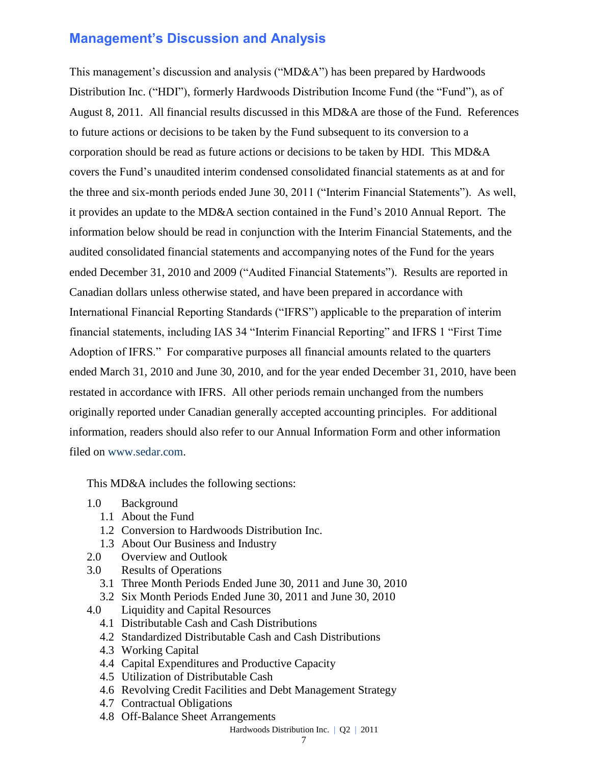## Management's Discussion and Analysis

This management's discussion and analysis ("MD&A") has been prepared by Hardwoods Distribution Inc. ("HDI"), formerly Hardwoods Distribution Income Fund (the "Fund"), as of August 8, 2011. All financial results discussed in this MD&A are those of the Fund. References to future actions or decisions to be taken by the Fund subsequent to its conversion to a corporation should be read as future actions or decisions to be taken by HDI. This MD&A covers the Fund's unaudited interim condensed consolidated financial statements as at and for the three and six-month periods ended June 30, 2011 ("Interim Financial Statements"). As well, it provides an update to the MD&A section contained in the Fund's 2010 Annual Report. The information below should be read in conjunction with the Interim Financial Statements, and the audited consolidated financial statements and accompanying notes of the Fund for the years ended December 31, 2010 and 2009 ("Audited Financial Statements"). Results are reported in Canadian dollars unless otherwise stated, and have been prepared in accordance with International Financial Reporting Standards ("IFRS") applicable to the preparation of interim financial statements, including IAS 34 "Interim Financial Reporting" and IFRS 1 "First Time Adoption of IFRS." For comparative purposes all financial amounts related to the quarters ended March 31, 2010 and June 30, 2010, and for the year ended December 31, 2010, have been restated in accordance with IFRS. All other periods remain unchanged from the numbers originally reported under Canadian generally accepted accounting principles. For additional information, readers should also refer to our Annual Information Form and other information filed on www.sedar.com.

This MD&A includes the following sections:

- 1.0 Background
  - 1.1 About the Fund
  - 1.2 Conversion to Hardwoods Distribution Inc.
  - 1.3 About Our Business and Industry
- 2.0 Overview and Outlook
- 3.0 Results of Operations
  - 3.1 Three Month Periods Ended June 30, 2011 and June 30, 2010
  - 3.2 Six Month Periods Ended June 30, 2011 and June 30, 2010
- 4.0 Liquidity and Capital Resources
  - 4.1 Distributable Cash and Cash Distributions
  - 4.2 Standardized Distributable Cash and Cash Distributions
  - 4.3 Working Capital
  - 4.4 Capital Expenditures and Productive Capacity
  - 4.5 Utilization of Distributable Cash
  - 4.6 Revolving Credit Facilities and Debt Management Strategy
  - 4.7 Contractual Obligations
  - 4.8 Off-Balance Sheet Arrangements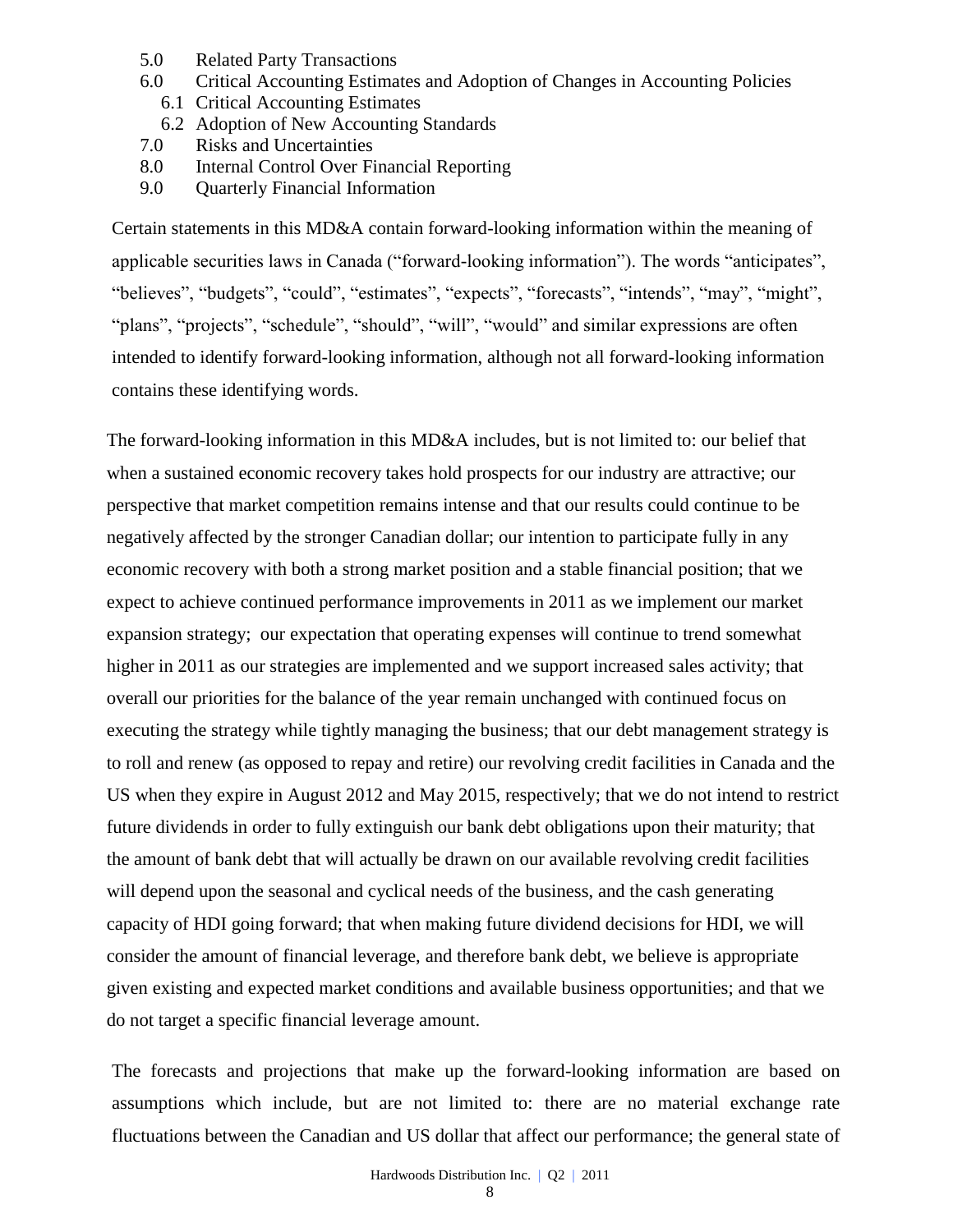- 5.0 Related Party Transactions
- 6.0 Critical Accounting Estimates and Adoption of Changes in Accounting Policies
  - 6.1 Critical Accounting Estimates
  - 6.2 Adoption of New Accounting Standards
- 7.0 Risks and Uncertainties
- 8.0 Internal Control Over Financial Reporting
- 9.0 Quarterly Financial Information

Certain statements in this MD&A contain forward-looking information within the meaning of applicable securities laws in Canada ("forward-looking information"). The words "anticipates", "believes", "budgets", "could", "estimates", "expects", "forecasts", "intends", "may", "might", "plans", "projects", "schedule", "should", "will", "would" and similar expressions are often intended to identify forward-looking information, although not all forward-looking information contains these identifying words.

The forward-looking information in this MD&A includes, but is not limited to: our belief that when a sustained economic recovery takes hold prospects for our industry are attractive; our perspective that market competition remains intense and that our results could continue to be negatively affected by the stronger Canadian dollar; our intention to participate fully in any economic recovery with both a strong market position and a stable financial position; that we expect to achieve continued performance improvements in 2011 as we implement our market expansion strategy; our expectation that operating expenses will continue to trend somewhat higher in 2011 as our strategies are implemented and we support increased sales activity; that overall our priorities for the balance of the year remain unchanged with continued focus on executing the strategy while tightly managing the business; that our debt management strategy is to roll and renew (as opposed to repay and retire) our revolving credit facilities in Canada and the US when they expire in August 2012 and May 2015, respectively; that we do not intend to restrict future dividends in order to fully extinguish our bank debt obligations upon their maturity; that the amount of bank debt that will actually be drawn on our available revolving credit facilities will depend upon the seasonal and cyclical needs of the business, and the cash generating capacity of HDI going forward; that when making future dividend decisions for HDI, we will consider the amount of financial leverage, and therefore bank debt, we believe is appropriate given existing and expected market conditions and available business opportunities; and that we do not target a specific financial leverage amount.

The forecasts and projections that make up the forward-looking information are based on assumptions which include, but are not limited to: there are no material exchange rate fluctuations between the Canadian and US dollar that affect our performance; the general state of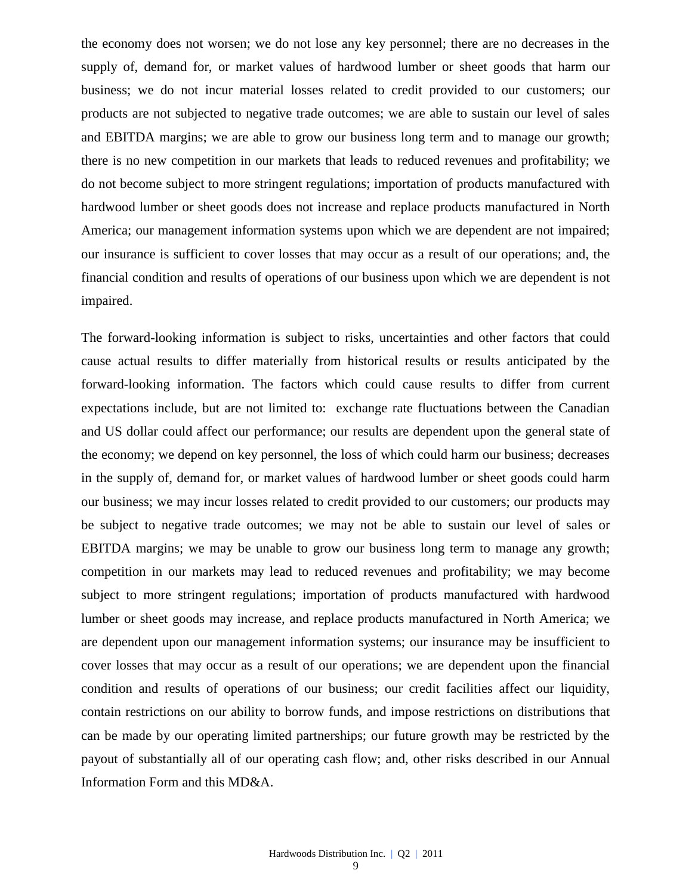the economy does not worsen; we do not lose any key personnel; there are no decreases in the supply of, demand for, or market values of hardwood lumber or sheet goods that harm our business; we do not incur material losses related to credit provided to our customers; our products are not subjected to negative trade outcomes; we are able to sustain our level of sales and EBITDA margins; we are able to grow our business long term and to manage our growth; there is no new competition in our markets that leads to reduced revenues and profitability; we do not become subject to more stringent regulations; importation of products manufactured with hardwood lumber or sheet goods does not increase and replace products manufactured in North America; our management information systems upon which we are dependent are not impaired; our insurance is sufficient to cover losses that may occur as a result of our operations; and, the financial condition and results of operations of our business upon which we are dependent is not impaired.

The forward-looking information is subject to risks, uncertainties and other factors that could cause actual results to differ materially from historical results or results anticipated by the forward-looking information. The factors which could cause results to differ from current expectations include, but are not limited to: exchange rate fluctuations between the Canadian and US dollar could affect our performance; our results are dependent upon the general state of the economy; we depend on key personnel, the loss of which could harm our business; decreases in the supply of, demand for, or market values of hardwood lumber or sheet goods could harm our business; we may incur losses related to credit provided to our customers; our products may be subject to negative trade outcomes; we may not be able to sustain our level of sales or EBITDA margins; we may be unable to grow our business long term to manage any growth; competition in our markets may lead to reduced revenues and profitability; we may become subject to more stringent regulations; importation of products manufactured with hardwood lumber or sheet goods may increase, and replace products manufactured in North America; we are dependent upon our management information systems; our insurance may be insufficient to cover losses that may occur as a result of our operations; we are dependent upon the financial condition and results of operations of our business; our credit facilities affect our liquidity, contain restrictions on our ability to borrow funds, and impose restrictions on distributions that can be made by our operating limited partnerships; our future growth may be restricted by the payout of substantially all of our operating cash flow; and, other risks described in our Annual Information Form and this MD&A.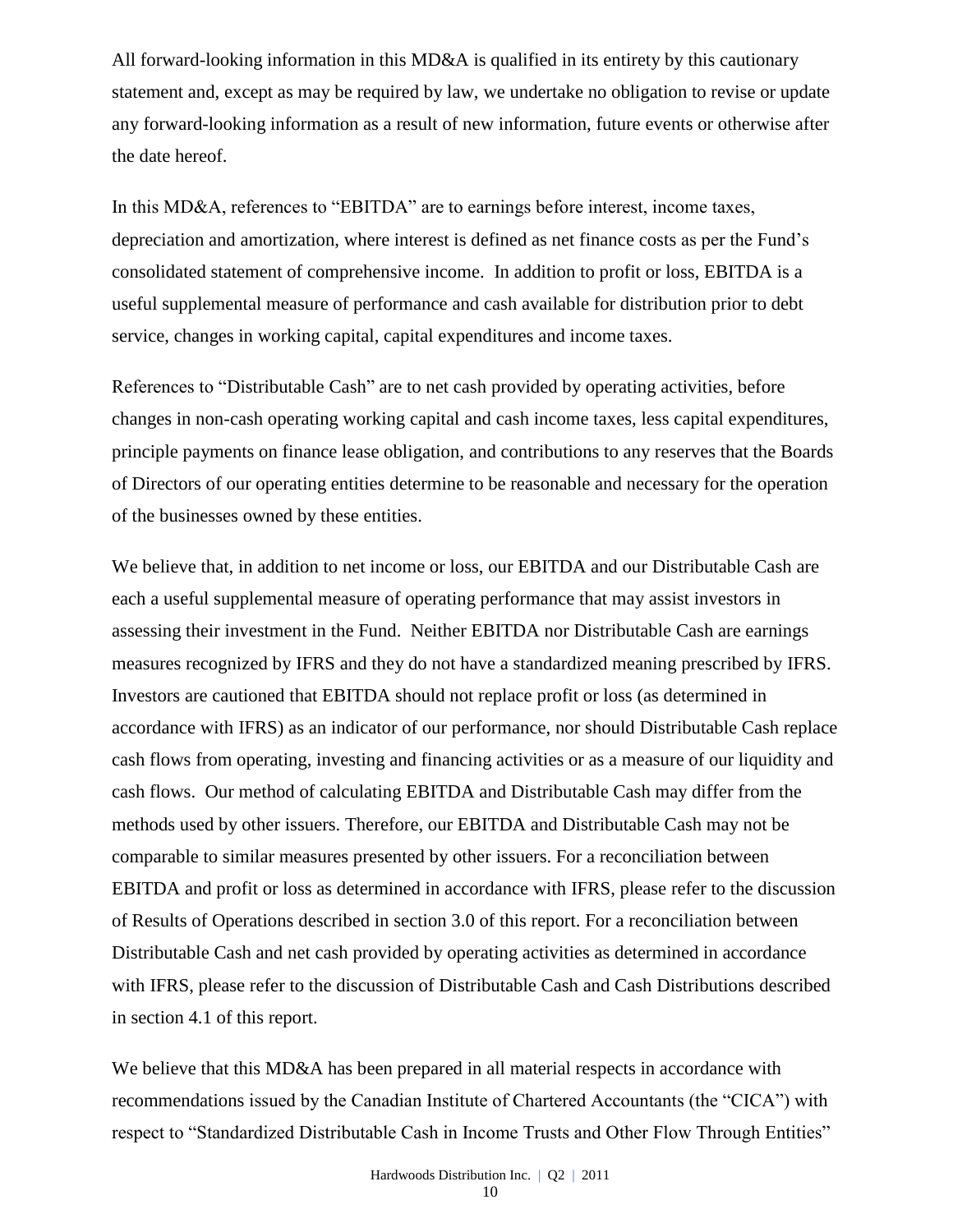All forward-looking information in this MD&A is qualified in its entirety by this cautionary statement and, except as may be required by law, we undertake no obligation to revise or update any forward-looking information as a result of new information, future events or otherwise after the date hereof.

In this MD&A, references to "EBITDA" are to earnings before interest, income taxes, depreciation and amortization, where interest is defined as net finance costs as per the Fund's consolidated statement of comprehensive income. In addition to profit or loss, EBITDA is a useful supplemental measure of performance and cash available for distribution prior to debt service, changes in working capital, capital expenditures and income taxes.

References to "Distributable Cash" are to net cash provided by operating activities, before changes in non-cash operating working capital and cash income taxes, less capital expenditures, principle payments on finance lease obligation, and contributions to any reserves that the Boards of Directors of our operating entities determine to be reasonable and necessary for the operation of the businesses owned by these entities.

We believe that, in addition to net income or loss, our EBITDA and our Distributable Cash are each a useful supplemental measure of operating performance that may assist investors in assessing their investment in the Fund. Neither EBITDA nor Distributable Cash are earnings measures recognized by IFRS and they do not have a standardized meaning prescribed by IFRS. Investors are cautioned that EBITDA should not replace profit or loss (as determined in accordance with IFRS) as an indicator of our performance, nor should Distributable Cash replace cash flows from operating, investing and financing activities or as a measure of our liquidity and cash flows. Our method of calculating EBITDA and Distributable Cash may differ from the methods used by other issuers. Therefore, our EBITDA and Distributable Cash may not be comparable to similar measures presented by other issuers. For a reconciliation between EBITDA and profit or loss as determined in accordance with IFRS, please refer to the discussion of Results of Operations described in section 3.0 of this report. For a reconciliation between Distributable Cash and net cash provided by operating activities as determined in accordance with IFRS, please refer to the discussion of Distributable Cash and Cash Distributions described in section 4.1 of this report.

We believe that this MD&A has been prepared in all material respects in accordance with recommendations issued by the Canadian Institute of Chartered Accountants (the "CICA") with respect to "Standardized Distributable Cash in Income Trusts and Other Flow Through Entities"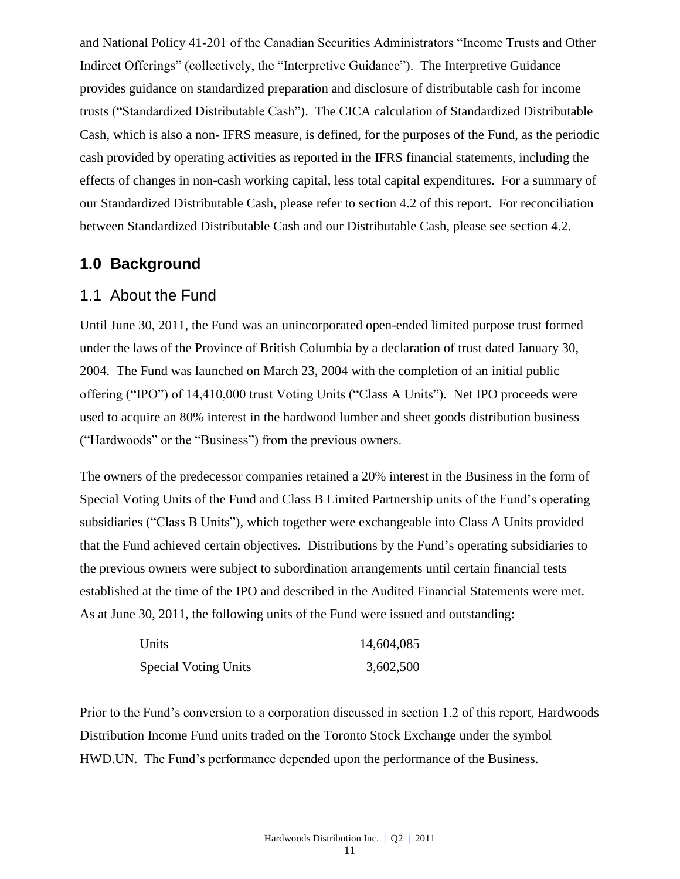and National Policy 41-201 of the Canadian Securities Administrators "Income Trusts and Other Indirect Offerings" (collectively, the "Interpretive Guidance"). The Interpretive Guidance provides guidance on standardized preparation and disclosure of distributable cash for income trusts ("Standardized Distributable Cash"). The CICA calculation of Standardized Distributable Cash, which is also a non- IFRS measure, is defined, for the purposes of the Fund, as the periodic cash provided by operating activities as reported in the IFRS financial statements, including the effects of changes in non-cash working capital, less total capital expenditures. For a summary of our Standardized Distributable Cash, please refer to section 4.2 of this report. For reconciliation between Standardized Distributable Cash and our Distributable Cash, please see section 4.2.

# 1.0 Background

## 1.1 About the Fund

Until June 30, 2011, the Fund was an unincorporated open-ended limited purpose trust formed under the laws of the Province of British Columbia by a declaration of trust dated January 30, 2004. The Fund was launched on March 23, 2004 with the completion of an initial public offering ("IPO") of 14,410,000 trust Voting Units ("Class A Units"). Net IPO proceeds were used to acquire an 80% interest in the hardwood lumber and sheet goods distribution business ("Hardwoods" or the "Business") from the previous owners.

The owners of the predecessor companies retained a 20% interest in the Business in the form of Special Voting Units of the Fund and Class B Limited Partnership units of the Fund's operating subsidiaries ("Class B Units"), which together were exchangeable into Class A Units provided that the Fund achieved certain objectives. Distributions by the Fund's operating subsidiaries to the previous owners were subject to subordination arrangements until certain financial tests established at the time of the IPO and described in the Audited Financial Statements were met. As at June 30, 2011, the following units of the Fund were issued and outstanding:

| | |
|---|---|
| Units | 14,604,085 |
| Special Voting Units | 3,602,500 |

Prior to the Fund's conversion to a corporation discussed in section 1.2 of this report, Hardwoods Distribution Income Fund units traded on the Toronto Stock Exchange under the symbol HWD.UN. The Fund's performance depended upon the performance of the Business.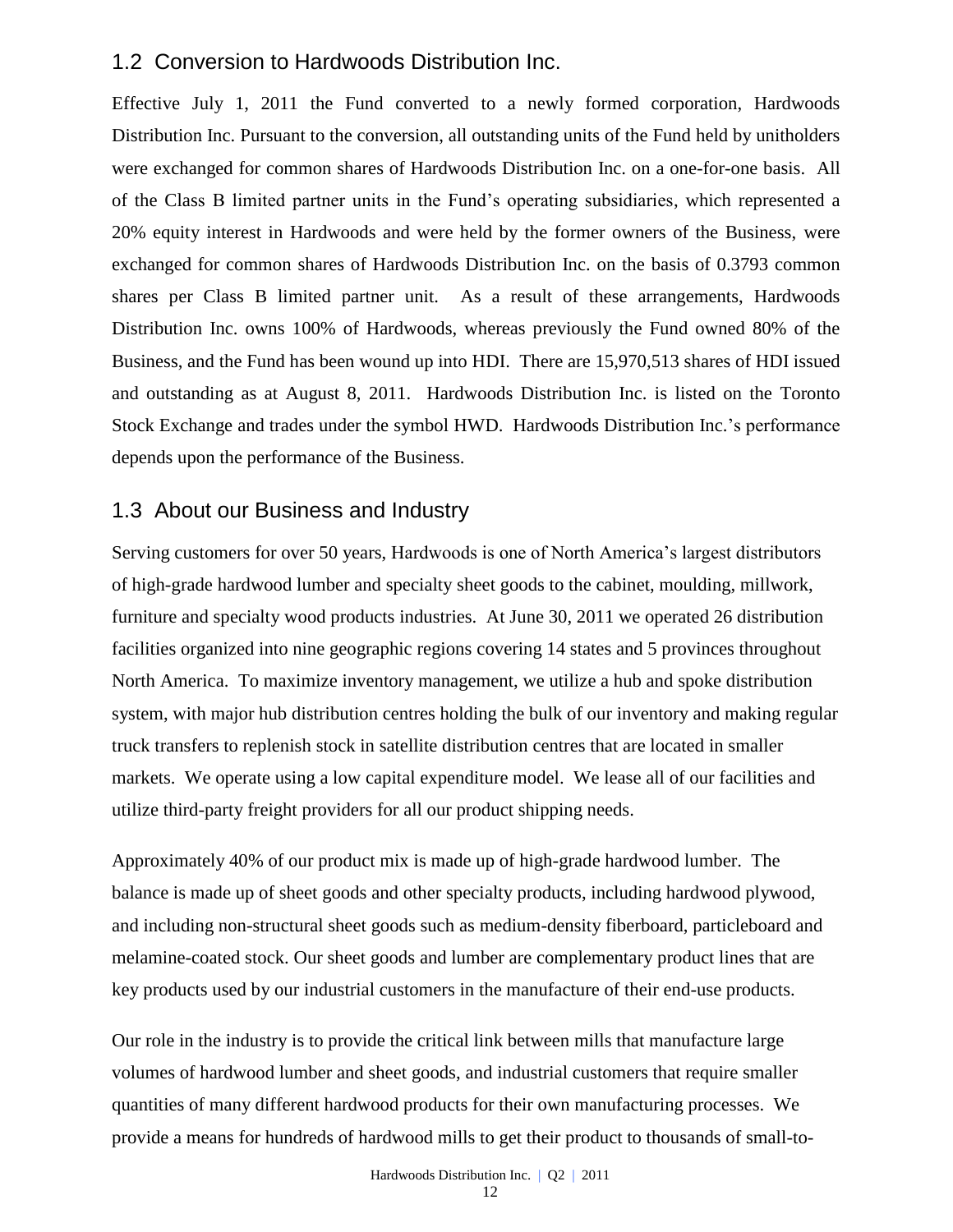## 1.2 Conversion to Hardwoods Distribution Inc.

Effective July 1, 2011 the Fund converted to a newly formed corporation, Hardwoods Distribution Inc. Pursuant to the conversion, all outstanding units of the Fund held by unitholders were exchanged for common shares of Hardwoods Distribution Inc. on a one-for-one basis. All of the Class B limited partner units in the Fund's operating subsidiaries, which represented a 20% equity interest in Hardwoods and were held by the former owners of the Business, were exchanged for common shares of Hardwoods Distribution Inc. on the basis of 0.3793 common shares per Class B limited partner unit. As a result of these arrangements, Hardwoods Distribution Inc. owns 100% of Hardwoods, whereas previously the Fund owned 80% of the Business, and the Fund has been wound up into HDI. There are 15,970,513 shares of HDI issued and outstanding as at August 8, 2011. Hardwoods Distribution Inc. is listed on the Toronto Stock Exchange and trades under the symbol HWD. Hardwoods Distribution Inc.'s performance depends upon the performance of the Business.

## 1.3 About our Business and Industry

Serving customers for over 50 years, Hardwoods is one of North America's largest distributors of high-grade hardwood lumber and specialty sheet goods to the cabinet, moulding, millwork, furniture and specialty wood products industries. At June 30, 2011 we operated 26 distribution facilities organized into nine geographic regions covering 14 states and 5 provinces throughout North America. To maximize inventory management, we utilize a hub and spoke distribution system, with major hub distribution centres holding the bulk of our inventory and making regular truck transfers to replenish stock in satellite distribution centres that are located in smaller markets. We operate using a low capital expenditure model. We lease all of our facilities and utilize third-party freight providers for all our product shipping needs.

Approximately 40% of our product mix is made up of high-grade hardwood lumber. The balance is made up of sheet goods and other specialty products, including hardwood plywood, and including non-structural sheet goods such as medium-density fiberboard, particleboard and melamine-coated stock. Our sheet goods and lumber are complementary product lines that are key products used by our industrial customers in the manufacture of their end-use products.

Our role in the industry is to provide the critical link between mills that manufacture large volumes of hardwood lumber and sheet goods, and industrial customers that require smaller quantities of many different hardwood products for their own manufacturing processes. We provide a means for hundreds of hardwood mills to get their product to thousands of small-to-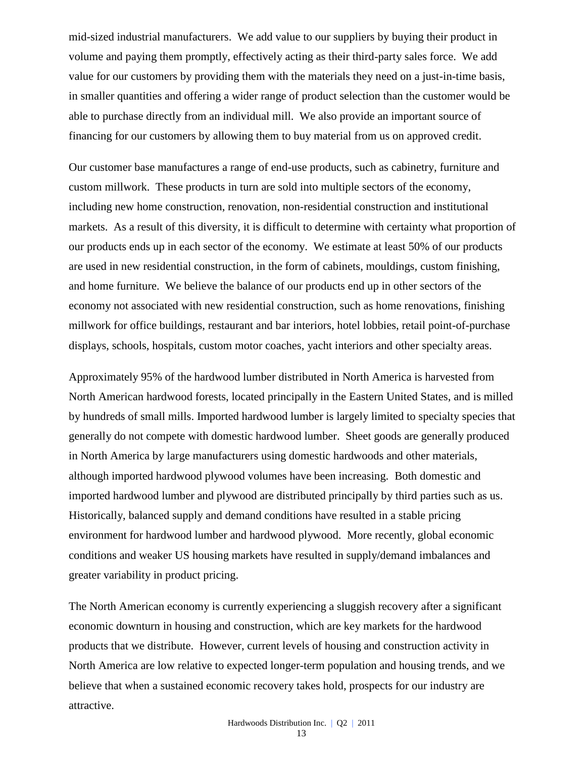mid-sized industrial manufacturers. We add value to our suppliers by buying their product in volume and paying them promptly, effectively acting as their third-party sales force. We add value for our customers by providing them with the materials they need on a just-in-time basis, in smaller quantities and offering a wider range of product selection than the customer would be able to purchase directly from an individual mill. We also provide an important source of financing for our customers by allowing them to buy material from us on approved credit.

Our customer base manufactures a range of end-use products, such as cabinetry, furniture and custom millwork. These products in turn are sold into multiple sectors of the economy, including new home construction, renovation, non-residential construction and institutional markets. As a result of this diversity, it is difficult to determine with certainty what proportion of our products ends up in each sector of the economy. We estimate at least 50% of our products are used in new residential construction, in the form of cabinets, mouldings, custom finishing, and home furniture. We believe the balance of our products end up in other sectors of the economy not associated with new residential construction, such as home renovations, finishing millwork for office buildings, restaurant and bar interiors, hotel lobbies, retail point-of-purchase displays, schools, hospitals, custom motor coaches, yacht interiors and other specialty areas.

Approximately 95% of the hardwood lumber distributed in North America is harvested from North American hardwood forests, located principally in the Eastern United States, and is milled by hundreds of small mills. Imported hardwood lumber is largely limited to specialty species that generally do not compete with domestic hardwood lumber. Sheet goods are generally produced in North America by large manufacturers using domestic hardwoods and other materials, although imported hardwood plywood volumes have been increasing. Both domestic and imported hardwood lumber and plywood are distributed principally by third parties such as us. Historically, balanced supply and demand conditions have resulted in a stable pricing environment for hardwood lumber and hardwood plywood. More recently, global economic conditions and weaker US housing markets have resulted in supply/demand imbalances and greater variability in product pricing.

The North American economy is currently experiencing a sluggish recovery after a significant economic downturn in housing and construction, which are key markets for the hardwood products that we distribute. However, current levels of housing and construction activity in North America are low relative to expected longer-term population and housing trends, and we believe that when a sustained economic recovery takes hold, prospects for our industry are attractive.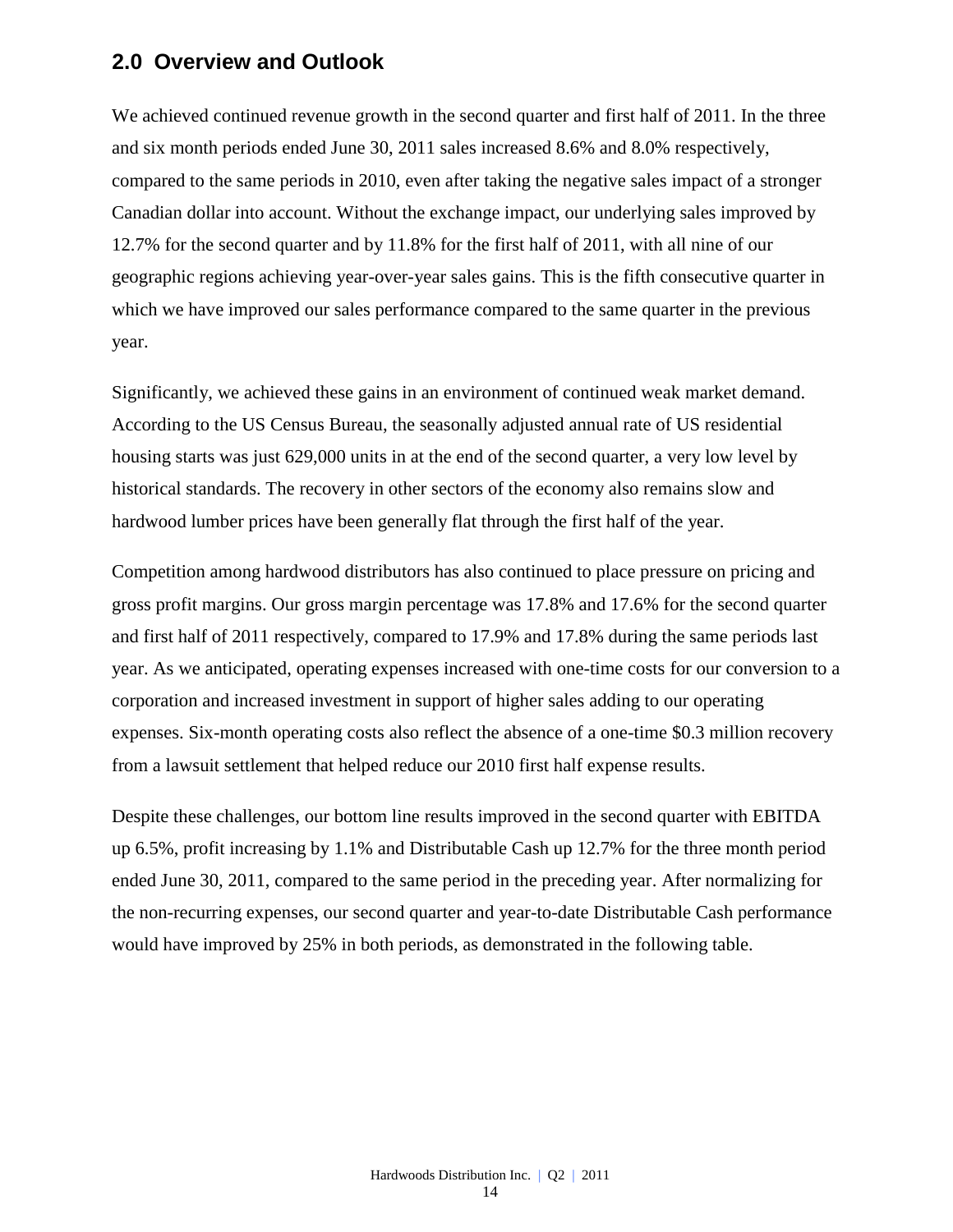## 2.0 Overview and Outlook

We achieved continued revenue growth in the second quarter and first half of 2011. In the three and six month periods ended June 30, 2011 sales increased 8.6% and 8.0% respectively, compared to the same periods in 2010, even after taking the negative sales impact of a stronger Canadian dollar into account. Without the exchange impact, our underlying sales improved by 12.7% for the second quarter and by 11.8% for the first half of 2011, with all nine of our geographic regions achieving year-over-year sales gains. This is the fifth consecutive quarter in which we have improved our sales performance compared to the same quarter in the previous year.

Significantly, we achieved these gains in an environment of continued weak market demand. According to the US Census Bureau, the seasonally adjusted annual rate of US residential housing starts was just 629,000 units in at the end of the second quarter, a very low level by historical standards. The recovery in other sectors of the economy also remains slow and hardwood lumber prices have been generally flat through the first half of the year.

Competition among hardwood distributors has also continued to place pressure on pricing and gross profit margins. Our gross margin percentage was 17.8% and 17.6% for the second quarter and first half of 2011 respectively, compared to 17.9% and 17.8% during the same periods last year. As we anticipated, operating expenses increased with one-time costs for our conversion to a corporation and increased investment in support of higher sales adding to our operating expenses. Six-month operating costs also reflect the absence of a one-time $0.3 million recovery from a lawsuit settlement that helped reduce our 2010 first half expense results.

Despite these challenges, our bottom line results improved in the second quarter with EBITDA up 6.5%, profit increasing by 1.1% and Distributable Cash up 12.7% for the three month period ended June 30, 2011, compared to the same period in the preceding year. After normalizing for the non-recurring expenses, our second quarter and year-to-date Distributable Cash performance would have improved by 25% in both periods, as demonstrated in the following table.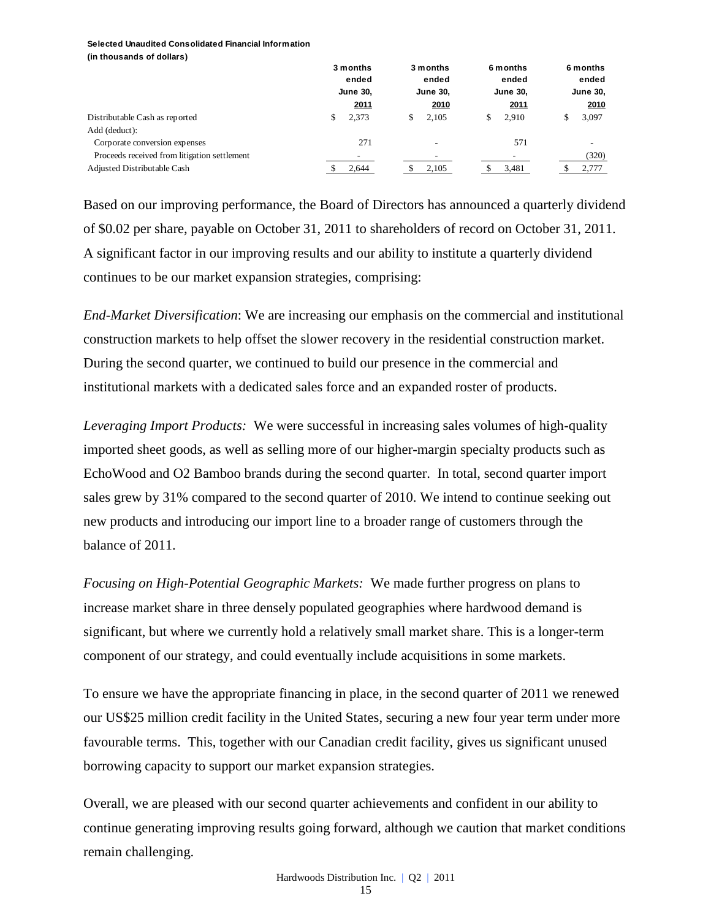**Selected Unaudited Consolidated Financial Information**
**(in thousands of dollars)**

| | 3 months ended June 30, 2011 | 3 months ended June 30, 2010 | 6 months ended June 30, 2011 | 6 months ended June 30, 2010 |
|---|---|---|---|---|
| Distributable Cash as reported | $ 2,373 | $ 2,105 | $ 2,910 | $ 3,097 |
| Add (deduct): | | | | |
| Corporate conversion expenses | 271 | - | 571 | - |
| Proceeds received from litigation settlement | - | - | - | (320) |
| Adjusted Distributable Cash | $ 2,644 | $ 2,105 | $ 3,481 | $ 2,777 |

Based on our improving performance, the Board of Directors has announced a quarterly dividend of $0.02 per share, payable on October 31, 2011 to shareholders of record on October 31, 2011. A significant factor in our improving results and our ability to institute a quarterly dividend continues to be our market expansion strategies, comprising:

*End-Market Diversification*: We are increasing our emphasis on the commercial and institutional construction markets to help offset the slower recovery in the residential construction market. During the second quarter, we continued to build our presence in the commercial and institutional markets with a dedicated sales force and an expanded roster of products.

*Leveraging Import Products:* We were successful in increasing sales volumes of high-quality imported sheet goods, as well as selling more of our higher-margin specialty products such as EchoWood and O2 Bamboo brands during the second quarter. In total, second quarter import sales grew by 31% compared to the second quarter of 2010. We intend to continue seeking out new products and introducing our import line to a broader range of customers through the balance of 2011.

*Focusing on High-Potential Geographic Markets:* We made further progress on plans to increase market share in three densely populated geographies where hardwood demand is significant, but where we currently hold a relatively small market share. This is a longer-term component of our strategy, and could eventually include acquisitions in some markets.

To ensure we have the appropriate financing in place, in the second quarter of 2011 we renewed our US$25 million credit facility in the United States, securing a new four year term under more favourable terms. This, together with our Canadian credit facility, gives us significant unused borrowing capacity to support our market expansion strategies.

Overall, we are pleased with our second quarter achievements and confident in our ability to continue generating improving results going forward, although we caution that market conditions remain challenging.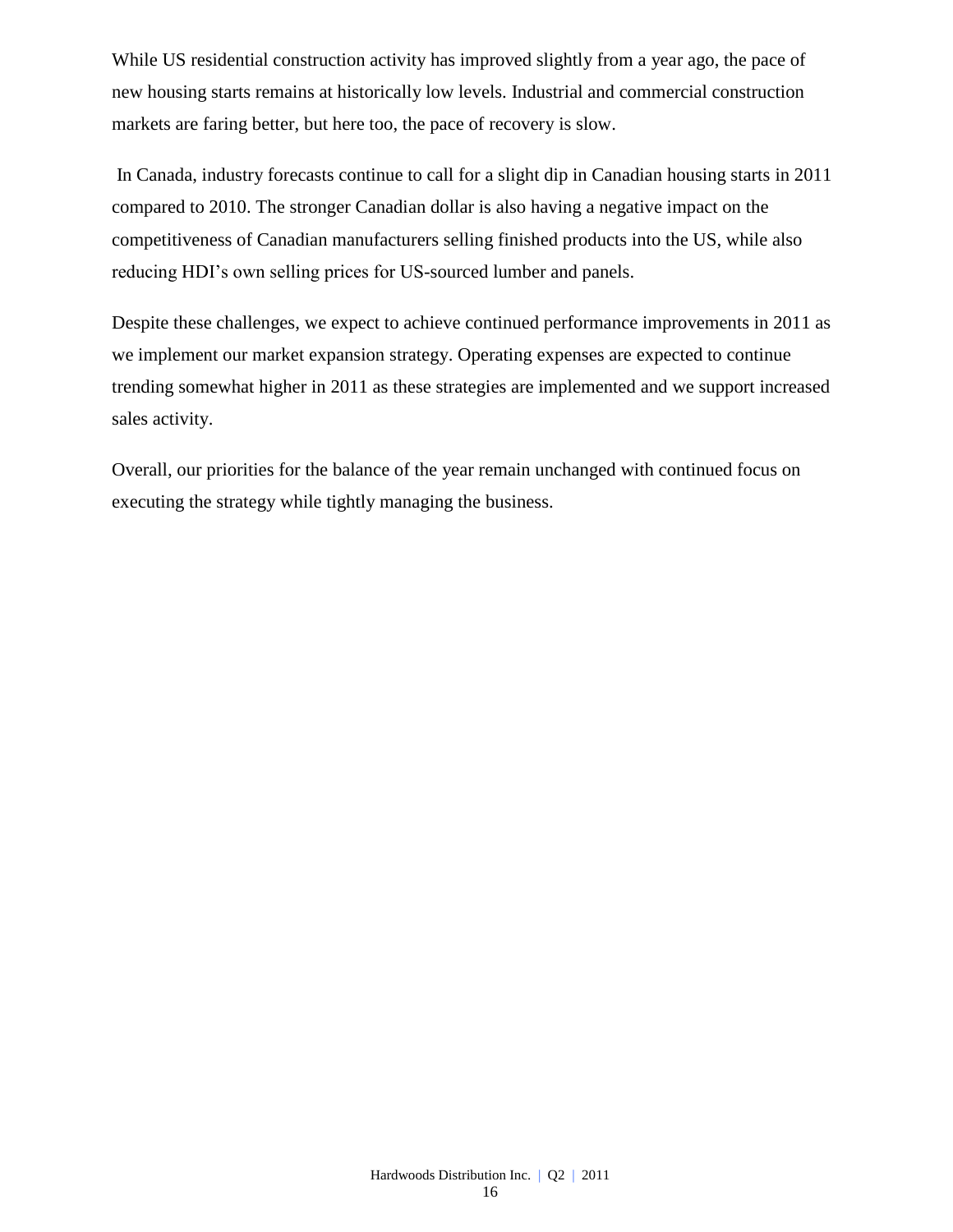While US residential construction activity has improved slightly from a year ago, the pace of new housing starts remains at historically low levels. Industrial and commercial construction markets are faring better, but here too, the pace of recovery is slow.

In Canada, industry forecasts continue to call for a slight dip in Canadian housing starts in 2011 compared to 2010. The stronger Canadian dollar is also having a negative impact on the competitiveness of Canadian manufacturers selling finished products into the US, while also reducing HDI's own selling prices for US-sourced lumber and panels.

Despite these challenges, we expect to achieve continued performance improvements in 2011 as we implement our market expansion strategy. Operating expenses are expected to continue trending somewhat higher in 2011 as these strategies are implemented and we support increased sales activity.

Overall, our priorities for the balance of the year remain unchanged with continued focus on executing the strategy while tightly managing the business.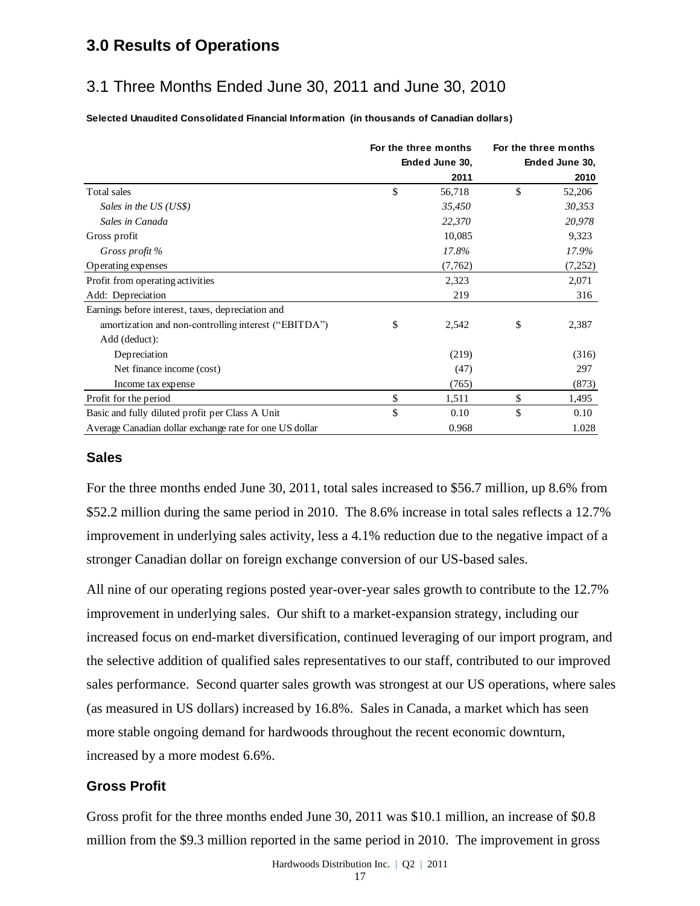# 3.0 Results of Operations

## 3.1 Three Months Ended June 30, 2011 and June 30, 2010

**Selected Unaudited Consolidated Financial Information (in thousands of Canadian dollars)**

| | For the three months Ended June 30, 2011 | For the three months Ended June 30, 2010 |
|---|---|---|
| Total sales | $ 56,718 | $ 52,206 |
| *Sales in the US (US$)* | *35,450* | *30,353* |
| *Sales in Canada* | *22,370* | *20,978* |
| Gross profit | 10,085 | 9,323 |
| *Gross profit %* | *17.8%* | *17.9%* |
| Operating expenses | (7,762) | (7,252) |
| Profit from operating activities | 2,323 | 2,071 |
| Add: Depreciation | 219 | 316 |
| Earnings before interest, taxes, depreciation and amortization and non-controlling interest ("EBITDA") | $ 2,542 | $ 2,387 |
| Add (deduct): | | |
| Depreciation | (219) | (316) |
| Net finance income (cost) | (47) | 297 |
| Income tax expense | (765) | (873) |
| Profit for the period | $ 1,511 | $ 1,495 |
| Basic and fully diluted profit per Class A Unit | $ 0.10 | $ 0.10 |
| Average Canadian dollar exchange rate for one US dollar | 0.968 | 1.028 |

### Sales

For the three months ended June 30, 2011, total sales increased to $56.7 million, up 8.6% from $52.2 million during the same period in 2010. The 8.6% increase in total sales reflects a 12.7% improvement in underlying sales activity, less a 4.1% reduction due to the negative impact of a stronger Canadian dollar on foreign exchange conversion of our US-based sales.

All nine of our operating regions posted year-over-year sales growth to contribute to the 12.7% improvement in underlying sales. Our shift to a market-expansion strategy, including our increased focus on end-market diversification, continued leveraging of our import program, and the selective addition of qualified sales representatives to our staff, contributed to our improved sales performance. Second quarter sales growth was strongest at our US operations, where sales (as measured in US dollars) increased by 16.8%. Sales in Canada, a market which has seen more stable ongoing demand for hardwoods throughout the recent economic downturn, increased by a more modest 6.6%.

### Gross Profit

Gross profit for the three months ended June 30, 2011 was $10.1 million, an increase of $0.8 million from the $9.3 million reported in the same period in 2010. The improvement in gross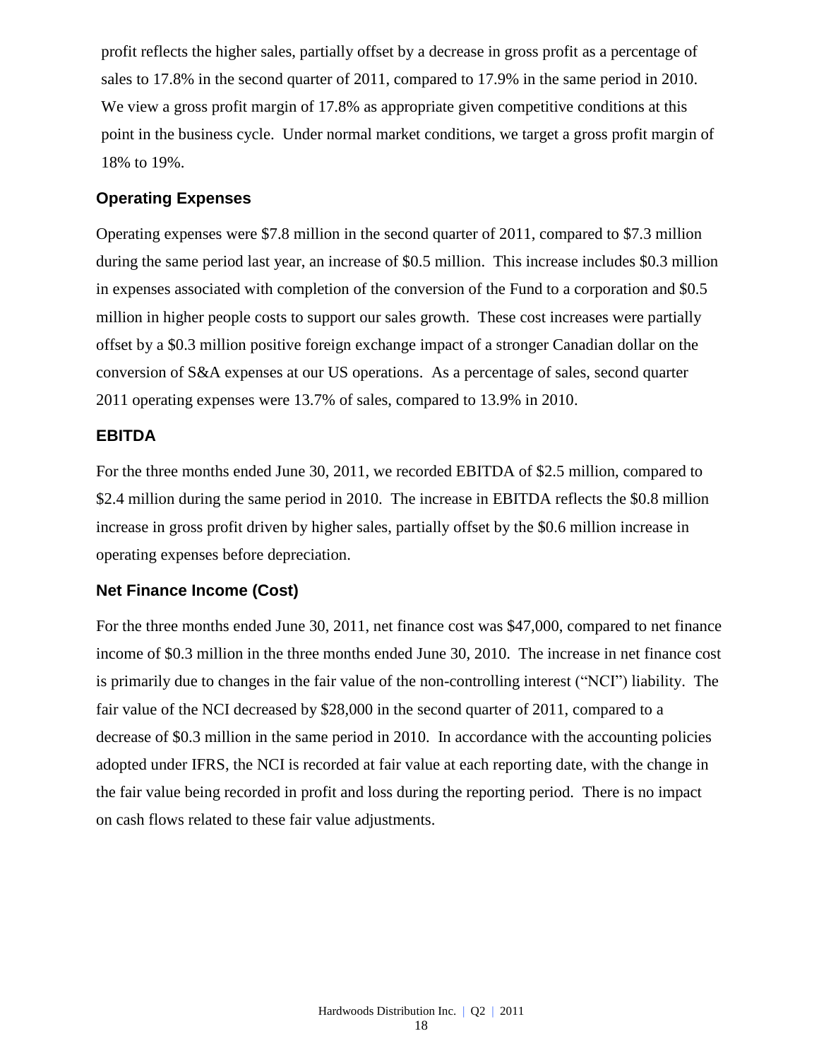profit reflects the higher sales, partially offset by a decrease in gross profit as a percentage of sales to 17.8% in the second quarter of 2011, compared to 17.9% in the same period in 2010. We view a gross profit margin of 17.8% as appropriate given competitive conditions at this point in the business cycle. Under normal market conditions, we target a gross profit margin of 18% to 19%.

### Operating Expenses

Operating expenses were $7.8 million in the second quarter of 2011, compared to $7.3 million during the same period last year, an increase of $0.5 million. This increase includes $0.3 million in expenses associated with completion of the conversion of the Fund to a corporation and $0.5 million in higher people costs to support our sales growth. These cost increases were partially offset by a $0.3 million positive foreign exchange impact of a stronger Canadian dollar on the conversion of S&A expenses at our US operations. As a percentage of sales, second quarter 2011 operating expenses were 13.7% of sales, compared to 13.9% in 2010.

### EBITDA

For the three months ended June 30, 2011, we recorded EBITDA of $2.5 million, compared to $2.4 million during the same period in 2010. The increase in EBITDA reflects the $0.8 million increase in gross profit driven by higher sales, partially offset by the $0.6 million increase in operating expenses before depreciation.

### Net Finance Income (Cost)

For the three months ended June 30, 2011, net finance cost was $47,000, compared to net finance income of $0.3 million in the three months ended June 30, 2010. The increase in net finance cost is primarily due to changes in the fair value of the non-controlling interest ("NCI") liability. The fair value of the NCI decreased by $28,000 in the second quarter of 2011, compared to a decrease of $0.3 million in the same period in 2010. In accordance with the accounting policies adopted under IFRS, the NCI is recorded at fair value at each reporting date, with the change in the fair value being recorded in profit and loss during the reporting period. There is no impact on cash flows related to these fair value adjustments.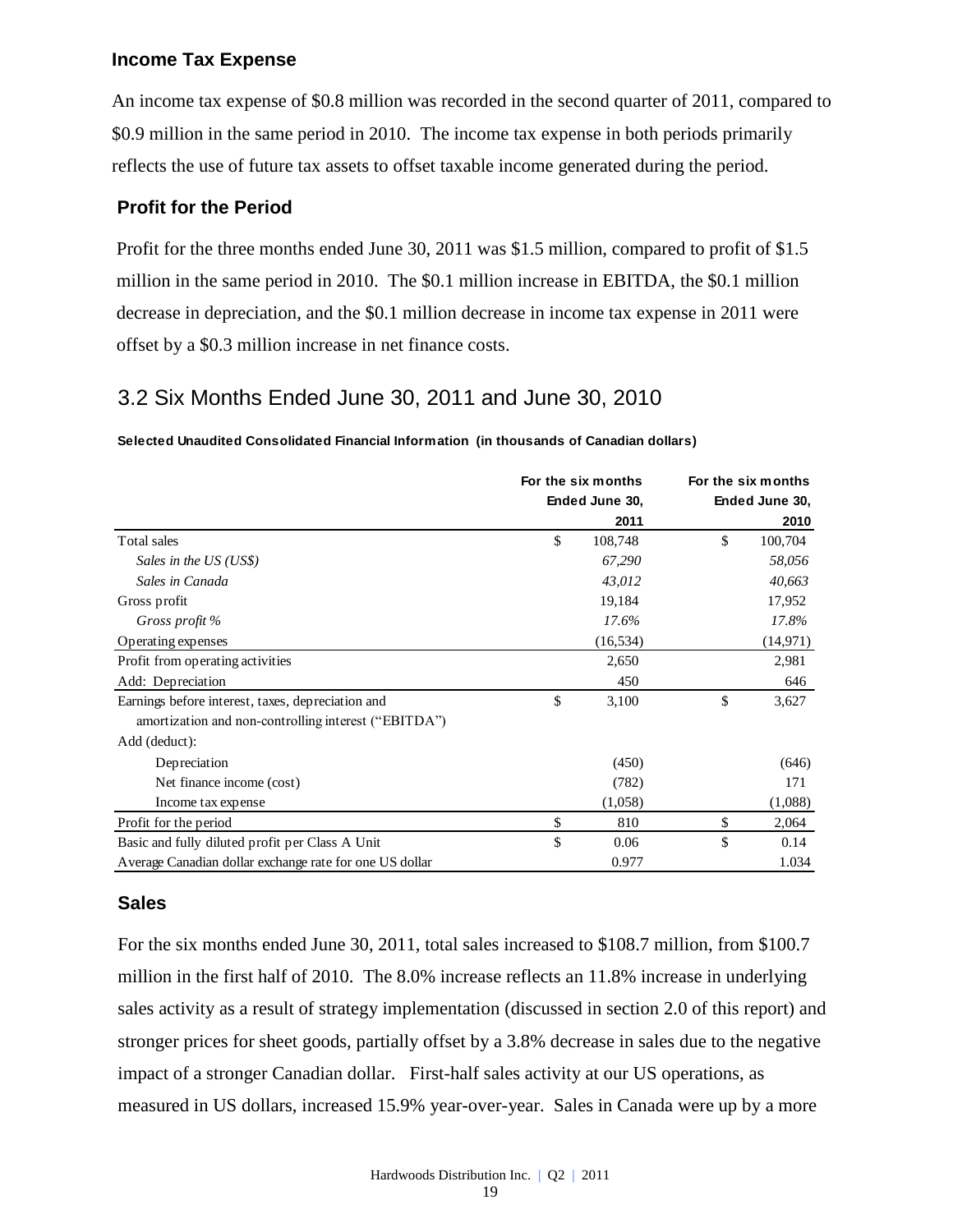### Income Tax Expense

An income tax expense of $0.8 million was recorded in the second quarter of 2011, compared to $0.9 million in the same period in 2010. The income tax expense in both periods primarily reflects the use of future tax assets to offset taxable income generated during the period.

### Profit for the Period

Profit for the three months ended June 30, 2011 was $1.5 million, compared to profit of $1.5 million in the same period in 2010. The $0.1 million increase in EBITDA, the $0.1 million decrease in depreciation, and the $0.1 million decrease in income tax expense in 2011 were offset by a $0.3 million increase in net finance costs.

## 3.2 Six Months Ended June 30, 2011 and June 30, 2010

**Selected Unaudited Consolidated Financial Information (in thousands of Canadian dollars)**

| | For the six months Ended June 30, 2011 | For the six months Ended June 30, 2010 |
|---|---|---|
| Total sales | $ 108,748 | $ 100,704 |
| *Sales in the US (US$)* | *67,290* | *58,056* |
| *Sales in Canada* | *43,012* | *40,663* |
| Gross profit | 19,184 | 17,952 |
| *Gross profit %* | *17.6%* | *17.8%* |
| Operating expenses | (16,534) | (14,971) |
| Profit from operating activities | 2,650 | 2,981 |
| Add: Depreciation | 450 | 646 |
| Earnings before interest, taxes, depreciation and amortization and non-controlling interest ("EBITDA") | $ 3,100 | $ 3,627 |
| Add (deduct): | | |
| Depreciation | (450) | (646) |
| Net finance income (cost) | (782) | 171 |
| Income tax expense | (1,058) | (1,088) |
| Profit for the period | $ 810 | $ 2,064 |
| Basic and fully diluted profit per Class A Unit | $ 0.06 | $ 0.14 |
| Average Canadian dollar exchange rate for one US dollar | 0.977 | 1.034 |

### Sales

For the six months ended June 30, 2011, total sales increased to $108.7 million, from $100.7 million in the first half of 2010. The 8.0% increase reflects an 11.8% increase in underlying sales activity as a result of strategy implementation (discussed in section 2.0 of this report) and stronger prices for sheet goods, partially offset by a 3.8% decrease in sales due to the negative impact of a stronger Canadian dollar. First-half sales activity at our US operations, as measured in US dollars, increased 15.9% year-over-year. Sales in Canada were up by a more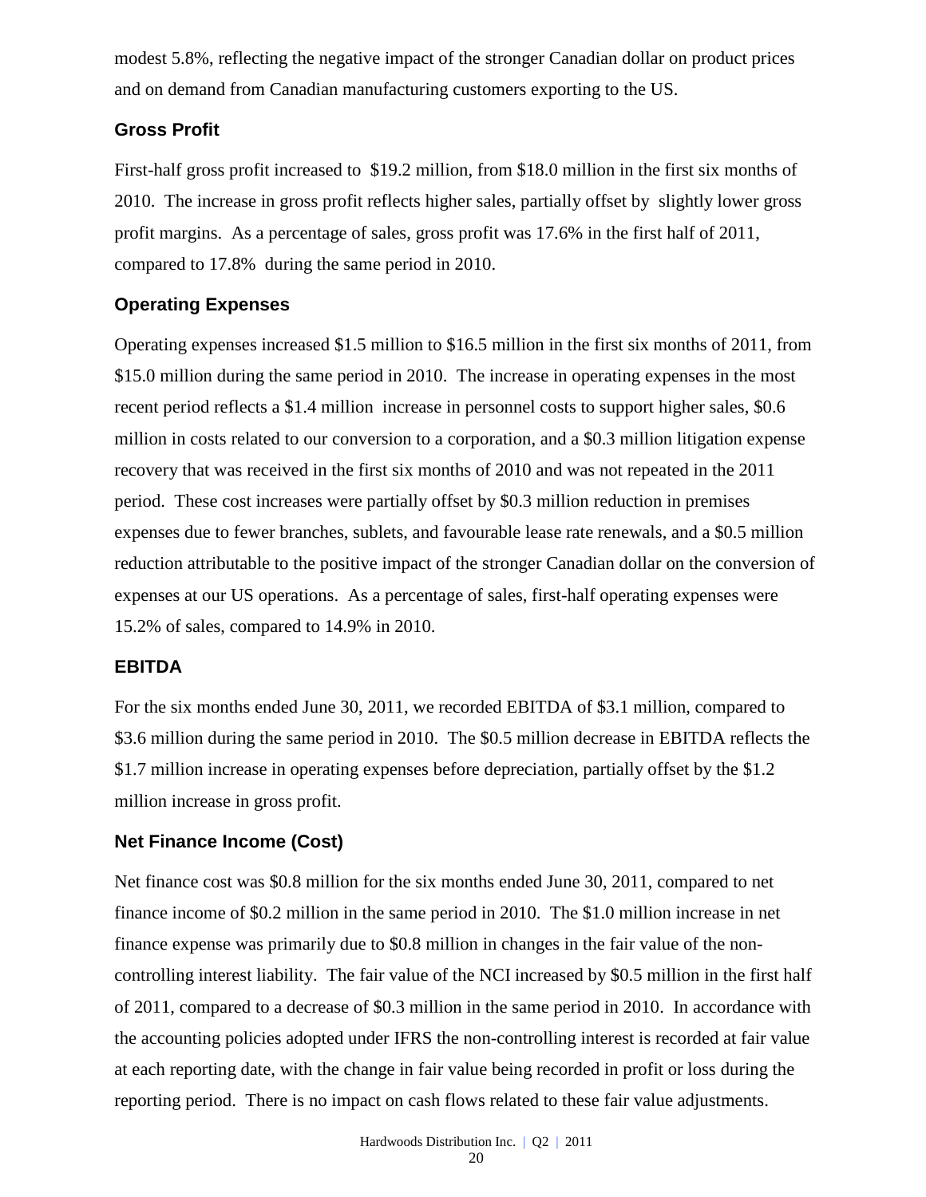modest 5.8%, reflecting the negative impact of the stronger Canadian dollar on product prices and on demand from Canadian manufacturing customers exporting to the US.

### Gross Profit

First-half gross profit increased to $19.2 million, from $18.0 million in the first six months of 2010. The increase in gross profit reflects higher sales, partially offset by slightly lower gross profit margins. As a percentage of sales, gross profit was 17.6% in the first half of 2011, compared to 17.8% during the same period in 2010.

### Operating Expenses

Operating expenses increased $1.5 million to $16.5 million in the first six months of 2011, from $15.0 million during the same period in 2010. The increase in operating expenses in the most recent period reflects a $1.4 million increase in personnel costs to support higher sales, $0.6 million in costs related to our conversion to a corporation, and a $0.3 million litigation expense recovery that was received in the first six months of 2010 and was not repeated in the 2011 period. These cost increases were partially offset by $0.3 million reduction in premises expenses due to fewer branches, sublets, and favourable lease rate renewals, and a $0.5 million reduction attributable to the positive impact of the stronger Canadian dollar on the conversion of expenses at our US operations. As a percentage of sales, first-half operating expenses were 15.2% of sales, compared to 14.9% in 2010.

### EBITDA

For the six months ended June 30, 2011, we recorded EBITDA of $3.1 million, compared to $3.6 million during the same period in 2010. The $0.5 million decrease in EBITDA reflects the $1.7 million increase in operating expenses before depreciation, partially offset by the $1.2 million increase in gross profit.

### Net Finance Income (Cost)

Net finance cost was $0.8 million for the six months ended June 30, 2011, compared to net finance income of $0.2 million in the same period in 2010. The $1.0 million increase in net finance expense was primarily due to $0.8 million in changes in the fair value of the non-controlling interest liability. The fair value of the NCI increased by $0.5 million in the first half of 2011, compared to a decrease of $0.3 million in the same period in 2010. In accordance with the accounting policies adopted under IFRS the non-controlling interest is recorded at fair value at each reporting date, with the change in fair value being recorded in profit or loss during the reporting period. There is no impact on cash flows related to these fair value adjustments.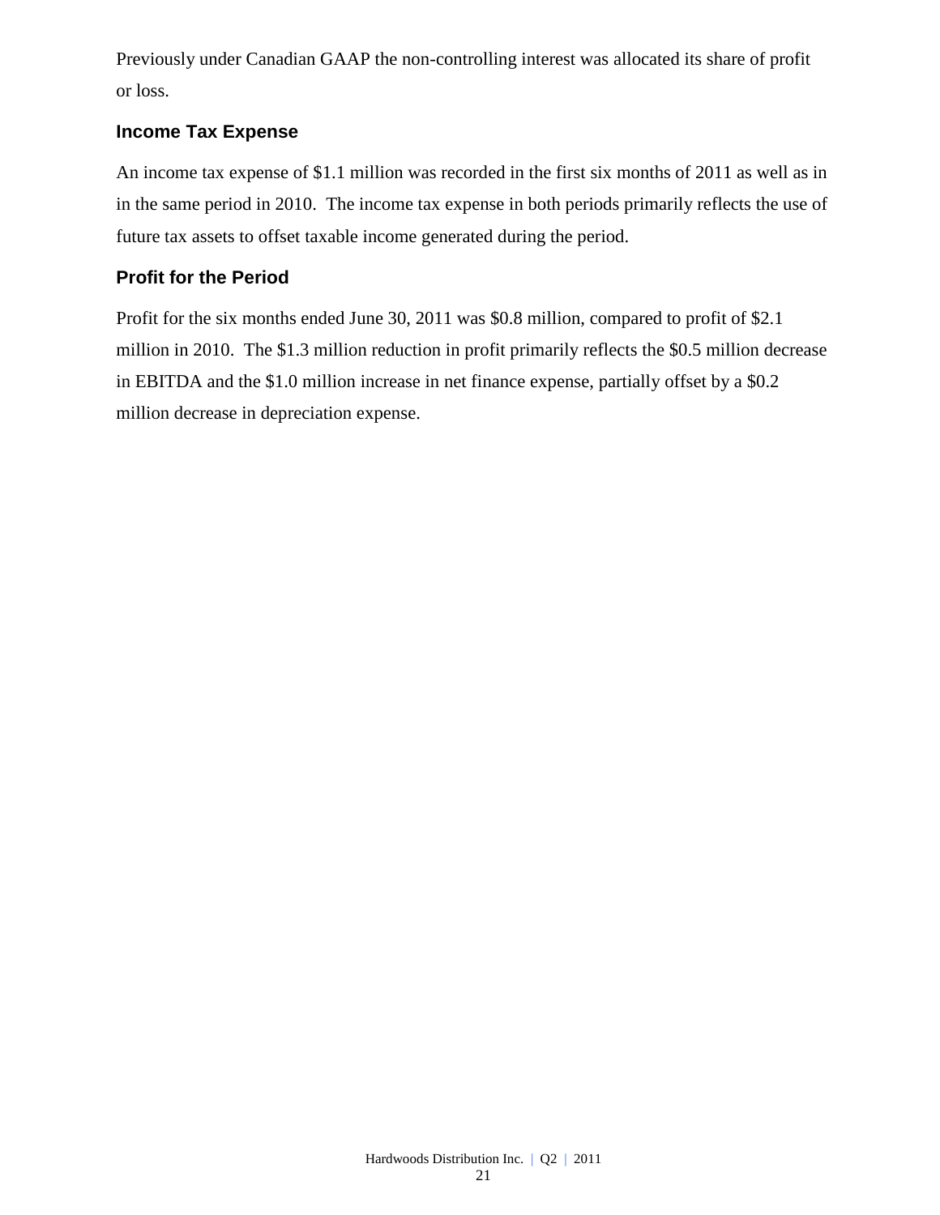Previously under Canadian GAAP the non-controlling interest was allocated its share of profit or loss.

### Income Tax Expense

An income tax expense of $1.1 million was recorded in the first six months of 2011 as well as in in the same period in 2010. The income tax expense in both periods primarily reflects the use of future tax assets to offset taxable income generated during the period.

### Profit for the Period

Profit for the six months ended June 30, 2011 was $0.8 million, compared to profit of $2.1 million in 2010. The $1.3 million reduction in profit primarily reflects the $0.5 million decrease in EBITDA and the $1.0 million increase in net finance expense, partially offset by a $0.2 million decrease in depreciation expense.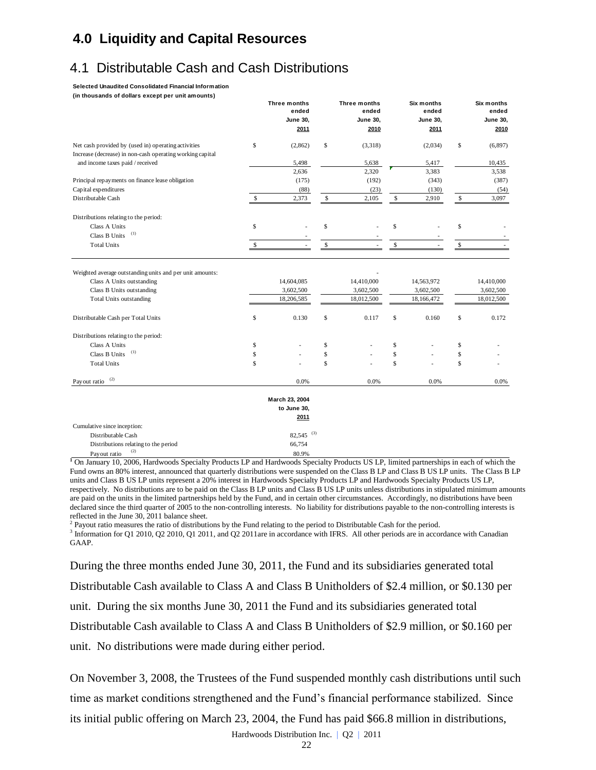# 4.0 Liquidity and Capital Resources

## 4.1 Distributable Cash and Cash Distributions

**Selected Unaudited Consolidated Financial Information**
**(in thousands of dollars except per unit amounts)**

| | Three months ended June 30, 2011 | Three months ended June 30, 2010 | Six months ended June 30, 2011 | Six months ended June 30, 2010 |
|---|---|---|---|---|
| Net cash provided by (used in) operating activities | $ (2,862) | $ (3,318) | (2,034) | $ (6,897) |
| Increase (decrease) in non-cash operating working capital and income taxes paid / received | 5,498 | 5,638 | 5,417 | 10,435 |
| | 2,636 | 2,320 | 3,383 | 3,538 |
| Principal repayments on finance lease obligation | (175) | (192) | (343) | (387) |
| Capital expenditures | (88) | (23) | (130) | (54) |
| Distributable Cash | $ 2,373 | $ 2,105 | $ 2,910 | $ 3,097 |
| | | | | |
| Distributions relating to the period: | | | | |
| Class A Units | $ - | $ - | $ - | $ - |
| Class B Units [(1)] | - | - | - | - |
| Total Units | $ - | $ - | $ - | $ - |
| | | | | |
| Weighted average outstanding units and per unit amounts: | | - | | |
| Class A Units outstanding | 14,604,085 | 14,410,000 | 14,563,972 | 14,410,000 |
| Class B Units outstanding | 3,602,500 | 3,602,500 | 3,602,500 | 3,602,500 |
| Total Units outstanding | 18,206,585 | 18,012,500 | 18,166,472 | 18,012,500 |
| | | | | |
| Distributable Cash per Total Units | $ 0.130 | $ 0.117 | $ 0.160 | $ 0.172 |
| | | | | |
| Distributions relating to the period: | | | | |
| Class A Units | $ - | $ - | $ - | $ - |
| Class B Units [(1)] | $ - | $ - | $ - | $ - |
| Total Units | $ - | $ - | $ - | $ - |
| | | | | |
| Payout ratio [(2)] | 0.0% | 0.0% | 0.0% | 0.0% |

| | March 23, 2004 to June 30, 2011 |
|---|---|
| Cumulative since inception: | |
| Distributable Cash | 82,545 [(3)] |
| Distributions relating to the period | 66,754 |
| Payout ratio [(2)] | 80.9% |

[1] On January 10, 2006, Hardwoods Specialty Products LP and Hardwoods Specialty Products US LP, limited partnerships in each of which the Fund owns an 80% interest, announced that quarterly distributions were suspended on the Class B LP and Class B US LP units. The Class B LP units and Class B US LP units represent a 20% interest in Hardwoods Specialty Products LP and Hardwoods Specialty Products US LP, respectively. No distributions are to be paid on the Class B LP units and Class B US LP units unless distributions in stipulated minimum amounts are paid on the units in the limited partnerships held by the Fund, and in certain other circumstances. Accordingly, no distributions have been declared since the third quarter of 2005 to the non-controlling interests. No liability for distributions payable to the non-controlling interests is reflected in the June 30, 2011 balance sheet.

[2] Payout ratio measures the ratio of distributions by the Fund relating to the period to Distributable Cash for the period.

[3] Information for Q1 2010, Q2 2010, Q1 2011, and Q2 2011are in accordance with IFRS. All other periods are in accordance with Canadian GAAP.

During the three months ended June 30, 2011, the Fund and its subsidiaries generated total Distributable Cash available to Class A and Class B Unitholders of $2.4 million, or $0.130 per unit. During the six months June 30, 2011 the Fund and its subsidiaries generated total Distributable Cash available to Class A and Class B Unitholders of $2.9 million, or $0.160 per unit. No distributions were made during either period.

On November 3, 2008, the Trustees of the Fund suspended monthly cash distributions until such time as market conditions strengthened and the Fund's financial performance stabilized. Since its initial public offering on March 23, 2004, the Fund has paid $66.8 million in distributions,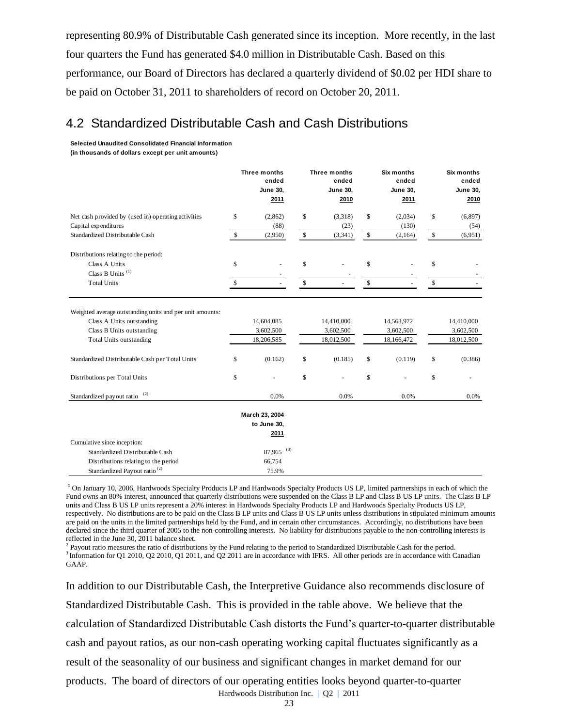representing 80.9% of Distributable Cash generated since its inception. More recently, in the last four quarters the Fund has generated $4.0 million in Distributable Cash. Based on this performance, our Board of Directors has declared a quarterly dividend of $0.02 per HDI share to be paid on October 31, 2011 to shareholders of record on October 20, 2011.

## 4.2 Standardized Distributable Cash and Cash Distributions

**Selected Unaudited Consolidated Financial Information**
**(in thousands of dollars except per unit amounts)**

| | Three months ended June 30, 2011 | Three months ended June 30, 2010 | Six months ended June 30, 2011 | Six months ended June 30, 2010 |
|---|---|---|---|---|
| Net cash provided by (used in) operating activities | $ (2,862) | $ (3,318) | $ (2,034) | $ (6,897) |
| Capital expenditures | (88) | (23) | (130) | (54) |
| Standardized Distributable Cash | $ (2,950) | $ (3,341) | $ (2,164) | $ (6,951) |
| Distributions relating to the period: | | | | |
| Class A Units | $ - | $ - | $ - | $ - |
| Class B Units [(1)] | - | - | - | - |
| Total Units | $ - | $ - | $ - | $ - |
| Weighted average outstanding units and per unit amounts: | | | | |
| Class A Units outstanding | 14,604,085 | 14,410,000 | 14,563,972 | 14,410,000 |
| Class B Units outstanding | 3,602,500 | 3,602,500 | 3,602,500 | 3,602,500 |
| Total Units outstanding | 18,206,585 | 18,012,500 | 18,166,472 | 18,012,500 |
| Standardized Distributable Cash per Total Units | $ (0.162) | $ (0.185) | $ (0.119) | $ (0.386) |
| Distributions per Total Units | $ - | $ - | $ - | $ - |
| Standardized payout ratio [(2)] | 0.0% | 0.0% | 0.0% | 0.0% |

| | March 23, 2004 to June 30, 2011 |
|---|---|
| Cumulative since inception: | |
| Standardized Distributable Cash | 87,965 [(3)] |
| Distributions relating to the period | 66,754 |
| Standardized Payout ratio [(2)] | 75.9% |

[1] On January 10, 2006, Hardwoods Specialty Products LP and Hardwoods Specialty Products US LP, limited partnerships in each of which the Fund owns an 80% interest, announced that quarterly distributions were suspended on the Class B LP and Class B US LP units. The Class B LP units and Class B US LP units represent a 20% interest in Hardwoods Specialty Products LP and Hardwoods Specialty Products US LP, respectively. No distributions are to be paid on the Class B LP units and Class B US LP units unless distributions in stipulated minimum amounts are paid on the units in the limited partnerships held by the Fund, and in certain other circumstances. Accordingly, no distributions have been declared since the third quarter of 2005 to the non-controlling interests. No liability for distributions payable to the non-controlling interests is reflected in the June 30, 2011 balance sheet.

[2] Payout ratio measures the ratio of distributions by the Fund relating to the period to Standardized Distributable Cash for the period.

[3] Information for Q1 2010, Q2 2010, Q1 2011, and Q2 2011 are in accordance with IFRS. All other periods are in accordance with Canadian GAAP.

In addition to our Distributable Cash, the Interpretive Guidance also recommends disclosure of Standardized Distributable Cash. This is provided in the table above. We believe that the calculation of Standardized Distributable Cash distorts the Fund's quarter-to-quarter distributable cash and payout ratios, as our non-cash operating working capital fluctuates significantly as a result of the seasonality of our business and significant changes in market demand for our products. The board of directors of our operating entities looks beyond quarter-to-quarter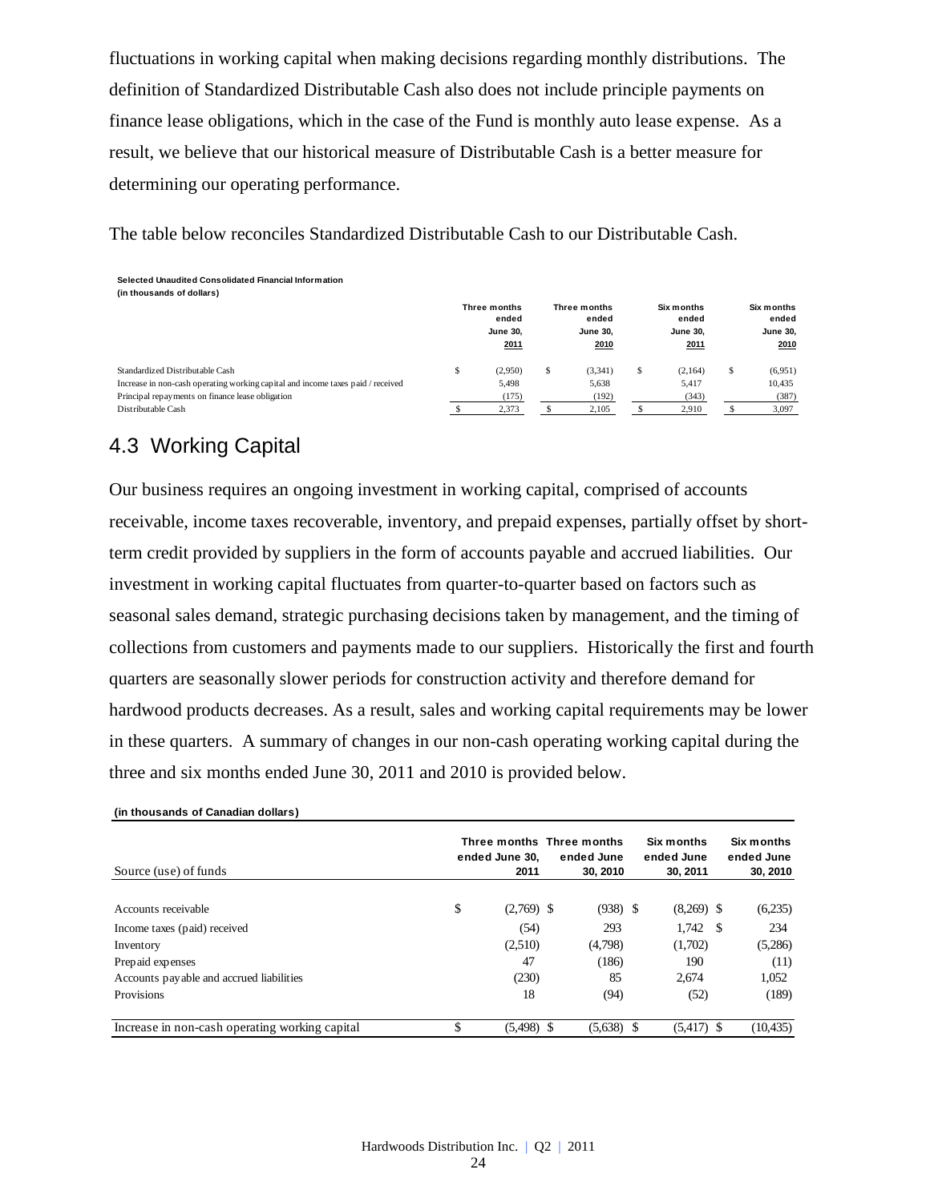fluctuations in working capital when making decisions regarding monthly distributions. The definition of Standardized Distributable Cash also does not include principle payments on finance lease obligations, which in the case of the Fund is monthly auto lease expense. As a result, we believe that our historical measure of Distributable Cash is a better measure for determining our operating performance.

The table below reconciles Standardized Distributable Cash to our Distributable Cash.

**Selected Unaudited Consolidated Financial Information**
**(in thousands of dollars)**

| | Three months ended June 30, 2011 | Three months ended June 30, 2010 | Six months ended June 30, 2011 | Six months ended June 30, 2010 |
|---|---|---|---|---|
| Standardized Distributable Cash | $ (2,950) | $ (3,341) | $ (2,164) | $ (6,951) |
| Increase in non-cash operating working capital and income taxes paid / received | 5,498 | 5,638 | 5,417 | 10,435 |
| Principal repayments on finance lease obligation | (175) | (192) | (343) | (387) |
| Distributable Cash | $ 2,373 | $ 2,105 | $ 2,910 | $ 3,097 |

## 4.3 Working Capital

Our business requires an ongoing investment in working capital, comprised of accounts receivable, income taxes recoverable, inventory, and prepaid expenses, partially offset by short-term credit provided by suppliers in the form of accounts payable and accrued liabilities. Our investment in working capital fluctuates from quarter-to-quarter based on factors such as seasonal sales demand, strategic purchasing decisions taken by management, and the timing of collections from customers and payments made to our suppliers. Historically the first and fourth quarters are seasonally slower periods for construction activity and therefore demand for hardwood products decreases. As a result, sales and working capital requirements may be lower in these quarters. A summary of changes in our non-cash operating working capital during the three and six months ended June 30, 2011 and 2010 is provided below.

**(in thousands of Canadian dollars)**

| Source (use) of funds | Three months ended June 30, 2011 | Three months ended June 30, 2010 | Six months ended June 30, 2011 | Six months ended June 30, 2010 |
|---|---|---|---|---|
| Accounts receivable | $ (2,769) | $ (938) | $ (8,269) | $ (6,235) |
| Income taxes (paid) received | (54) | 293 | 1,742 | $ 234 |
| Inventory | (2,510) | (4,798) | (1,702) | (5,286) |
| Prepaid expenses | 47 | (186) | 190 | (11) |
| Accounts payable and accrued liabilities | (230) | 85 | 2,674 | 1,052 |
| Provisions | 18 | (94) | (52) | (189) |
| Increase in non-cash operating working capital | $ (5,498) | $ (5,638) | $ (5,417) | $ (10,435) |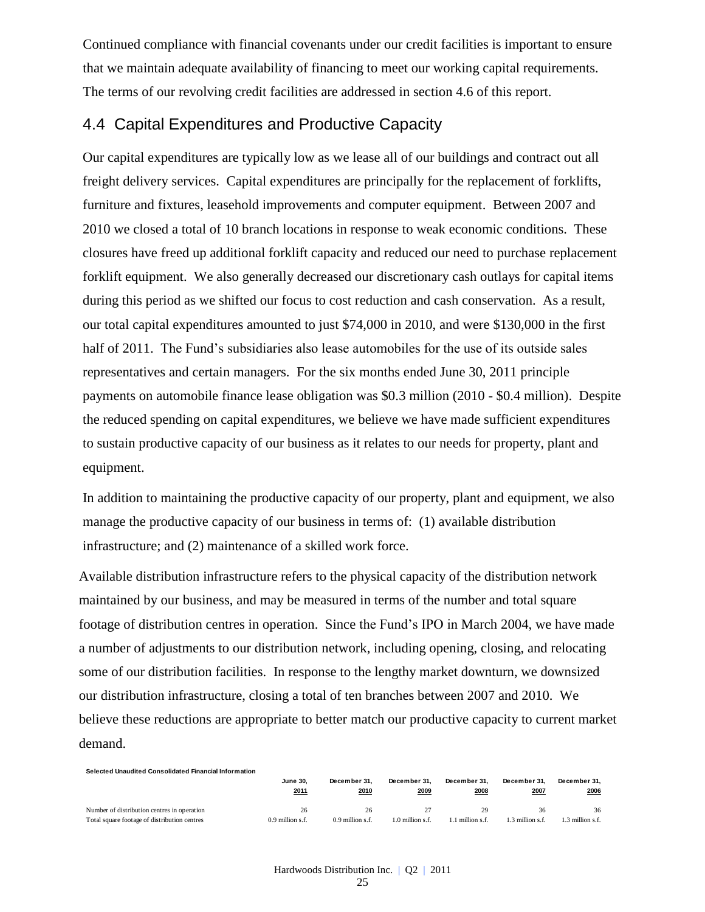Continued compliance with financial covenants under our credit facilities is important to ensure that we maintain adequate availability of financing to meet our working capital requirements. The terms of our revolving credit facilities are addressed in section 4.6 of this report.

## 4.4 Capital Expenditures and Productive Capacity

Our capital expenditures are typically low as we lease all of our buildings and contract out all freight delivery services. Capital expenditures are principally for the replacement of forklifts, furniture and fixtures, leasehold improvements and computer equipment. Between 2007 and 2010 we closed a total of 10 branch locations in response to weak economic conditions. These closures have freed up additional forklift capacity and reduced our need to purchase replacement forklift equipment. We also generally decreased our discretionary cash outlays for capital items during this period as we shifted our focus to cost reduction and cash conservation. As a result, our total capital expenditures amounted to just $74,000 in 2010, and were $130,000 in the first half of 2011. The Fund's subsidiaries also lease automobiles for the use of its outside sales representatives and certain managers. For the six months ended June 30, 2011 principle payments on automobile finance lease obligation was $0.3 million (2010 - $0.4 million). Despite the reduced spending on capital expenditures, we believe we have made sufficient expenditures to sustain productive capacity of our business as it relates to our needs for property, plant and equipment.

In addition to maintaining the productive capacity of our property, plant and equipment, we also manage the productive capacity of our business in terms of: (1) available distribution infrastructure; and (2) maintenance of a skilled work force.

Available distribution infrastructure refers to the physical capacity of the distribution network maintained by our business, and may be measured in terms of the number and total square footage of distribution centres in operation. Since the Fund's IPO in March 2004, we have made a number of adjustments to our distribution network, including opening, closing, and relocating some of our distribution facilities. In response to the lengthy market downturn, we downsized our distribution infrastructure, closing a total of ten branches between 2007 and 2010. We believe these reductions are appropriate to better match our productive capacity to current market demand.

**Selected Unaudited Consolidated Financial Information**

| | June 30, 2011 | December 31, 2010 | December 31, 2009 | December 31, 2008 | December 31, 2007 | December 31, 2006 |
|---|---|---|---|---|---|---|
| Number of distribution centres in operation | 26 | 26 | 27 | 29 | 36 | 36 |
| Total square footage of distribution centres | 0.9 million s.f. | 0.9 million s.f. | 1.0 million s.f. | 1.1 million s.f. | 1.3 million s.f. | 1.3 million s.f. |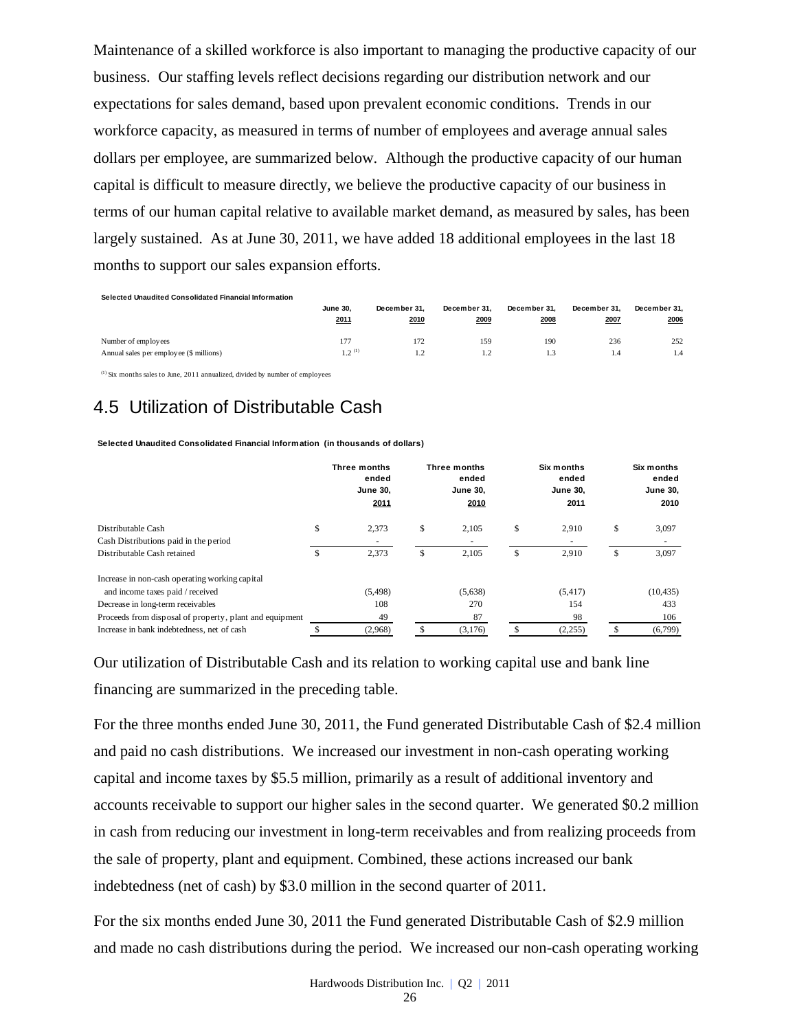Maintenance of a skilled workforce is also important to managing the productive capacity of our business. Our staffing levels reflect decisions regarding our distribution network and our expectations for sales demand, based upon prevalent economic conditions. Trends in our workforce capacity, as measured in terms of number of employees and average annual sales dollars per employee, are summarized below. Although the productive capacity of our human capital is difficult to measure directly, we believe the productive capacity of our business in terms of our human capital relative to available market demand, as measured by sales, has been largely sustained. As at June 30, 2011, we have added 18 additional employees in the last 18 months to support our sales expansion efforts.

**Selected Unaudited Consolidated Financial Information**

| | June 30, 2011 | December 31, 2010 | December 31, 2009 | December 31, 2008 | December 31, 2007 | December 31, 2006 |
|---|---|---|---|---|---|---|
| Number of employees | 177 | 172 | 159 | 190 | 236 | 252 |
| Annual sales per employee ($ millions) | 1.2 [(1)] | 1.2 | 1.2 | 1.3 | 1.4 | 1.4 |

[(1)] Six months sales to June, 2011 annualized, divided by number of employees

## 4.5 Utilization of Distributable Cash

**Selected Unaudited Consolidated Financial Information (in thousands of dollars)**

| | Three months ended June 30, 2011 | Three months ended June 30, 2010 | Six months ended June 30, 2011 | Six months ended June 30, 2010 |
|---|---|---|---|---|
| Distributable Cash | $ 2,373 | $ 2,105 | $ 2,910 | $ 3,097 |
| Cash Distributions paid in the period | - | - | - | - |
| Distributable Cash retained | $ 2,373 | $ 2,105 | $ 2,910 | $ 3,097 |
| Increase in non-cash operating working capital and income taxes paid / received | (5,498) | (5,638) | (5,417) | (10,435) |
| Decrease in long-term receivables | 108 | 270 | 154 | 433 |
| Proceeds from disposal of property, plant and equipment | 49 | 87 | 98 | 106 |
| Increase in bank indebtedness, net of cash | $ (2,968) | $ (3,176) | $ (2,255) | $ (6,799) |

Our utilization of Distributable Cash and its relation to working capital use and bank line financing are summarized in the preceding table.

For the three months ended June 30, 2011, the Fund generated Distributable Cash of $2.4 million and paid no cash distributions. We increased our investment in non-cash operating working capital and income taxes by $5.5 million, primarily as a result of additional inventory and accounts receivable to support our higher sales in the second quarter. We generated $0.2 million in cash from reducing our investment in long-term receivables and from realizing proceeds from the sale of property, plant and equipment. Combined, these actions increased our bank indebtedness (net of cash) by $3.0 million in the second quarter of 2011.

For the six months ended June 30, 2011 the Fund generated Distributable Cash of $2.9 million and made no cash distributions during the period. We increased our non-cash operating working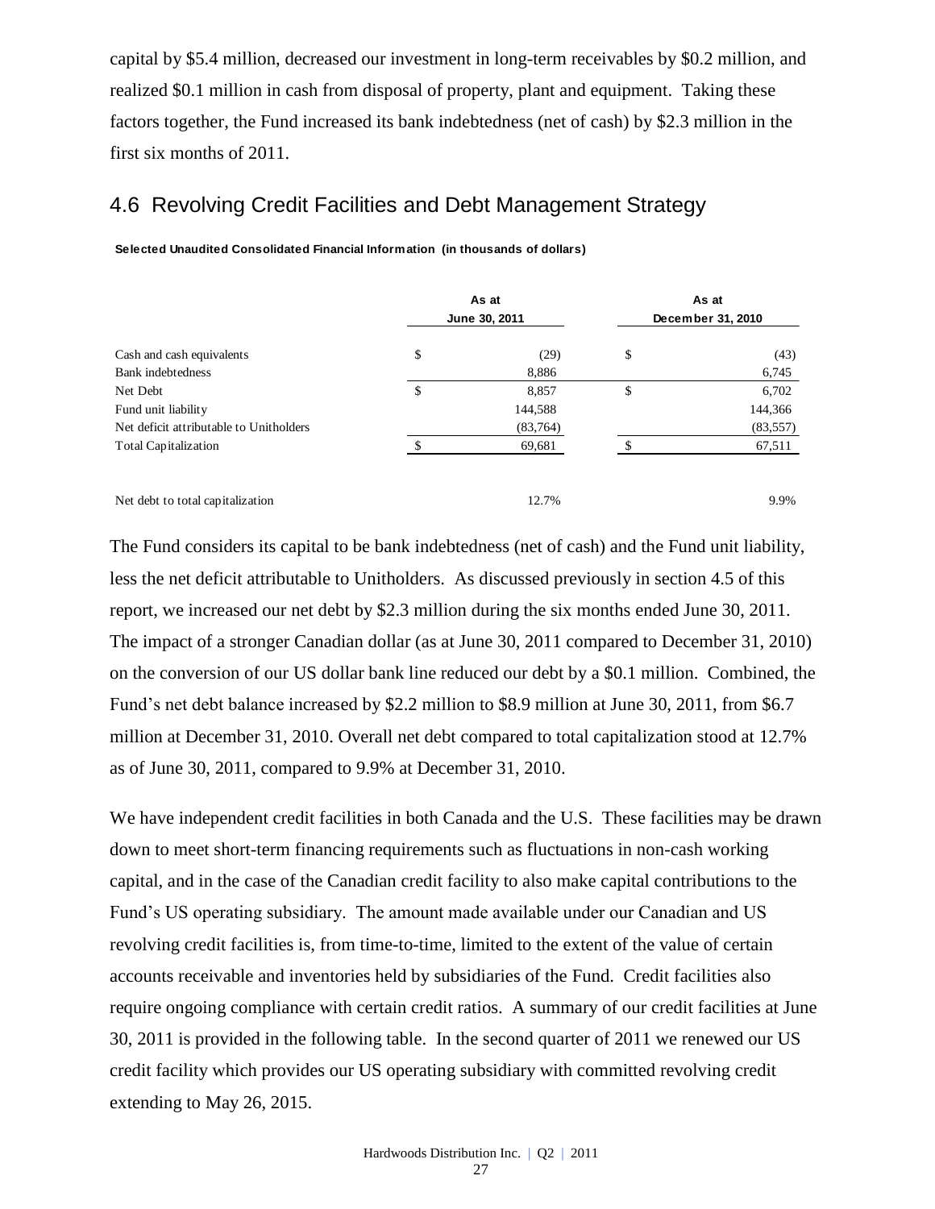capital by $5.4 million, decreased our investment in long-term receivables by $0.2 million, and realized $0.1 million in cash from disposal of property, plant and equipment. Taking these factors together, the Fund increased its bank indebtedness (net of cash) by $2.3 million in the first six months of 2011.

## 4.6 Revolving Credit Facilities and Debt Management Strategy

**Selected Unaudited Consolidated Financial Information (in thousands of dollars)**

| | As at June 30, 2011 | As at December 31, 2010 |
|---|---|---|
| Cash and cash equivalents | $ (29) | $ (43) |
| Bank indebtedness | 8,886 | 6,745 |
| Net Debt | $ 8,857 | $ 6,702 |
| Fund unit liability | 144,588 | 144,366 |
| Net deficit attributable to Unitholders | (83,764) | (83,557) |
| Total Capitalization | $ 69,681 | $ 67,511 |
| | | |
| Net debt to total capitalization | 12.7% | 9.9% |

The Fund considers its capital to be bank indebtedness (net of cash) and the Fund unit liability, less the net deficit attributable to Unitholders. As discussed previously in section 4.5 of this report, we increased our net debt by $2.3 million during the six months ended June 30, 2011. The impact of a stronger Canadian dollar (as at June 30, 2011 compared to December 31, 2010) on the conversion of our US dollar bank line reduced our debt by a $0.1 million. Combined, the Fund's net debt balance increased by $2.2 million to $8.9 million at June 30, 2011, from $6.7 million at December 31, 2010. Overall net debt compared to total capitalization stood at 12.7% as of June 30, 2011, compared to 9.9% at December 31, 2010.

We have independent credit facilities in both Canada and the U.S. These facilities may be drawn down to meet short-term financing requirements such as fluctuations in non-cash working capital, and in the case of the Canadian credit facility to also make capital contributions to the Fund's US operating subsidiary. The amount made available under our Canadian and US revolving credit facilities is, from time-to-time, limited to the extent of the value of certain accounts receivable and inventories held by subsidiaries of the Fund. Credit facilities also require ongoing compliance with certain credit ratios. A summary of our credit facilities at June 30, 2011 is provided in the following table. In the second quarter of 2011 we renewed our US credit facility which provides our US operating subsidiary with committed revolving credit extending to May 26, 2015.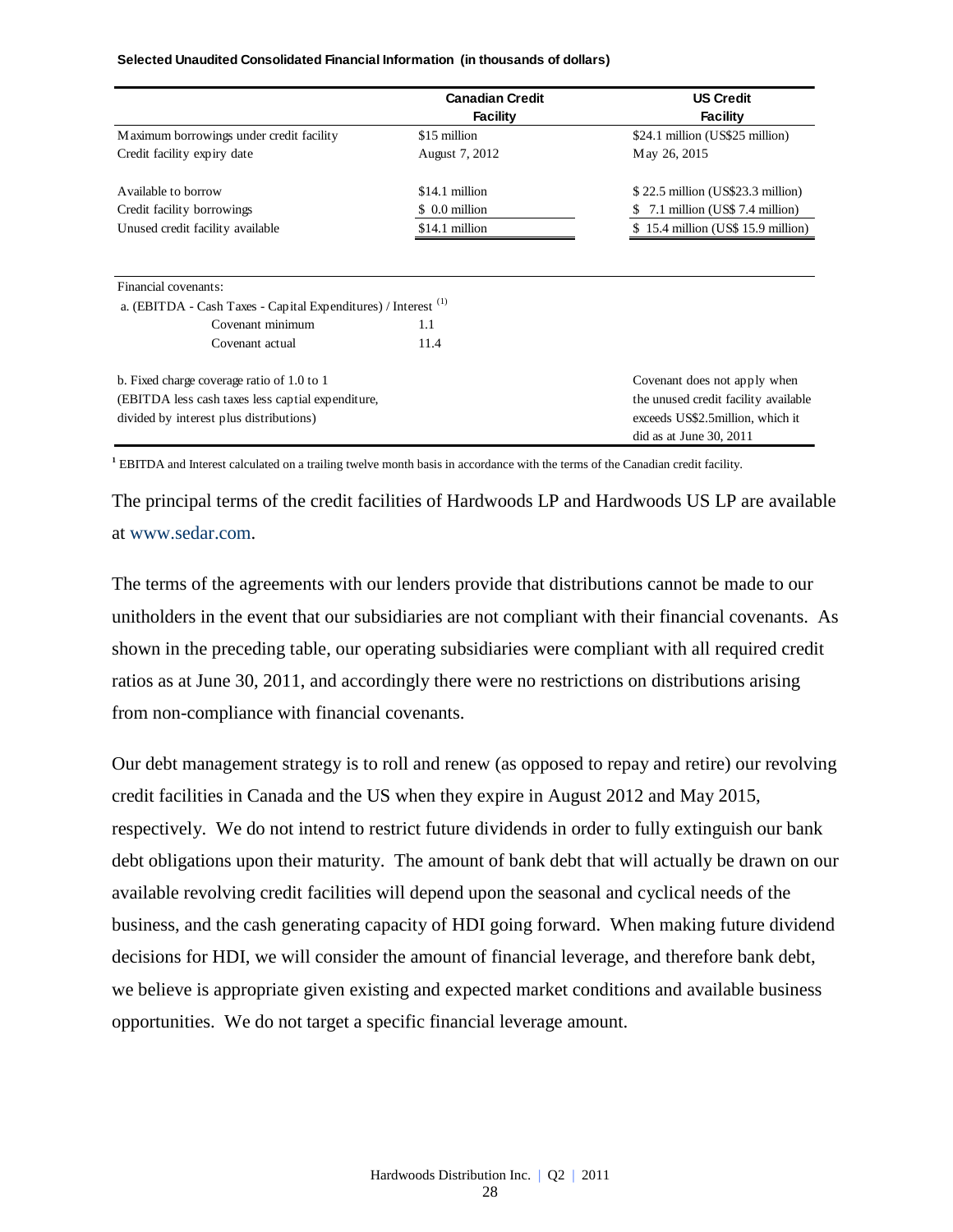**Selected Unaudited Consolidated Financial Information (in thousands of dollars)**

| | Canadian Credit Facility | US Credit Facility |
|---|---|---|
| Maximum borrowings under credit facility | $15 million | $24.1 million (US$25 million) |
| Credit facility expiry date | August 7, 2012 | May 26, 2015 |
| Available to borrow | $14.1 million | $ 22.5 million (US$23.3 million) |
| Credit facility borrowings | $ 0.0 million | $ 7.1 million (US$ 7.4 million) |
| Unused credit facility available | $14.1 million | $ 15.4 million (US$ 15.9 million) |
| Financial covenants: | | |
| a. (EBITDA - Cash Taxes - Capital Expenditures) / Interest [1] | | |
| Covenant minimum | 1.1 | |
| Covenant actual | 11.4 | |
| b. Fixed charge coverage ratio of 1.0 to 1 (EBITDA less cash taxes less captial expenditure, divided by interest plus distributions) | | Covenant does not apply when the unused credit facility available exceeds US$2.5million, which it did as at June 30, 2011 |

[1] EBITDA and Interest calculated on a trailing twelve month basis in accordance with the terms of the Canadian credit facility.

The principal terms of the credit facilities of Hardwoods LP and Hardwoods US LP are available at www.sedar.com.

The terms of the agreements with our lenders provide that distributions cannot be made to our unitholders in the event that our subsidiaries are not compliant with their financial covenants. As shown in the preceding table, our operating subsidiaries were compliant with all required credit ratios as at June 30, 2011, and accordingly there were no restrictions on distributions arising from non-compliance with financial covenants.

Our debt management strategy is to roll and renew (as opposed to repay and retire) our revolving credit facilities in Canada and the US when they expire in August 2012 and May 2015, respectively. We do not intend to restrict future dividends in order to fully extinguish our bank debt obligations upon their maturity. The amount of bank debt that will actually be drawn on our available revolving credit facilities will depend upon the seasonal and cyclical needs of the business, and the cash generating capacity of HDI going forward. When making future dividend decisions for HDI, we will consider the amount of financial leverage, and therefore bank debt, we believe is appropriate given existing and expected market conditions and available business opportunities. We do not target a specific financial leverage amount.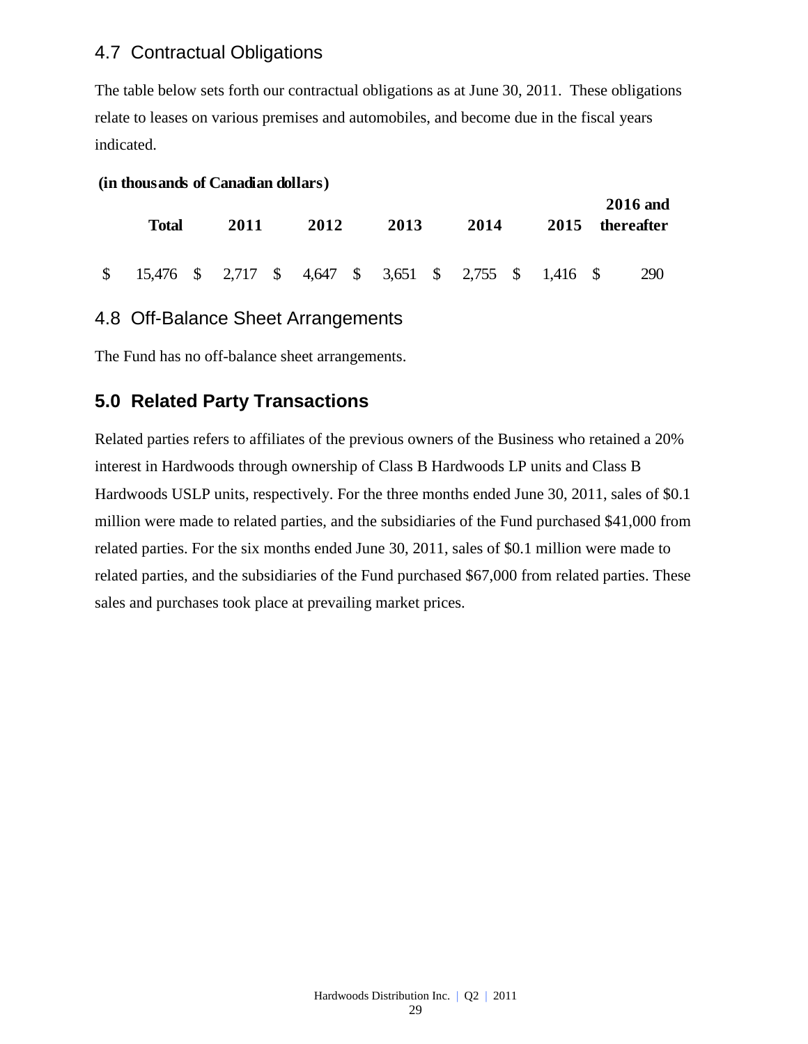## 4.7 Contractual Obligations

The table below sets forth our contractual obligations as at June 30, 2011. These obligations relate to leases on various premises and automobiles, and become due in the fiscal years indicated.

**(in thousands of Canadian dollars)**

| Total | 2011 | 2012 | 2013 | 2014 | 2015 | 2016 and thereafter |
|---|---|---|---|---|---|---|
| $ 15,476 | $ 2,717 | $ 4,647 | $ 3,651 | $ 2,755 | $ 1,416 | $ 290 |

## 4.8 Off-Balance Sheet Arrangements

The Fund has no off-balance sheet arrangements.

# 5.0 Related Party Transactions

Related parties refers to affiliates of the previous owners of the Business who retained a 20% interest in Hardwoods through ownership of Class B Hardwoods LP units and Class B Hardwoods USLP units, respectively. For the three months ended June 30, 2011, sales of $0.1 million were made to related parties, and the subsidiaries of the Fund purchased $41,000 from related parties. For the six months ended June 30, 2011, sales of $0.1 million were made to related parties, and the subsidiaries of the Fund purchased $67,000 from related parties. These sales and purchases took place at prevailing market prices.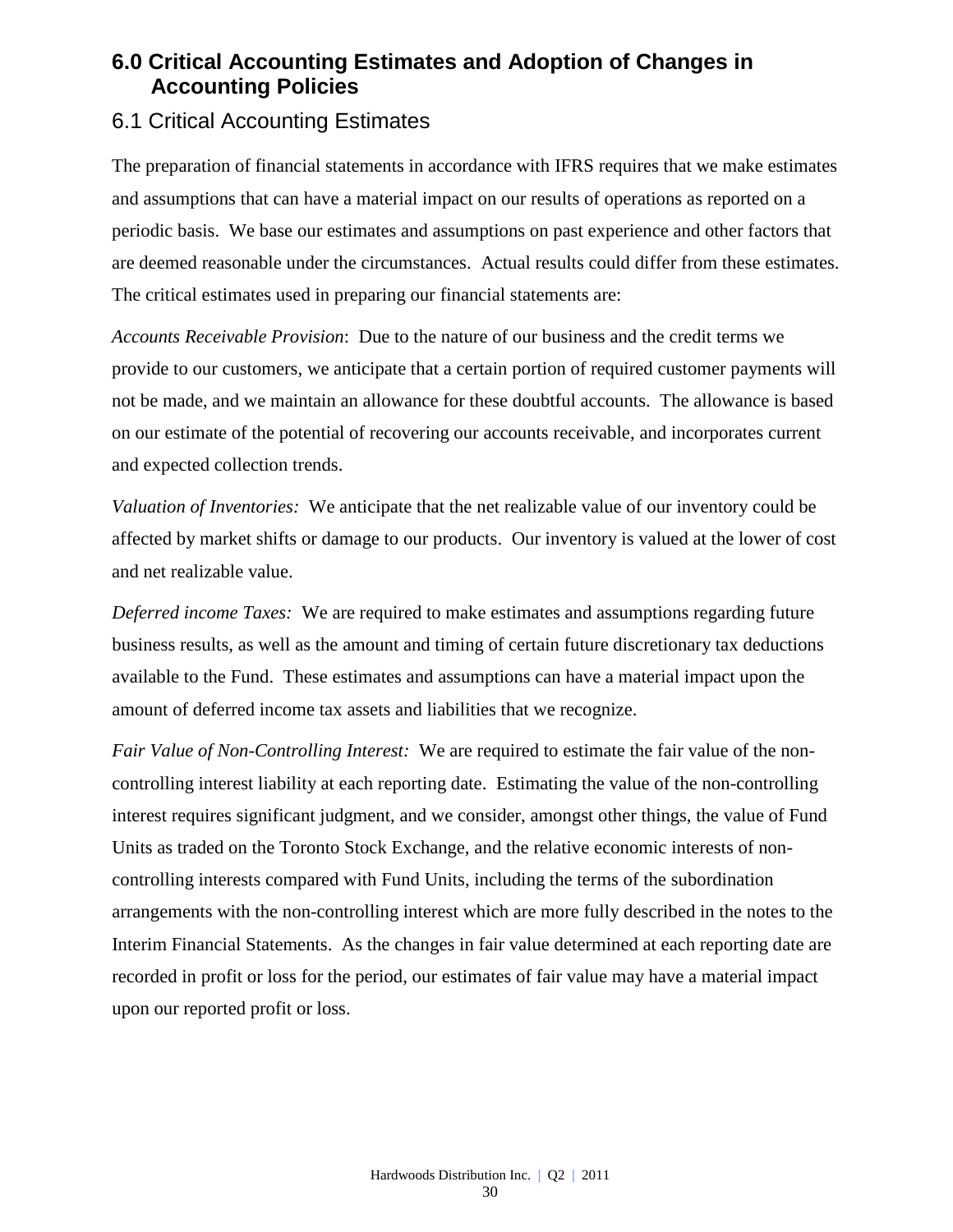## 6.0 Critical Accounting Estimates and Adoption of Changes in Accounting Policies

### 6.1 Critical Accounting Estimates

The preparation of financial statements in accordance with IFRS requires that we make estimates and assumptions that can have a material impact on our results of operations as reported on a periodic basis. We base our estimates and assumptions on past experience and other factors that are deemed reasonable under the circumstances. Actual results could differ from these estimates. The critical estimates used in preparing our financial statements are:

*Accounts Receivable Provision*: Due to the nature of our business and the credit terms we provide to our customers, we anticipate that a certain portion of required customer payments will not be made, and we maintain an allowance for these doubtful accounts. The allowance is based on our estimate of the potential of recovering our accounts receivable, and incorporates current and expected collection trends.

*Valuation of Inventories:* We anticipate that the net realizable value of our inventory could be affected by market shifts or damage to our products. Our inventory is valued at the lower of cost and net realizable value.

*Deferred income Taxes:* We are required to make estimates and assumptions regarding future business results, as well as the amount and timing of certain future discretionary tax deductions available to the Fund. These estimates and assumptions can have a material impact upon the amount of deferred income tax assets and liabilities that we recognize.

*Fair Value of Non-Controlling Interest:* We are required to estimate the fair value of the non-controlling interest liability at each reporting date. Estimating the value of the non-controlling interest requires significant judgment, and we consider, amongst other things, the value of Fund Units as traded on the Toronto Stock Exchange, and the relative economic interests of non-controlling interests compared with Fund Units, including the terms of the subordination arrangements with the non-controlling interest which are more fully described in the notes to the Interim Financial Statements. As the changes in fair value determined at each reporting date are recorded in profit or loss for the period, our estimates of fair value may have a material impact upon our reported profit or loss.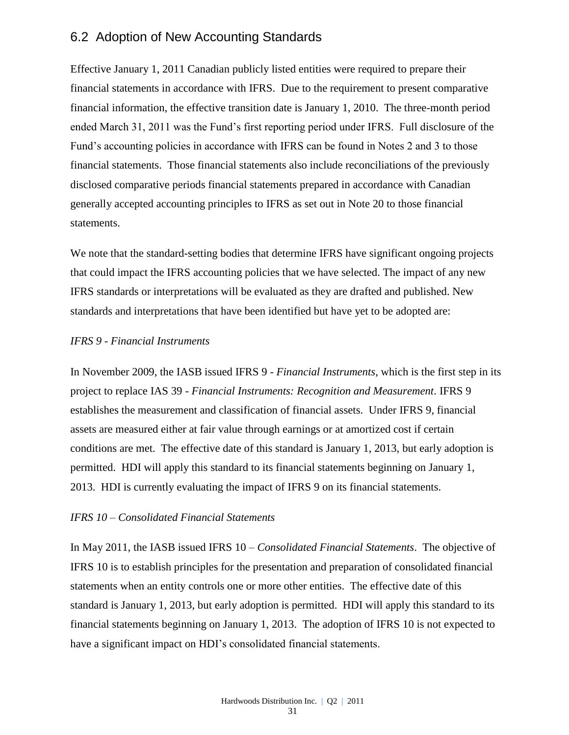## 6.2 Adoption of New Accounting Standards

Effective January 1, 2011 Canadian publicly listed entities were required to prepare their financial statements in accordance with IFRS. Due to the requirement to present comparative financial information, the effective transition date is January 1, 2010. The three-month period ended March 31, 2011 was the Fund's first reporting period under IFRS. Full disclosure of the Fund's accounting policies in accordance with IFRS can be found in Notes 2 and 3 to those financial statements. Those financial statements also include reconciliations of the previously disclosed comparative periods financial statements prepared in accordance with Canadian generally accepted accounting principles to IFRS as set out in Note 20 to those financial statements.

We note that the standard-setting bodies that determine IFRS have significant ongoing projects that could impact the IFRS accounting policies that we have selected. The impact of any new IFRS standards or interpretations will be evaluated as they are drafted and published. New standards and interpretations that have been identified but have yet to be adopted are:

*IFRS 9 - Financial Instruments*

In November 2009, the IASB issued IFRS 9 - *Financial Instruments*, which is the first step in its project to replace IAS 39 - *Financial Instruments: Recognition and Measurement*. IFRS 9 establishes the measurement and classification of financial assets. Under IFRS 9, financial assets are measured either at fair value through earnings or at amortized cost if certain conditions are met. The effective date of this standard is January 1, 2013, but early adoption is permitted. HDI will apply this standard to its financial statements beginning on January 1, 2013. HDI is currently evaluating the impact of IFRS 9 on its financial statements.

*IFRS 10 – Consolidated Financial Statements*

In May 2011, the IASB issued IFRS 10 – *Consolidated Financial Statements*. The objective of IFRS 10 is to establish principles for the presentation and preparation of consolidated financial statements when an entity controls one or more other entities. The effective date of this standard is January 1, 2013, but early adoption is permitted. HDI will apply this standard to its financial statements beginning on January 1, 2013. The adoption of IFRS 10 is not expected to have a significant impact on HDI's consolidated financial statements.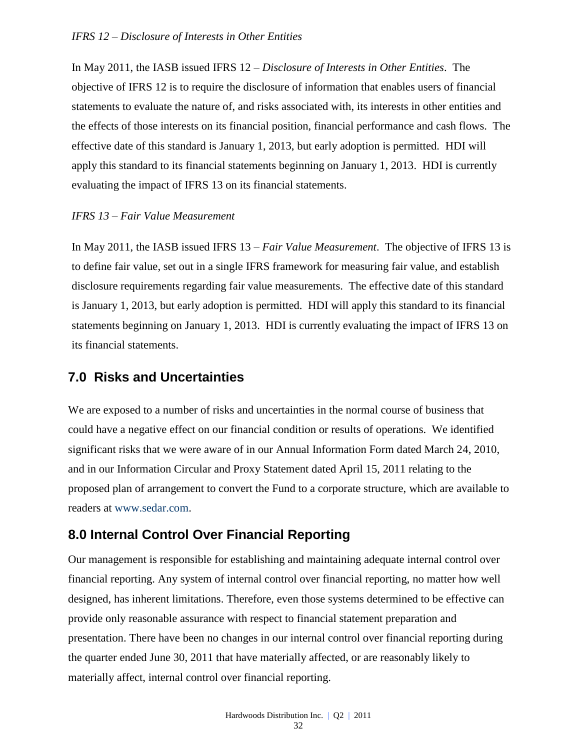*IFRS 12 – Disclosure of Interests in Other Entities*

In May 2011, the IASB issued IFRS 12 – *Disclosure of Interests in Other Entities*. The objective of IFRS 12 is to require the disclosure of information that enables users of financial statements to evaluate the nature of, and risks associated with, its interests in other entities and the effects of those interests on its financial position, financial performance and cash flows. The effective date of this standard is January 1, 2013, but early adoption is permitted. HDI will apply this standard to its financial statements beginning on January 1, 2013. HDI is currently evaluating the impact of IFRS 13 on its financial statements.

*IFRS 13 – Fair Value Measurement*

In May 2011, the IASB issued IFRS 13 – *Fair Value Measurement*. The objective of IFRS 13 is to define fair value, set out in a single IFRS framework for measuring fair value, and establish disclosure requirements regarding fair value measurements. The effective date of this standard is January 1, 2013, but early adoption is permitted. HDI will apply this standard to its financial statements beginning on January 1, 2013. HDI is currently evaluating the impact of IFRS 13 on its financial statements.

## 7.0 Risks and Uncertainties

We are exposed to a number of risks and uncertainties in the normal course of business that could have a negative effect on our financial condition or results of operations. We identified significant risks that we were aware of in our Annual Information Form dated March 24, 2010, and in our Information Circular and Proxy Statement dated April 15, 2011 relating to the proposed plan of arrangement to convert the Fund to a corporate structure, which are available to readers at www.sedar.com.

## 8.0 Internal Control Over Financial Reporting

Our management is responsible for establishing and maintaining adequate internal control over financial reporting. Any system of internal control over financial reporting, no matter how well designed, has inherent limitations. Therefore, even those systems determined to be effective can provide only reasonable assurance with respect to financial statement preparation and presentation. There have been no changes in our internal control over financial reporting during the quarter ended June 30, 2011 that have materially affected, or are reasonably likely to materially affect, internal control over financial reporting.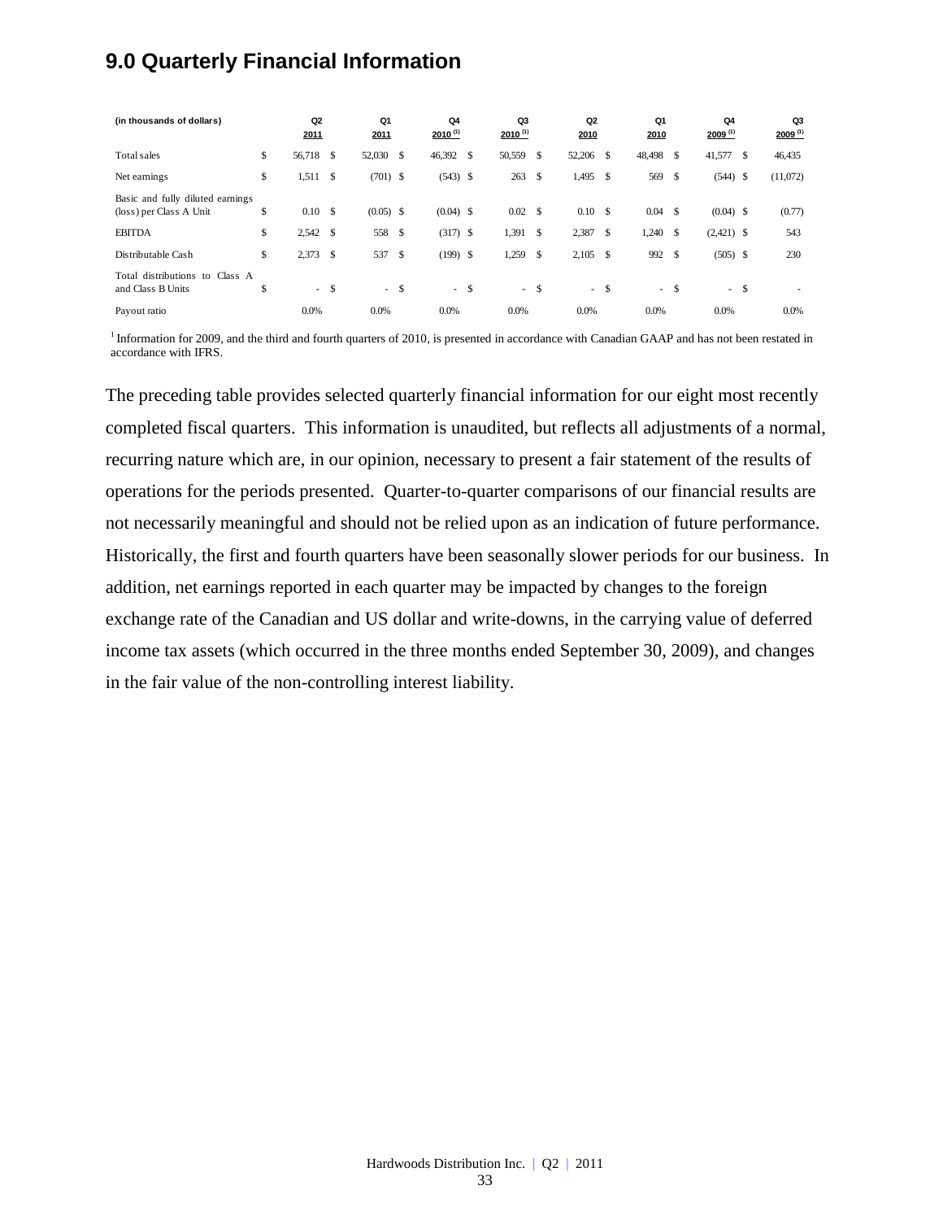## 9.0 Quarterly Financial Information

| (in thousands of dollars) | Q2 2011 | Q1 2011 | Q4 2010 [1] | Q3 2010 [1] | Q2 2010 | Q1 2010 | Q4 2009 [1] | Q3 2009 [1] |
|---|---|---|---|---|---|---|---|---|
| Total sales | $ 56,718 | $ 52,030 | $ 46,392 | $ 50,559 | $ 52,206 | $ 48,498 | $ 41,577 | $ 46,435 |
| Net earnings | $ 1,511 | $ (701) | $ (543) | $ 263 | $ 1,495 | $ 569 | $ (544) | $ (11,072) |
| Basic and fully diluted earnings (loss) per Class A Unit | $ 0.10 | $ (0.05) | $ (0.04) | $ 0.02 | $ 0.10 | $ 0.04 | $ (0.04) | $ (0.77) |
| EBITDA | $ 2,542 | $ 558 | $ (317) | $ 1,391 | $ 2,387 | $ 1,240 | $ (2,421) | $ 543 |
| Distributable Cash | $ 2,373 | $ 537 | $ (199) | $ 1,259 | $ 2,105 | $ 992 | $ (505) | $ 230 |
| Total distributions to Class A and Class B Units | $ - | $ - | $ - | $ - | $ - | $ - | $ - | $ - |
| Payout ratio | 0.0% | 0.0% | 0.0% | 0.0% | 0.0% | 0.0% | 0.0% | 0.0% |

[1] Information for 2009, and the third and fourth quarters of 2010, is presented in accordance with Canadian GAAP and has not been restated in accordance with IFRS.

The preceding table provides selected quarterly financial information for our eight most recently completed fiscal quarters. This information is unaudited, but reflects all adjustments of a normal, recurring nature which are, in our opinion, necessary to present a fair statement of the results of operations for the periods presented. Quarter-to-quarter comparisons of our financial results are not necessarily meaningful and should not be relied upon as an indication of future performance. Historically, the first and fourth quarters have been seasonally slower periods for our business. In addition, net earnings reported in each quarter may be impacted by changes to the foreign exchange rate of the Canadian and US dollar and write-downs, in the carrying value of deferred income tax assets (which occurred in the three months ended September 30, 2009), and changes in the fair value of the non-controlling interest liability.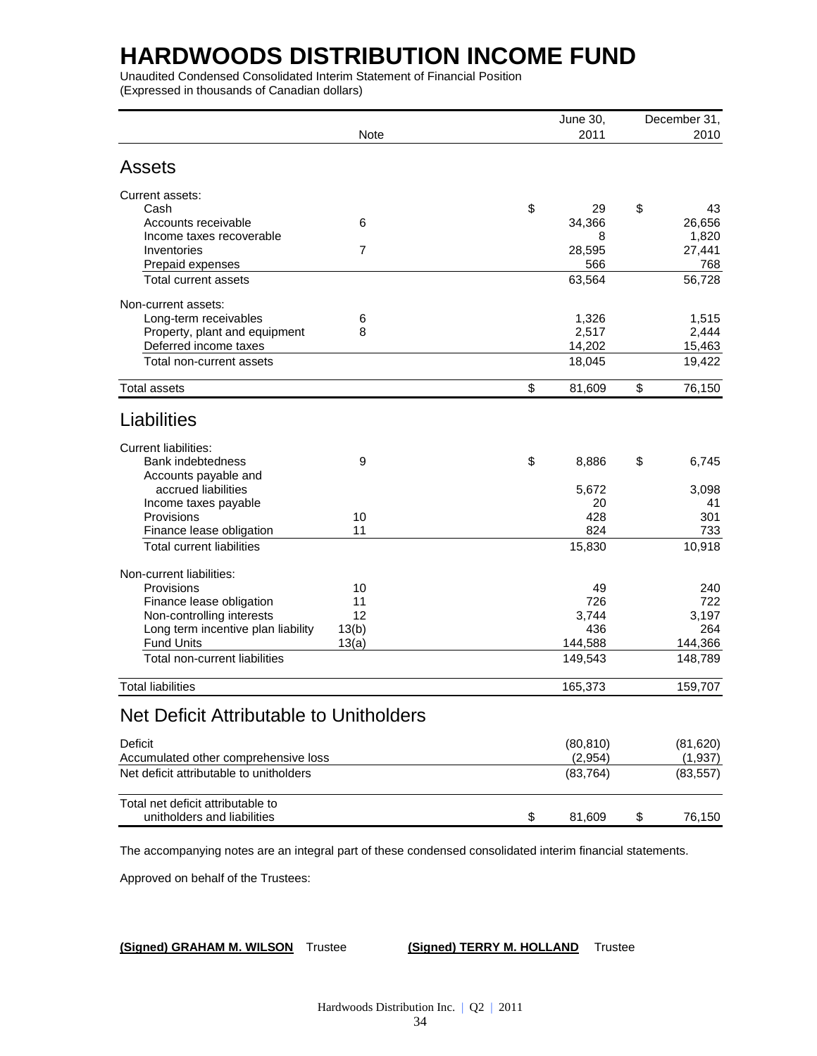# HARDWOODS DISTRIBUTION INCOME FUND

Unaudited Condensed Consolidated Interim Statement of Financial Position
(Expressed in thousands of Canadian dollars)

| | Note | June 30, 2011 | December 31, 2010 |
|---|---|---|---|
| **Assets** | | | |
| Current assets: | | | |
| Cash | | $ 29 | $ 43 |
| Accounts receivable | 6 | 34,366 | 26,656 |
| Income taxes recoverable | | 8 | 1,820 |
| Inventories | 7 | 28,595 | 27,441 |
| Prepaid expenses | | 566 | 768 |
| Total current assets | | 63,564 | 56,728 |
| Non-current assets: | | | |
| Long-term receivables | 6 | 1,326 | 1,515 |
| Property, plant and equipment | 8 | 2,517 | 2,444 |
| Deferred income taxes | | 14,202 | 15,463 |
| Total non-current assets | | 18,045 | 19,422 |
| Total assets | | $ 81,609 | $ 76,150 |
| **Liabilities** | | | |
| Current liabilities: | | | |
| Bank indebtedness | 9 | $ 8,886 | $ 6,745 |
| Accounts payable and accrued liabilities | | 5,672 | 3,098 |
| Income taxes payable | | 20 | 41 |
| Provisions | 10 | 428 | 301 |
| Finance lease obligation | 11 | 824 | 733 |
| Total current liabilities | | 15,830 | 10,918 |
| Non-current liabilities: | | | |
| Provisions | 10 | 49 | 240 |
| Finance lease obligation | 11 | 726 | 722 |
| Non-controlling interests | 12 | 3,744 | 3,197 |
| Long term incentive plan liability | 13(b) | 436 | 264 |
| Fund Units | 13(a) | 144,588 | 144,366 |
| Total non-current liabilities | | 149,543 | 148,789 |
| Total liabilities | | 165,373 | 159,707 |
| **Net Deficit Attributable to Unitholders** | | | |
| Deficit | | (80,810) | (81,620) |
| Accumulated other comprehensive loss | | (2,954) | (1,937) |
| Net deficit attributable to unitholders | | (83,764) | (83,557) |
| Total net deficit attributable to unitholders and liabilities | | $ 81,609 | $ 76,150 |

The accompanying notes are an integral part of these condensed consolidated interim financial statements.

Approved on behalf of the Trustees:

**(Signed) GRAHAM M. WILSON** Trustee **(Signed) TERRY M. HOLLAND** Trustee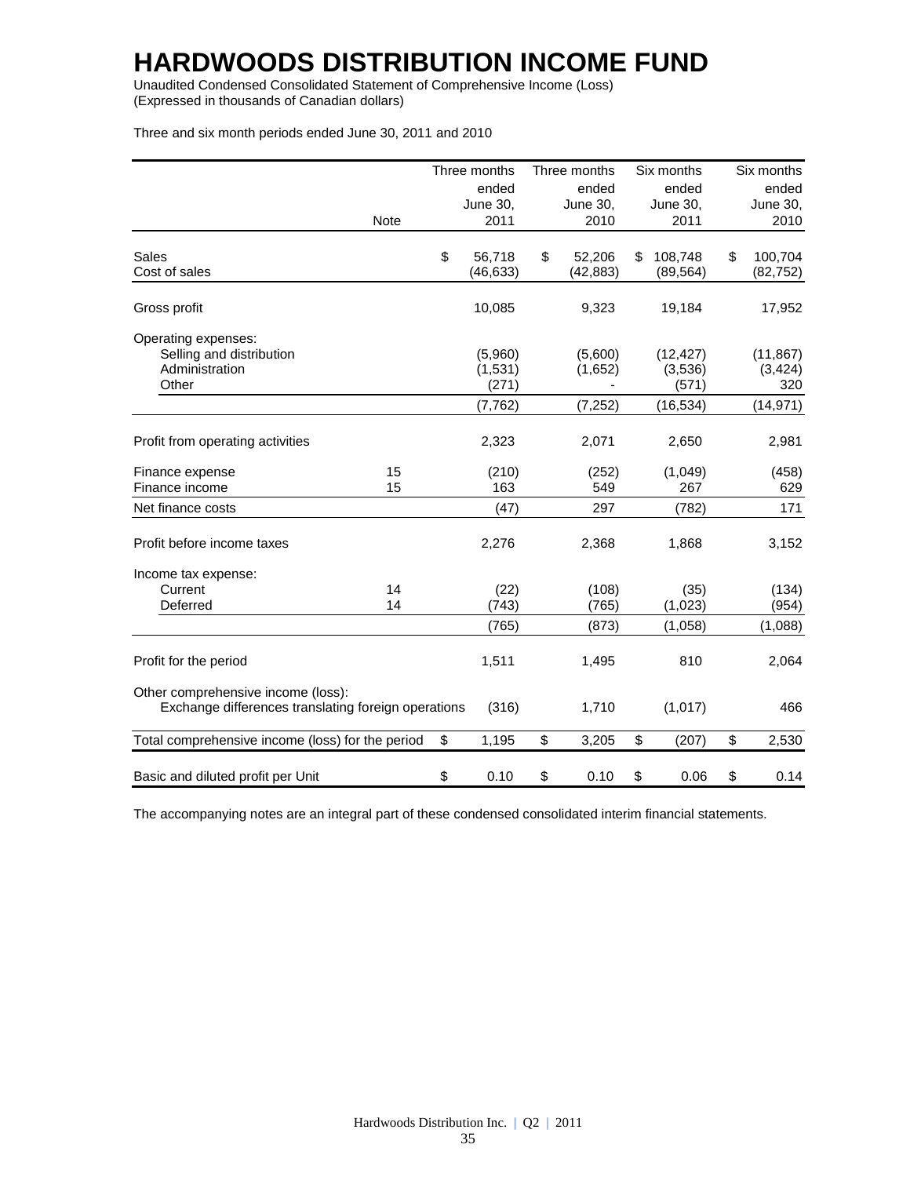# HARDWOODS DISTRIBUTION INCOME FUND

Unaudited Condensed Consolidated Statement of Comprehensive Income (Loss)
(Expressed in thousands of Canadian dollars)

Three and six month periods ended June 30, 2011 and 2010

| | Note | Three months ended June 30, 2011 | Three months ended June 30, 2010 | Six months ended June 30, 2011 | Six months ended June 30, 2010 |
|---|---|---|---|---|---|
| Sales | | $ 56,718 | $ 52,206 | $ 108,748 | $ 100,704 |
| Cost of sales | | (46,633) | (42,883) | (89,564) | (82,752) |
| Gross profit | | 10,085 | 9,323 | 19,184 | 17,952 |
| Operating expenses: | | | | | |
| Selling and distribution | | (5,960) | (5,600) | (12,427) | (11,867) |
| Administration | | (1,531) | (1,652) | (3,536) | (3,424) |
| Other | | (271) | - | (571) | 320 |
| | | (7,762) | (7,252) | (16,534) | (14,971) |
| Profit from operating activities | | 2,323 | 2,071 | 2,650 | 2,981 |
| Finance expense | 15 | (210) | (252) | (1,049) | (458) |
| Finance income | 15 | 163 | 549 | 267 | 629 |
| Net finance costs | | (47) | 297 | (782) | 171 |
| Profit before income taxes | | 2,276 | 2,368 | 1,868 | 3,152 |
| Income tax expense: | | | | | |
| Current | 14 | (22) | (108) | (35) | (134) |
| Deferred | 14 | (743) | (765) | (1,023) | (954) |
| | | (765) | (873) | (1,058) | (1,088) |
| Profit for the period | | 1,511 | 1,495 | 810 | 2,064 |
| Other comprehensive income (loss): | | | | | |
| Exchange differences translating foreign operations | | (316) | 1,710 | (1,017) | 466 |
| Total comprehensive income (loss) for the period | | $ 1,195 | $ 3,205 | $ (207) | $ 2,530 |
| Basic and diluted profit per Unit | | $ 0.10 | $ 0.10 | $ 0.06 | $ 0.14 |

The accompanying notes are an integral part of these condensed consolidated interim financial statements.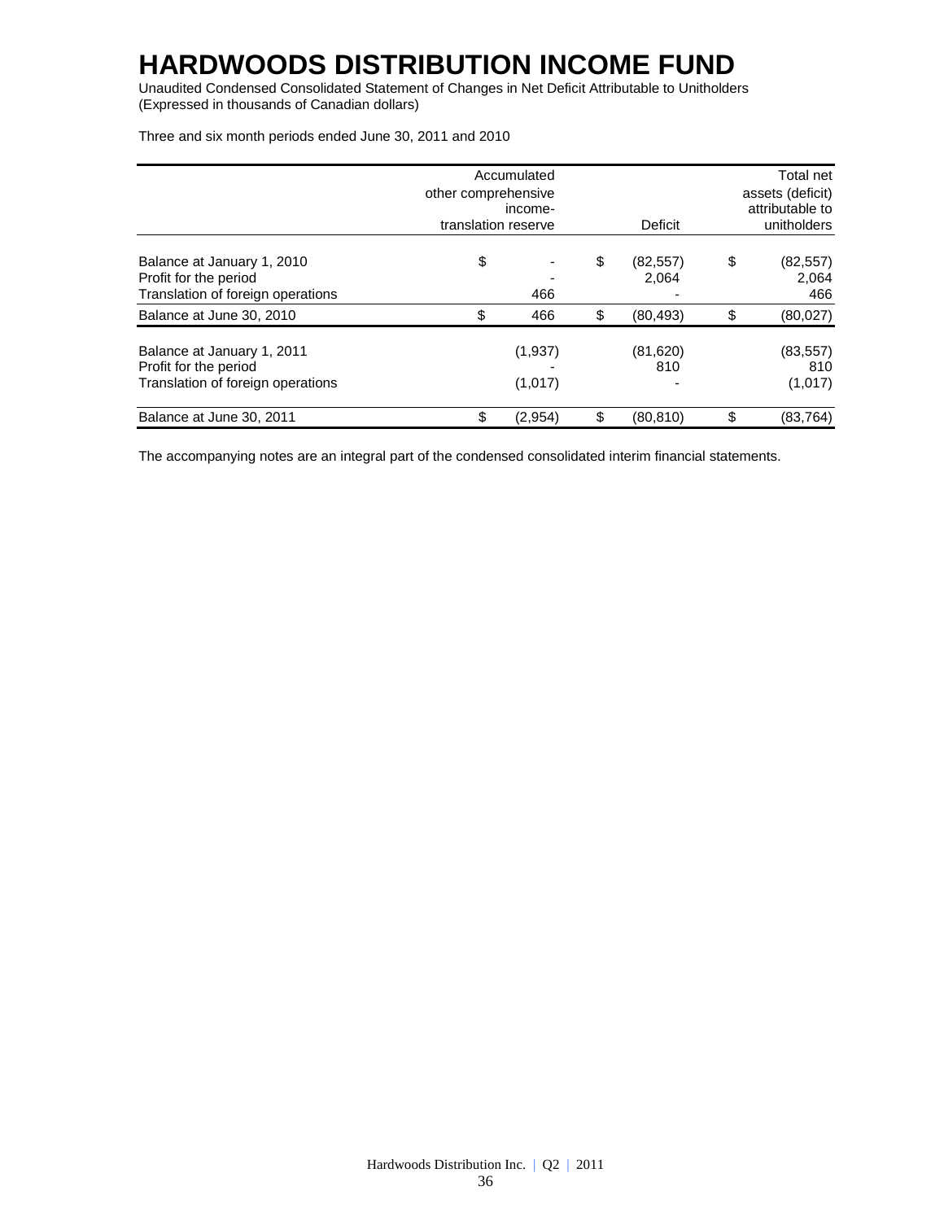# HARDWOODS DISTRIBUTION INCOME FUND

Unaudited Condensed Consolidated Statement of Changes in Net Deficit Attributable to Unitholders
(Expressed in thousands of Canadian dollars)

Three and six month periods ended June 30, 2011 and 2010

| | Accumulated other comprehensive income- translation reserve | Deficit | Total net assets (deficit) attributable to unitholders |
|---|---|---|---|
| Balance at January 1, 2010 | $ - | $ (82,557) | $ (82,557) |
| Profit for the period | - | 2,064 | 2,064 |
| Translation of foreign operations | 466 | - | 466 |
| Balance at June 30, 2010 | $ 466 | $ (80,493) | $ (80,027) |
| Balance at January 1, 2011 | (1,937) | (81,620) | (83,557) |
| Profit for the period | - | 810 | 810 |
| Translation of foreign operations | (1,017) | - | (1,017) |
| Balance at June 30, 2011 | $ (2,954) | $ (80,810) | $ (83,764) |

The accompanying notes are an integral part of the condensed consolidated interim financial statements.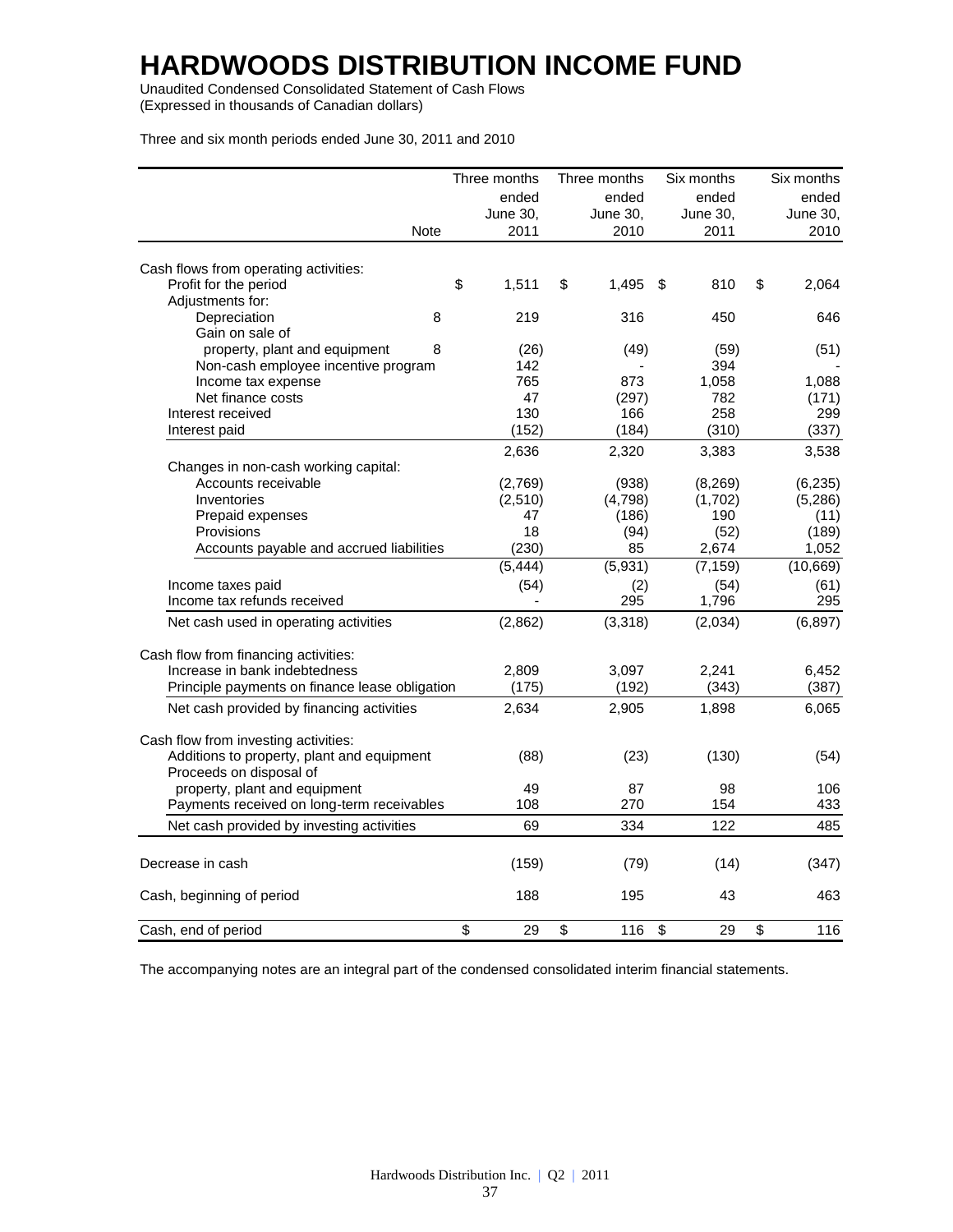# HARDWOODS DISTRIBUTION INCOME FUND

Unaudited Condensed Consolidated Statement of Cash Flows
(Expressed in thousands of Canadian dollars)

Three and six month periods ended June 30, 2011 and 2010

| | Note | Three months ended June 30, 2011 | Three months ended June 30, 2010 | Six months ended June 30, 2011 | Six months ended June 30, 2010 |
|---|---|---|---|---|---|
| Cash flows from operating activities: | | | | | |
| Profit for the period | | $ 1,511 | $ 1,495 | $ 810 | $ 2,064 |
| Adjustments for: | | | | | |
| Depreciation | 8 | 219 | 316 | 450 | 646 |
| Gain on sale of property, plant and equipment | 8 | (26) | (49) | (59) | (51) |
| Non-cash employee incentive program | | 142 | - | 394 | - |
| Income tax expense | | 765 | 873 | 1,058 | 1,088 |
| Net finance costs | | 47 | (297) | 782 | (171) |
| Interest received | | 130 | 166 | 258 | 299 |
| Interest paid | | (152) | (184) | (310) | (337) |
| | | 2,636 | 2,320 | 3,383 | 3,538 |
| Changes in non-cash working capital: | | | | | |
| Accounts receivable | | (2,769) | (938) | (8,269) | (6,235) |
| Inventories | | (2,510) | (4,798) | (1,702) | (5,286) |
| Prepaid expenses | | 47 | (186) | 190 | (11) |
| Provisions | | 18 | (94) | (52) | (189) |
| Accounts payable and accrued liabilities | | (230) | 85 | 2,674 | 1,052 |
| | | (5,444) | (5,931) | (7,159) | (10,669) |
| Income taxes paid | | (54) | (2) | (54) | (61) |
| Income tax refunds received | | - | 295 | 1,796 | 295 |
| Net cash used in operating activities | | (2,862) | (3,318) | (2,034) | (6,897) |
| Cash flow from financing activities: | | | | | |
| Increase in bank indebtedness | | 2,809 | 3,097 | 2,241 | 6,452 |
| Principle payments on finance lease obligation | | (175) | (192) | (343) | (387) |
| Net cash provided by financing activities | | 2,634 | 2,905 | 1,898 | 6,065 |
| Cash flow from investing activities: | | | | | |
| Additions to property, plant and equipment | | (88) | (23) | (130) | (54) |
| Proceeds on disposal of property, plant and equipment | | 49 | 87 | 98 | 106 |
| Payments received on long-term receivables | | 108 | 270 | 154 | 433 |
| Net cash provided by investing activities | | 69 | 334 | 122 | 485 |
| Decrease in cash | | (159) | (79) | (14) | (347) |
| Cash, beginning of period | | 188 | 195 | 43 | 463 |
| Cash, end of period | | $ 29 | $ 116 | $ 29 | $ 116 |

The accompanying notes are an integral part of the condensed consolidated interim financial statements.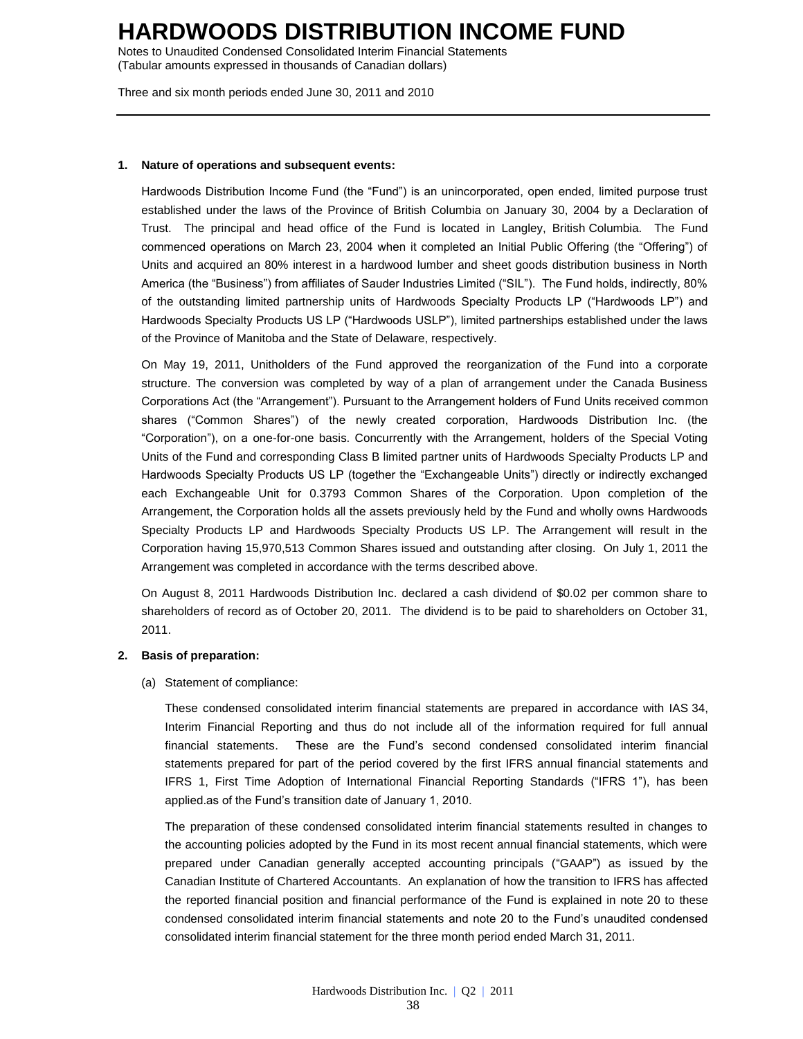# HARDWOODS DISTRIBUTION INCOME FUND

Notes to Unaudited Condensed Consolidated Interim Financial Statements
(Tabular amounts expressed in thousands of Canadian dollars)

Three and six month periods ended June 30, 2011 and 2010

**1. Nature of operations and subsequent events:**

Hardwoods Distribution Income Fund (the "Fund") is an unincorporated, open ended, limited purpose trust established under the laws of the Province of British Columbia on January 30, 2004 by a Declaration of Trust. The principal and head office of the Fund is located in Langley, British Columbia. The Fund commenced operations on March 23, 2004 when it completed an Initial Public Offering (the "Offering") of Units and acquired an 80% interest in a hardwood lumber and sheet goods distribution business in North America (the "Business") from affiliates of Sauder Industries Limited ("SIL"). The Fund holds, indirectly, 80% of the outstanding limited partnership units of Hardwoods Specialty Products LP ("Hardwoods LP") and Hardwoods Specialty Products US LP ("Hardwoods USLP"), limited partnerships established under the laws of the Province of Manitoba and the State of Delaware, respectively.

On May 19, 2011, Unitholders of the Fund approved the reorganization of the Fund into a corporate structure. The conversion was completed by way of a plan of arrangement under the Canada Business Corporations Act (the "Arrangement"). Pursuant to the Arrangement holders of Fund Units received common shares ("Common Shares") of the newly created corporation, Hardwoods Distribution Inc. (the "Corporation"), on a one-for-one basis. Concurrently with the Arrangement, holders of the Special Voting Units of the Fund and corresponding Class B limited partner units of Hardwoods Specialty Products LP and Hardwoods Specialty Products US LP (together the "Exchangeable Units") directly or indirectly exchanged each Exchangeable Unit for 0.3793 Common Shares of the Corporation. Upon completion of the Arrangement, the Corporation holds all the assets previously held by the Fund and wholly owns Hardwoods Specialty Products LP and Hardwoods Specialty Products US LP. The Arrangement will result in the Corporation having 15,970,513 Common Shares issued and outstanding after closing. On July 1, 2011 the Arrangement was completed in accordance with the terms described above.

On August 8, 2011 Hardwoods Distribution Inc. declared a cash dividend of $0.02 per common share to shareholders of record as of October 20, 2011. The dividend is to be paid to shareholders on October 31, 2011.

**2. Basis of preparation:**

(a) Statement of compliance:

These condensed consolidated interim financial statements are prepared in accordance with IAS 34, Interim Financial Reporting and thus do not include all of the information required for full annual financial statements. These are the Fund's second condensed consolidated interim financial statements prepared for part of the period covered by the first IFRS annual financial statements and IFRS 1, First Time Adoption of International Financial Reporting Standards ("IFRS 1"), has been applied.as of the Fund's transition date of January 1, 2010.

The preparation of these condensed consolidated interim financial statements resulted in changes to the accounting policies adopted by the Fund in its most recent annual financial statements, which were prepared under Canadian generally accepted accounting principals ("GAAP") as issued by the Canadian Institute of Chartered Accountants. An explanation of how the transition to IFRS has affected the reported financial position and financial performance of the Fund is explained in note 20 to these condensed consolidated interim financial statements and note 20 to the Fund's unaudited condensed consolidated interim financial statement for the three month period ended March 31, 2011.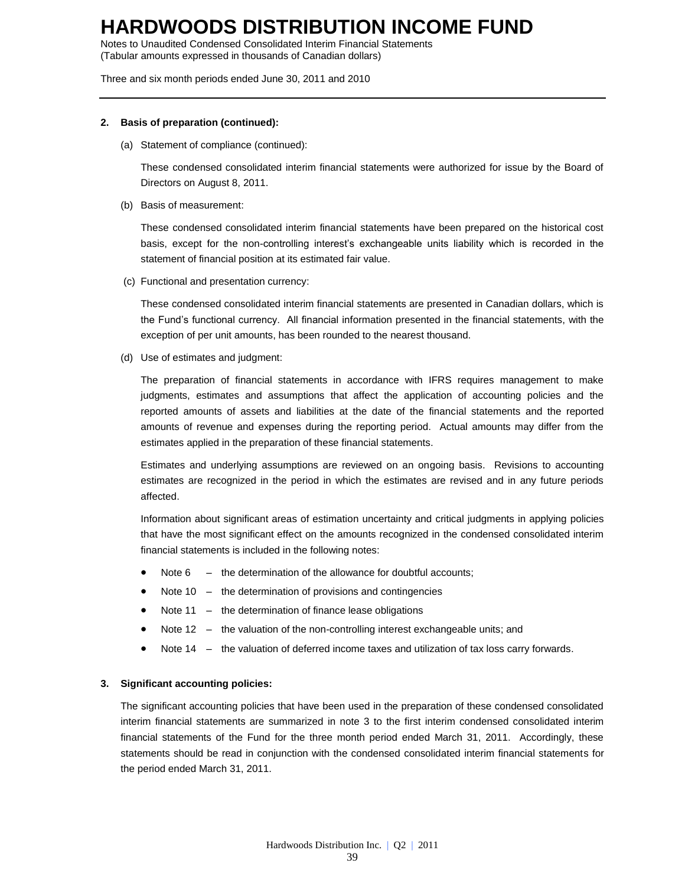## 2. Basis of preparation (continued):

(a) Statement of compliance (continued):

These condensed consolidated interim financial statements were authorized for issue by the Board of Directors on August 8, 2011.

(b) Basis of measurement:

These condensed consolidated interim financial statements have been prepared on the historical cost basis, except for the non-controlling interest's exchangeable units liability which is recorded in the statement of financial position at its estimated fair value.

(c) Functional and presentation currency:

These condensed consolidated interim financial statements are presented in Canadian dollars, which is the Fund's functional currency. All financial information presented in the financial statements, with the exception of per unit amounts, has been rounded to the nearest thousand.

(d) Use of estimates and judgment:

The preparation of financial statements in accordance with IFRS requires management to make judgments, estimates and assumptions that affect the application of accounting policies and the reported amounts of assets and liabilities at the date of the financial statements and the reported amounts of revenue and expenses during the reporting period. Actual amounts may differ from the estimates applied in the preparation of these financial statements.

Estimates and underlying assumptions are reviewed on an ongoing basis. Revisions to accounting estimates are recognized in the period in which the estimates are revised and in any future periods affected.

Information about significant areas of estimation uncertainty and critical judgments in applying policies that have the most significant effect on the amounts recognized in the condensed consolidated interim financial statements is included in the following notes:

- Note 6 – the determination of the allowance for doubtful accounts;
- Note 10 – the determination of provisions and contingencies
- Note 11 – the determination of finance lease obligations
- Note 12 – the valuation of the non-controlling interest exchangeable units; and
- Note 14 – the valuation of deferred income taxes and utilization of tax loss carry forwards.

## 3. Significant accounting policies:

The significant accounting policies that have been used in the preparation of these condensed consolidated interim financial statements are summarized in note 3 to the first interim condensed consolidated interim financial statements of the Fund for the three month period ended March 31, 2011. Accordingly, these statements should be read in conjunction with the condensed consolidated interim financial statements for the period ended March 31, 2011.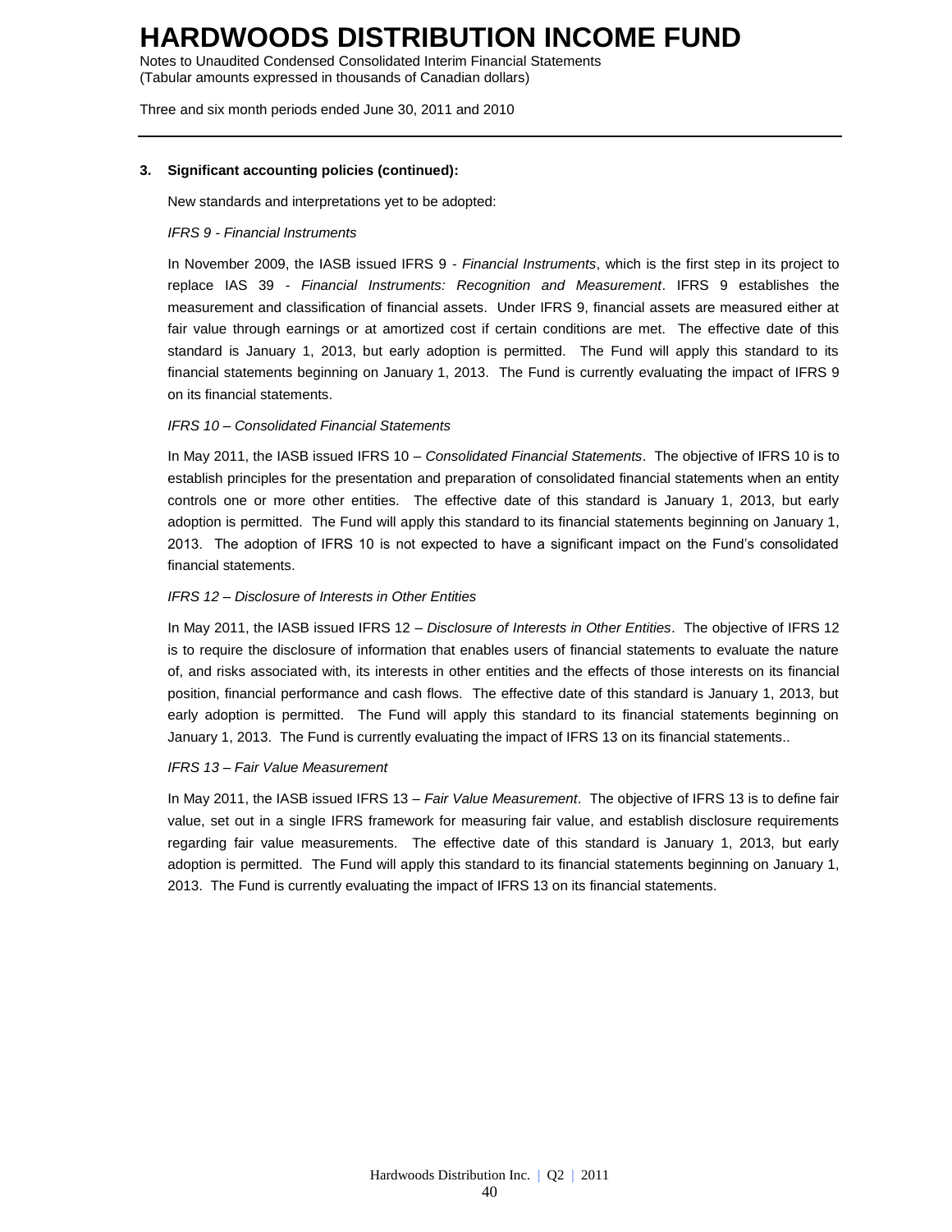**3. Significant accounting policies (continued):**

New standards and interpretations yet to be adopted:

*IFRS 9 - Financial Instruments*

In November 2009, the IASB issued IFRS 9 - *Financial Instruments*, which is the first step in its project to replace IAS 39 - *Financial Instruments: Recognition and Measurement*. IFRS 9 establishes the measurement and classification of financial assets. Under IFRS 9, financial assets are measured either at fair value through earnings or at amortized cost if certain conditions are met. The effective date of this standard is January 1, 2013, but early adoption is permitted. The Fund will apply this standard to its financial statements beginning on January 1, 2013. The Fund is currently evaluating the impact of IFRS 9 on its financial statements.

*IFRS 10 – Consolidated Financial Statements*

In May 2011, the IASB issued IFRS 10 – *Consolidated Financial Statements*. The objective of IFRS 10 is to establish principles for the presentation and preparation of consolidated financial statements when an entity controls one or more other entities. The effective date of this standard is January 1, 2013, but early adoption is permitted. The Fund will apply this standard to its financial statements beginning on January 1, 2013. The adoption of IFRS 10 is not expected to have a significant impact on the Fund's consolidated financial statements.

*IFRS 12 – Disclosure of Interests in Other Entities*

In May 2011, the IASB issued IFRS 12 – *Disclosure of Interests in Other Entities*. The objective of IFRS 12 is to require the disclosure of information that enables users of financial statements to evaluate the nature of, and risks associated with, its interests in other entities and the effects of those interests on its financial position, financial performance and cash flows. The effective date of this standard is January 1, 2013, but early adoption is permitted. The Fund will apply this standard to its financial statements beginning on January 1, 2013. The Fund is currently evaluating the impact of IFRS 13 on its financial statements..

*IFRS 13 – Fair Value Measurement*

In May 2011, the IASB issued IFRS 13 – *Fair Value Measurement*. The objective of IFRS 13 is to define fair value, set out in a single IFRS framework for measuring fair value, and establish disclosure requirements regarding fair value measurements. The effective date of this standard is January 1, 2013, but early adoption is permitted. The Fund will apply this standard to its financial statements beginning on January 1, 2013. The Fund is currently evaluating the impact of IFRS 13 on its financial statements.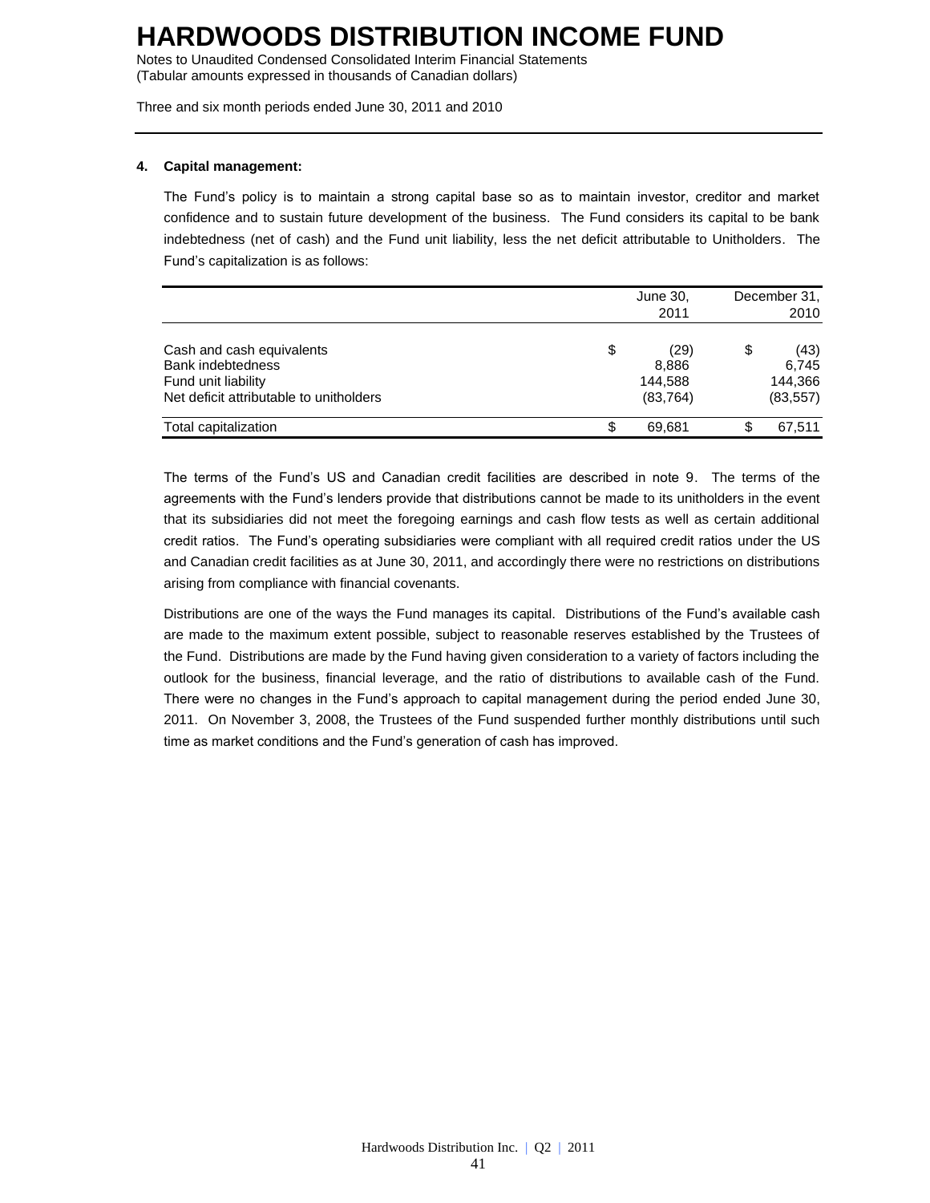# HARDWOODS DISTRIBUTION INCOME FUND

Notes to Unaudited Condensed Consolidated Interim Financial Statements
(Tabular amounts expressed in thousands of Canadian dollars)

Three and six month periods ended June 30, 2011 and 2010

**4. Capital management:**

The Fund's policy is to maintain a strong capital base so as to maintain investor, creditor and market confidence and to sustain future development of the business. The Fund considers its capital to be bank indebtedness (net of cash) and the Fund unit liability, less the net deficit attributable to Unitholders. The Fund's capitalization is as follows:

| | June 30, 2011 | December 31, 2010 |
|---|---|---|
| Cash and cash equivalents | $ (29) | $ (43) |
| Bank indebtedness | 8,886 | 6,745 |
| Fund unit liability | 144,588 | 144,366 |
| Net deficit attributable to unitholders | (83,764) | (83,557) |
| Total capitalization | $ 69,681 | $ 67,511 |

The terms of the Fund's US and Canadian credit facilities are described in note 9. The terms of the agreements with the Fund's lenders provide that distributions cannot be made to its unitholders in the event that its subsidiaries did not meet the foregoing earnings and cash flow tests as well as certain additional credit ratios. The Fund's operating subsidiaries were compliant with all required credit ratios under the US and Canadian credit facilities as at June 30, 2011, and accordingly there were no restrictions on distributions arising from compliance with financial covenants.

Distributions are one of the ways the Fund manages its capital. Distributions of the Fund's available cash are made to the maximum extent possible, subject to reasonable reserves established by the Trustees of the Fund. Distributions are made by the Fund having given consideration to a variety of factors including the outlook for the business, financial leverage, and the ratio of distributions to available cash of the Fund. There were no changes in the Fund's approach to capital management during the period ended June 30, 2011. On November 3, 2008, the Trustees of the Fund suspended further monthly distributions until such time as market conditions and the Fund's generation of cash has improved.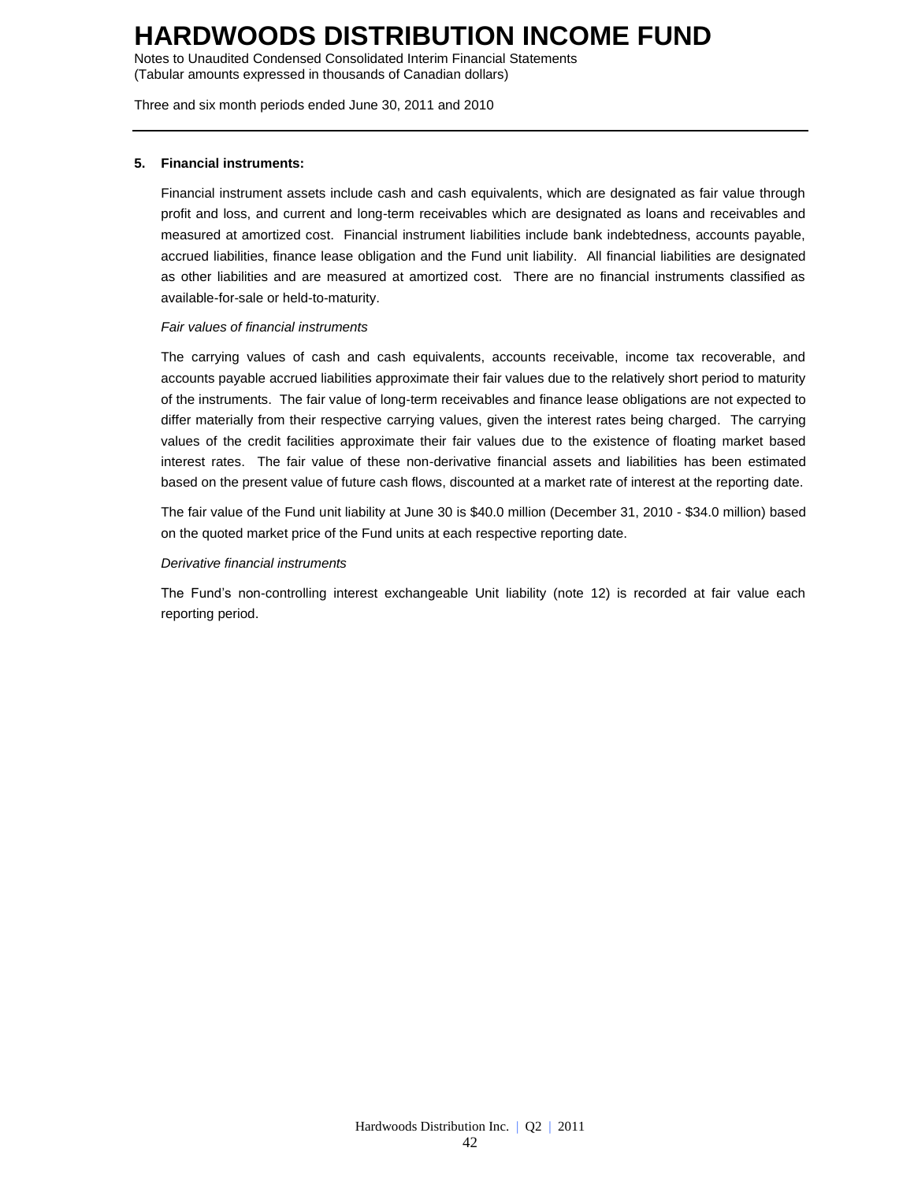## 5. Financial instruments:

Financial instrument assets include cash and cash equivalents, which are designated as fair value through profit and loss, and current and long-term receivables which are designated as loans and receivables and measured at amortized cost. Financial instrument liabilities include bank indebtedness, accounts payable, accrued liabilities, finance lease obligation and the Fund unit liability. All financial liabilities are designated as other liabilities and are measured at amortized cost. There are no financial instruments classified as available-for-sale or held-to-maturity.

*Fair values of financial instruments*

The carrying values of cash and cash equivalents, accounts receivable, income tax recoverable, and accounts payable accrued liabilities approximate their fair values due to the relatively short period to maturity of the instruments. The fair value of long-term receivables and finance lease obligations are not expected to differ materially from their respective carrying values, given the interest rates being charged. The carrying values of the credit facilities approximate their fair values due to the existence of floating market based interest rates. The fair value of these non-derivative financial assets and liabilities has been estimated based on the present value of future cash flows, discounted at a market rate of interest at the reporting date.

The fair value of the Fund unit liability at June 30 is $40.0 million (December 31, 2010 - $34.0 million) based on the quoted market price of the Fund units at each respective reporting date.

*Derivative financial instruments*

The Fund's non-controlling interest exchangeable Unit liability (note 12) is recorded at fair value each reporting period.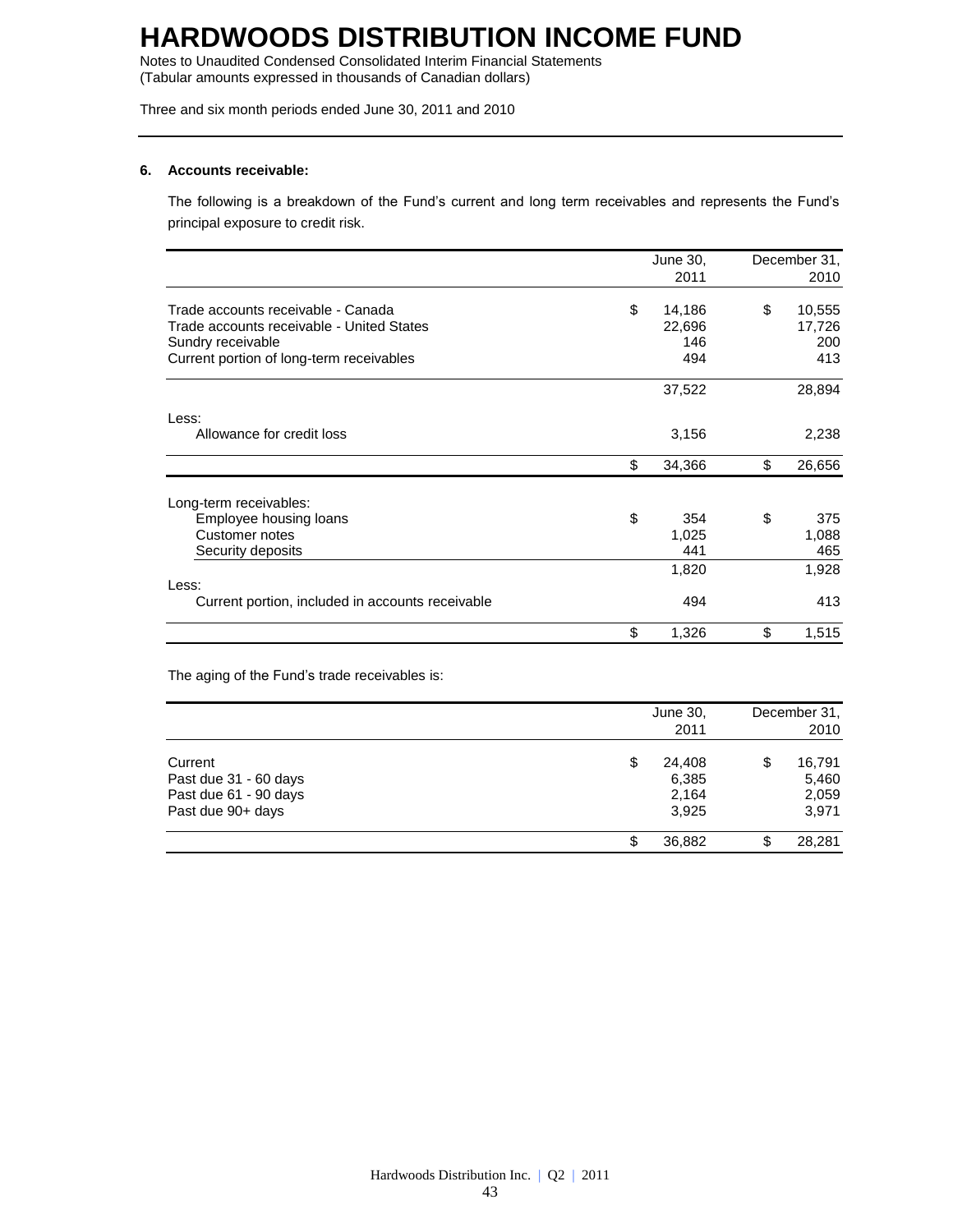# HARDWOODS DISTRIBUTION INCOME FUND

Notes to Unaudited Condensed Consolidated Interim Financial Statements
(Tabular amounts expressed in thousands of Canadian dollars)

Three and six month periods ended June 30, 2011 and 2010

## 6. Accounts receivable:

The following is a breakdown of the Fund's current and long term receivables and represents the Fund's principal exposure to credit risk.

| | June 30, 2011 | December 31, 2010 |
|---|---|---|
| Trade accounts receivable - Canada | $ 14,186 | $ 10,555 |
| Trade accounts receivable - United States | 22,696 | 17,726 |
| Sundry receivable | 146 | 200 |
| Current portion of long-term receivables | 494 | 413 |
| | 37,522 | 28,894 |
| Less: | | |
| Allowance for credit loss | 3,156 | 2,238 |
| | $ 34,366 | $ 26,656 |
| Long-term receivables: | | |
| Employee housing loans | $ 354 | $ 375 |
| Customer notes | 1,025 | 1,088 |
| Security deposits | 441 | 465 |
| | 1,820 | 1,928 |
| Less: | | |
| Current portion, included in accounts receivable | 494 | 413 |
| | $ 1,326 | $ 1,515 |

The aging of the Fund's trade receivables is:

| | June 30, 2011 | December 31, 2010 |
|---|---|---|
| Current | $ 24,408 | $ 16,791 |
| Past due 31 - 60 days | 6,385 | 5,460 |
| Past due 61 - 90 days | 2,164 | 2,059 |
| Past due 90+ days | 3,925 | 3,971 |
| | $ 36,882 | $ 28,281 |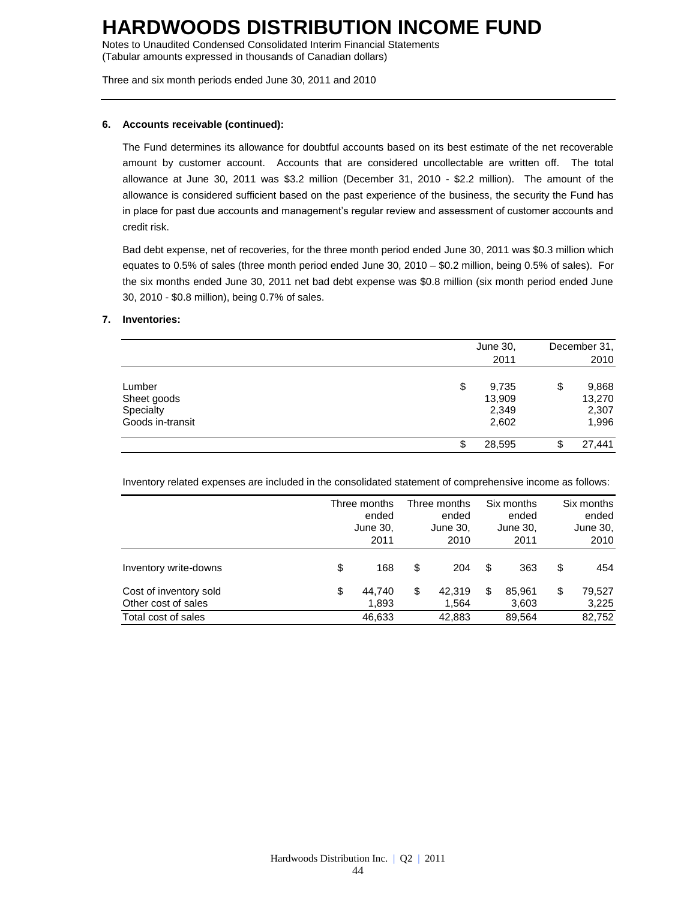# HARDWOODS DISTRIBUTION INCOME FUND

Notes to Unaudited Condensed Consolidated Interim Financial Statements
(Tabular amounts expressed in thousands of Canadian dollars)

Three and six month periods ended June 30, 2011 and 2010

**6. Accounts receivable (continued):**

The Fund determines its allowance for doubtful accounts based on its best estimate of the net recoverable amount by customer account. Accounts that are considered uncollectable are written off. The total allowance at June 30, 2011 was $3.2 million (December 31, 2010 - $2.2 million). The amount of the allowance is considered sufficient based on the past experience of the business, the security the Fund has in place for past due accounts and management's regular review and assessment of customer accounts and credit risk.

Bad debt expense, net of recoveries, for the three month period ended June 30, 2011 was $0.3 million which equates to 0.5% of sales (three month period ended June 30, 2010 – $0.2 million, being 0.5% of sales). For the six months ended June 30, 2011 net bad debt expense was $0.8 million (six month period ended June 30, 2010 - $0.8 million), being 0.7% of sales.

**7. Inventories:**

| | June 30, 2011 | December 31, 2010 |
|---|---|---|
| Lumber | $ 9,735 | $ 9,868 |
| Sheet goods | 13,909 | 13,270 |
| Specialty | 2,349 | 2,307 |
| Goods in-transit | 2,602 | 1,996 |
| | $ 28,595 | $ 27,441 |

Inventory related expenses are included in the consolidated statement of comprehensive income as follows:

| | Three months ended June 30, 2011 | Three months ended June 30, 2010 | Six months ended June 30, 2011 | Six months ended June 30, 2010 |
|---|---|---|---|---|
| Inventory write-downs | $ 168 | $ 204 | $ 363 | $ 454 |
| Cost of inventory sold | $ 44,740 | $ 42,319 | $ 85,961 | $ 79,527 |
| Other cost of sales | 1,893 | 1,564 | 3,603 | 3,225 |
| Total cost of sales | 46,633 | 42,883 | 89,564 | 82,752 |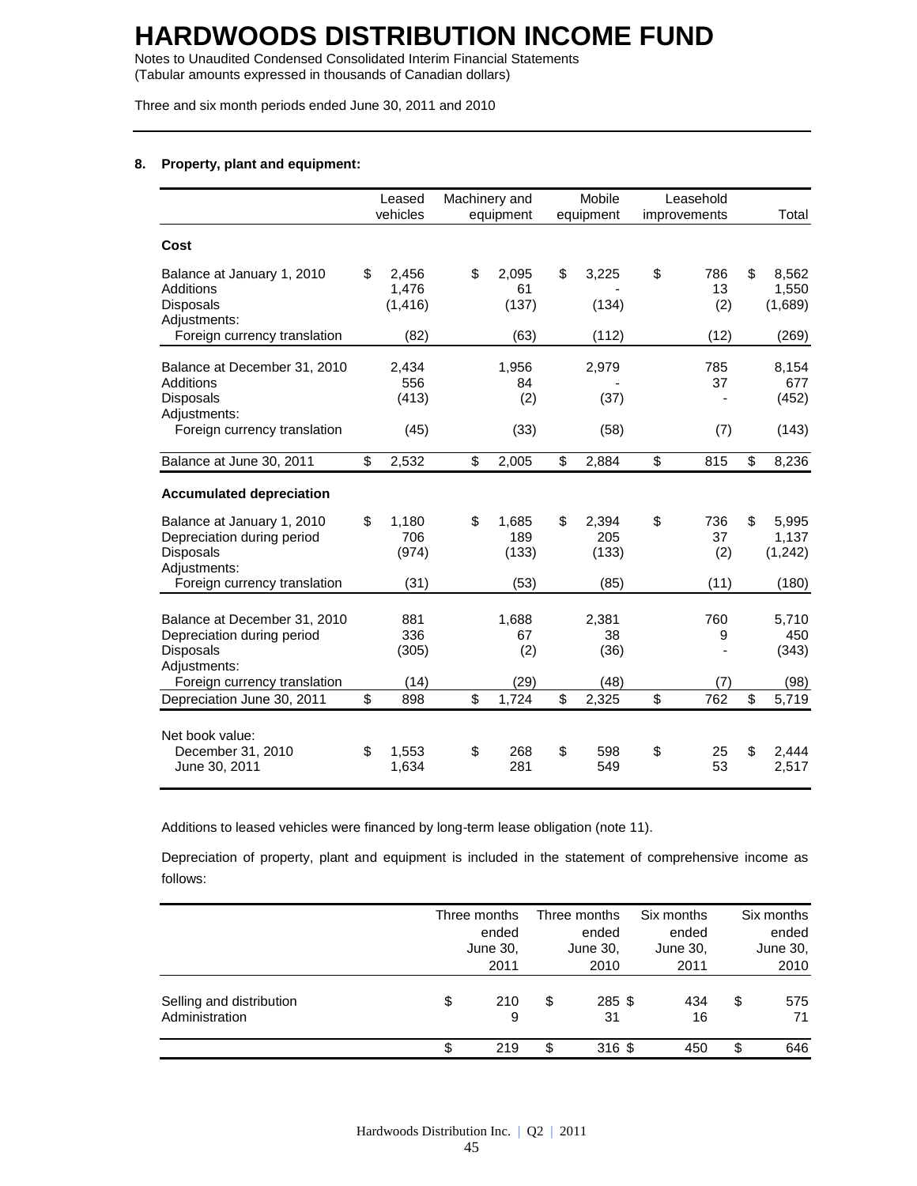# HARDWOODS DISTRIBUTION INCOME FUND

Notes to Unaudited Condensed Consolidated Interim Financial Statements
(Tabular amounts expressed in thousands of Canadian dollars)

Three and six month periods ended June 30, 2011 and 2010

**8. Property, plant and equipment:**

| | Leased vehicles | Machinery and equipment | Mobile equipment | Leasehold improvements | Total |
|---|---|---|---|---|---|
| **Cost** | | | | | |
| Balance at January 1, 2010 | $ 2,456 | $ 2,095 | $ 3,225 | $ 786 | $ 8,562 |
| Additions | 1,476 | 61 | - | 13 | 1,550 |
| Disposals | (1,416) | (137) | (134) | (2) | (1,689) |
| Adjustments: | | | | | |
| Foreign currency translation | (82) | (63) | (112) | (12) | (269) |
| Balance at December 31, 2010 | 2,434 | 1,956 | 2,979 | 785 | 8,154 |
| Additions | 556 | 84 | - | 37 | 677 |
| Disposals | (413) | (2) | (37) | - | (452) |
| Adjustments: | | | | | |
| Foreign currency translation | (45) | (33) | (58) | (7) | (143) |
| Balance at June 30, 2011 | $ 2,532 | $ 2,005 | $ 2,884 | $ 815 | $ 8,236 |
| **Accumulated depreciation** | | | | | |
| Balance at January 1, 2010 | $ 1,180 | $ 1,685 | $ 2,394 | $ 736 | $ 5,995 |
| Depreciation during period | 706 | 189 | 205 | 37 | 1,137 |
| Disposals | (974) | (133) | (133) | (2) | (1,242) |
| Adjustments: | | | | | |
| Foreign currency translation | (31) | (53) | (85) | (11) | (180) |
| Balance at December 31, 2010 | 881 | 1,688 | 2,381 | 760 | 5,710 |
| Depreciation during period | 336 | 67 | 38 | 9 | 450 |
| Disposals | (305) | (2) | (36) | - | (343) |
| Adjustments: | | | | | |
| Foreign currency translation | (14) | (29) | (48) | (7) | (98) |
| Depreciation June 30, 2011 | $ 898 | $ 1,724 | $ 2,325 | $ 762 | $ 5,719 |
| Net book value: | | | | | |
| December 31, 2010 | $ 1,553 | $ 268 | $ 598 | $ 25 | $ 2,444 |
| June 30, 2011 | 1,634 | 281 | 549 | 53 | 2,517 |

Additions to leased vehicles were financed by long-term lease obligation (note 11).

Depreciation of property, plant and equipment is included in the statement of comprehensive income as follows:

| | Three months ended June 30, 2011 | Three months ended June 30, 2010 | Six months ended June 30, 2011 | Six months ended June 30, 2010 |
|---|---|---|---|---|
| Selling and distribution | $ 210 | $ 285 | $ 434 | $ 575 |
| Administration | 9 | 31 | 16 | 71 |
| | $ 219 | $ 316 | $ 450 | $ 646 |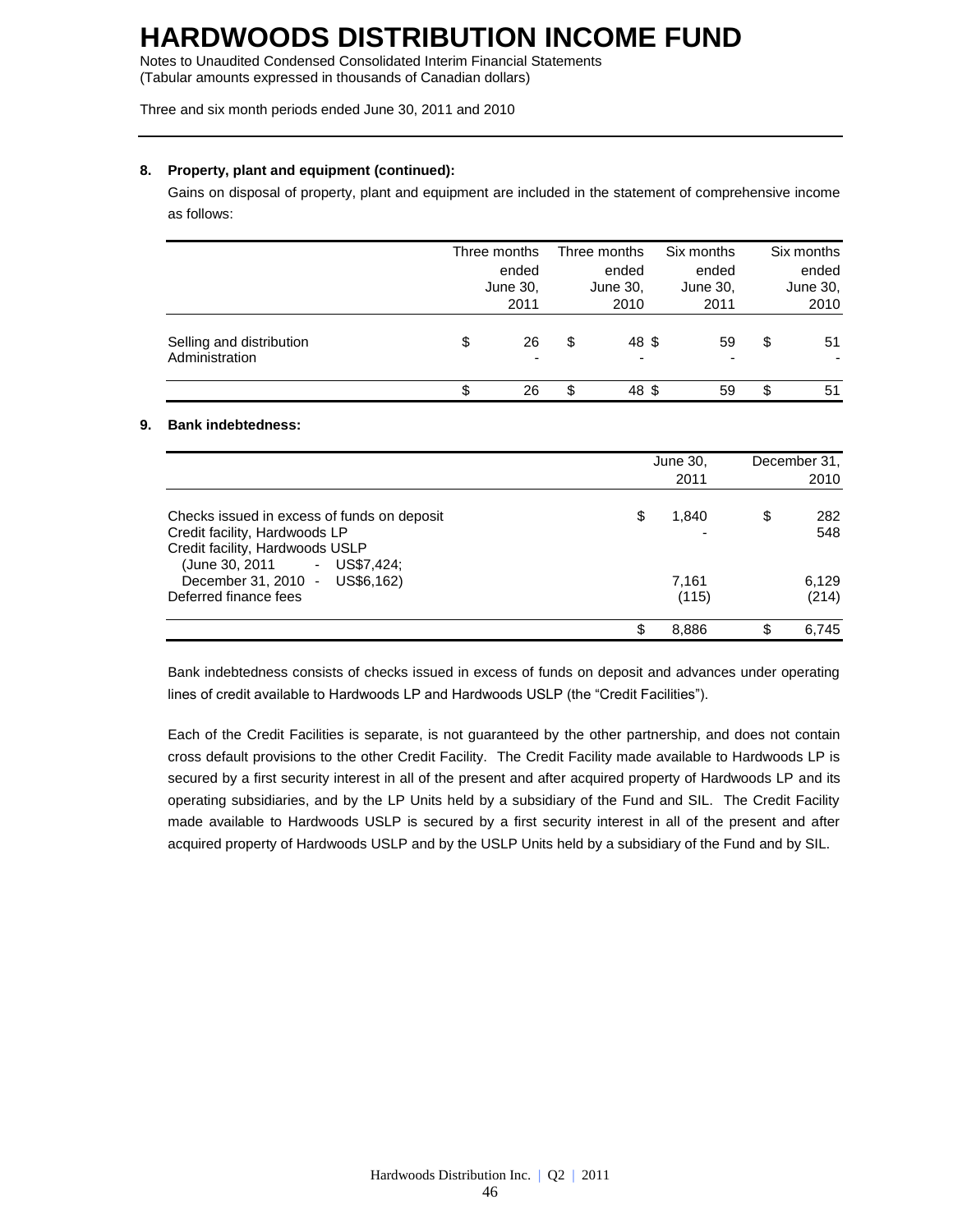# HARDWOODS DISTRIBUTION INCOME FUND

Notes to Unaudited Condensed Consolidated Interim Financial Statements
(Tabular amounts expressed in thousands of Canadian dollars)

Three and six month periods ended June 30, 2011 and 2010

**8. Property, plant and equipment (continued):**

Gains on disposal of property, plant and equipment are included in the statement of comprehensive income as follows:

| | Three months ended June 30, 2011 | Three months ended June 30, 2010 | Six months ended June 30, 2011 | Six months ended June 30, 2010 |
|---|---|---|---|---|
| Selling and distribution | $ 26 | $ 48 | $ 59 | $ 51 |
| Administration | - | - | - | - |
| | $ 26 | $ 48 | $ 59 | $ 51 |

**9. Bank indebtedness:**

| | June 30, 2011 | December 31, 2010 |
|---|---|---|
| Checks issued in excess of funds on deposit | $ 1,840 | $ 282 |
| Credit facility, Hardwoods LP | - | 548 |
| Credit facility, Hardwoods USLP (June 30, 2011 - US$7,424; December 31, 2010 - US$6,162) | 7,161 | 6,129 |
| Deferred finance fees | (115) | (214) |
| | $ 8,886 | $ 6,745 |

Bank indebtedness consists of checks issued in excess of funds on deposit and advances under operating lines of credit available to Hardwoods LP and Hardwoods USLP (the "Credit Facilities").

Each of the Credit Facilities is separate, is not guaranteed by the other partnership, and does not contain cross default provisions to the other Credit Facility. The Credit Facility made available to Hardwoods LP is secured by a first security interest in all of the present and after acquired property of Hardwoods LP and its operating subsidiaries, and by the LP Units held by a subsidiary of the Fund and SIL. The Credit Facility made available to Hardwoods USLP is secured by a first security interest in all of the present and after acquired property of Hardwoods USLP and by the USLP Units held by a subsidiary of the Fund and by SIL.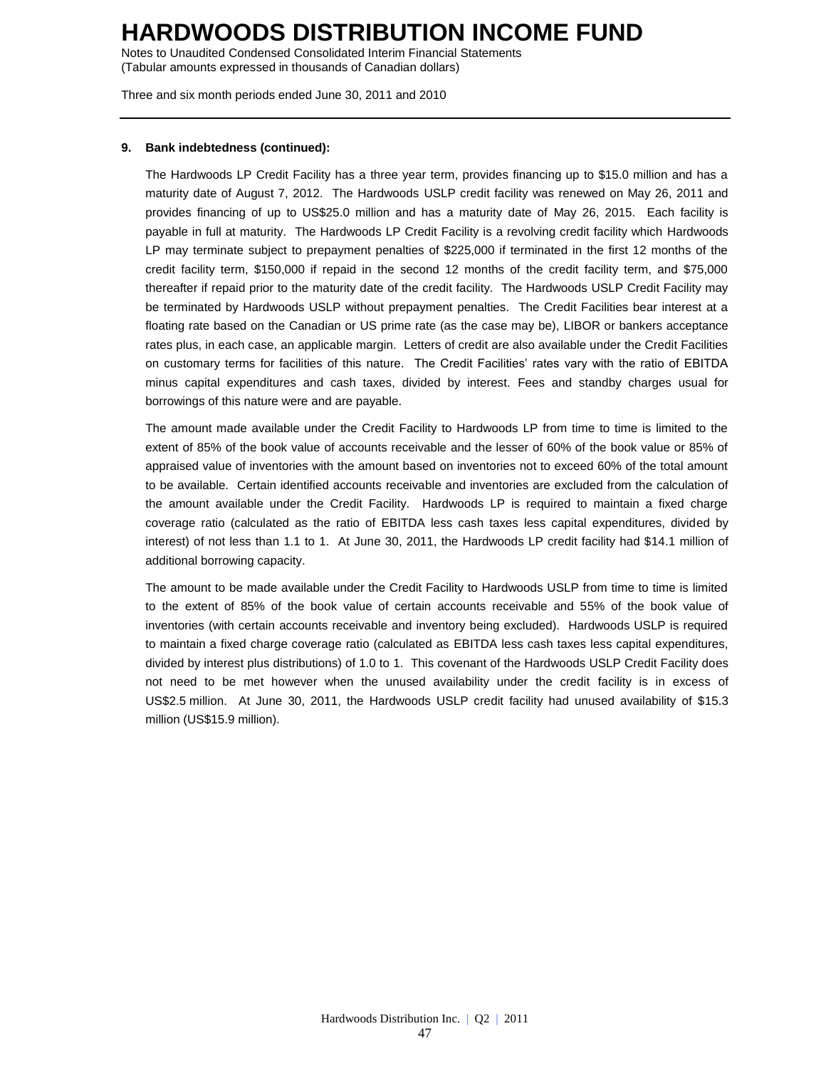**9. Bank indebtedness (continued):**

The Hardwoods LP Credit Facility has a three year term, provides financing up to $15.0 million and has a maturity date of August 7, 2012. The Hardwoods USLP credit facility was renewed on May 26, 2011 and provides financing of up to US$25.0 million and has a maturity date of May 26, 2015. Each facility is payable in full at maturity. The Hardwoods LP Credit Facility is a revolving credit facility which Hardwoods LP may terminate subject to prepayment penalties of $225,000 if terminated in the first 12 months of the credit facility term, $150,000 if repaid in the second 12 months of the credit facility term, and $75,000 thereafter if repaid prior to the maturity date of the credit facility. The Hardwoods USLP Credit Facility may be terminated by Hardwoods USLP without prepayment penalties. The Credit Facilities bear interest at a floating rate based on the Canadian or US prime rate (as the case may be), LIBOR or bankers acceptance rates plus, in each case, an applicable margin. Letters of credit are also available under the Credit Facilities on customary terms for facilities of this nature. The Credit Facilities' rates vary with the ratio of EBITDA minus capital expenditures and cash taxes, divided by interest. Fees and standby charges usual for borrowings of this nature were and are payable.

The amount made available under the Credit Facility to Hardwoods LP from time to time is limited to the extent of 85% of the book value of accounts receivable and the lesser of 60% of the book value or 85% of appraised value of inventories with the amount based on inventories not to exceed 60% of the total amount to be available. Certain identified accounts receivable and inventories are excluded from the calculation of the amount available under the Credit Facility. Hardwoods LP is required to maintain a fixed charge coverage ratio (calculated as the ratio of EBITDA less cash taxes less capital expenditures, divided by interest) of not less than 1.1 to 1. At June 30, 2011, the Hardwoods LP credit facility had $14.1 million of additional borrowing capacity.

The amount to be made available under the Credit Facility to Hardwoods USLP from time to time is limited to the extent of 85% of the book value of certain accounts receivable and 55% of the book value of inventories (with certain accounts receivable and inventory being excluded). Hardwoods USLP is required to maintain a fixed charge coverage ratio (calculated as EBITDA less cash taxes less capital expenditures, divided by interest plus distributions) of 1.0 to 1. This covenant of the Hardwoods USLP Credit Facility does not need to be met however when the unused availability under the credit facility is in excess of US$2.5 million. At June 30, 2011, the Hardwoods USLP credit facility had unused availability of $15.3 million (US$15.9 million).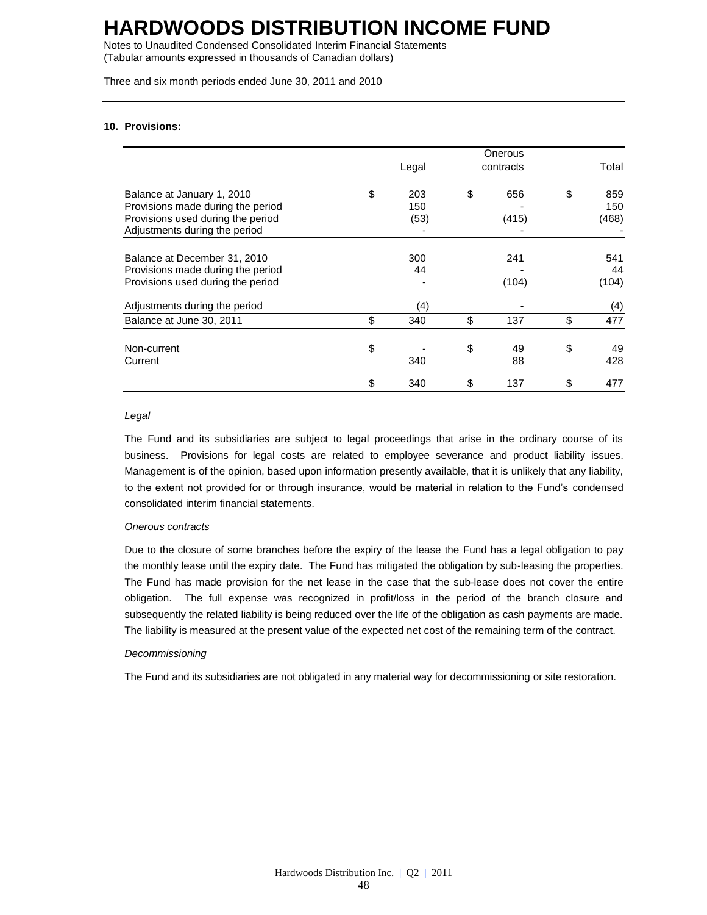# HARDWOODS DISTRIBUTION INCOME FUND

Notes to Unaudited Condensed Consolidated Interim Financial Statements
(Tabular amounts expressed in thousands of Canadian dollars)

Three and six month periods ended June 30, 2011 and 2010

**10. Provisions:**

| | Legal | Onerous contracts | Total |
|---|---|---|---|
| Balance at January 1, 2010 | $ 203 | $ 656 | $ 859 |
| Provisions made during the period | 150 | - | 150 |
| Provisions used during the period | (53) | (415) | (468) |
| Adjustments during the period | - | - | - |
| Balance at December 31, 2010 | 300 | 241 | 541 |
| Provisions made during the period | 44 | - | 44 |
| Provisions used during the period | - | (104) | (104) |
| Adjustments during the period | (4) | - | (4) |
| Balance at June 30, 2011 | $ 340 | $ 137 | $ 477 |
| Non-current | $ - | $ 49 | $ 49 |
| Current | 340 | 88 | 428 |
| | $ 340 | $ 137 | $ 477 |

*Legal*

The Fund and its subsidiaries are subject to legal proceedings that arise in the ordinary course of its business. Provisions for legal costs are related to employee severance and product liability issues. Management is of the opinion, based upon information presently available, that it is unlikely that any liability, to the extent not provided for or through insurance, would be material in relation to the Fund's condensed consolidated interim financial statements.

*Onerous contracts*

Due to the closure of some branches before the expiry of the lease the Fund has a legal obligation to pay the monthly lease until the expiry date. The Fund has mitigated the obligation by sub-leasing the properties. The Fund has made provision for the net lease in the case that the sub-lease does not cover the entire obligation. The full expense was recognized in profit/loss in the period of the branch closure and subsequently the related liability is being reduced over the life of the obligation as cash payments are made. The liability is measured at the present value of the expected net cost of the remaining term of the contract.

*Decommissioning*

The Fund and its subsidiaries are not obligated in any material way for decommissioning or site restoration.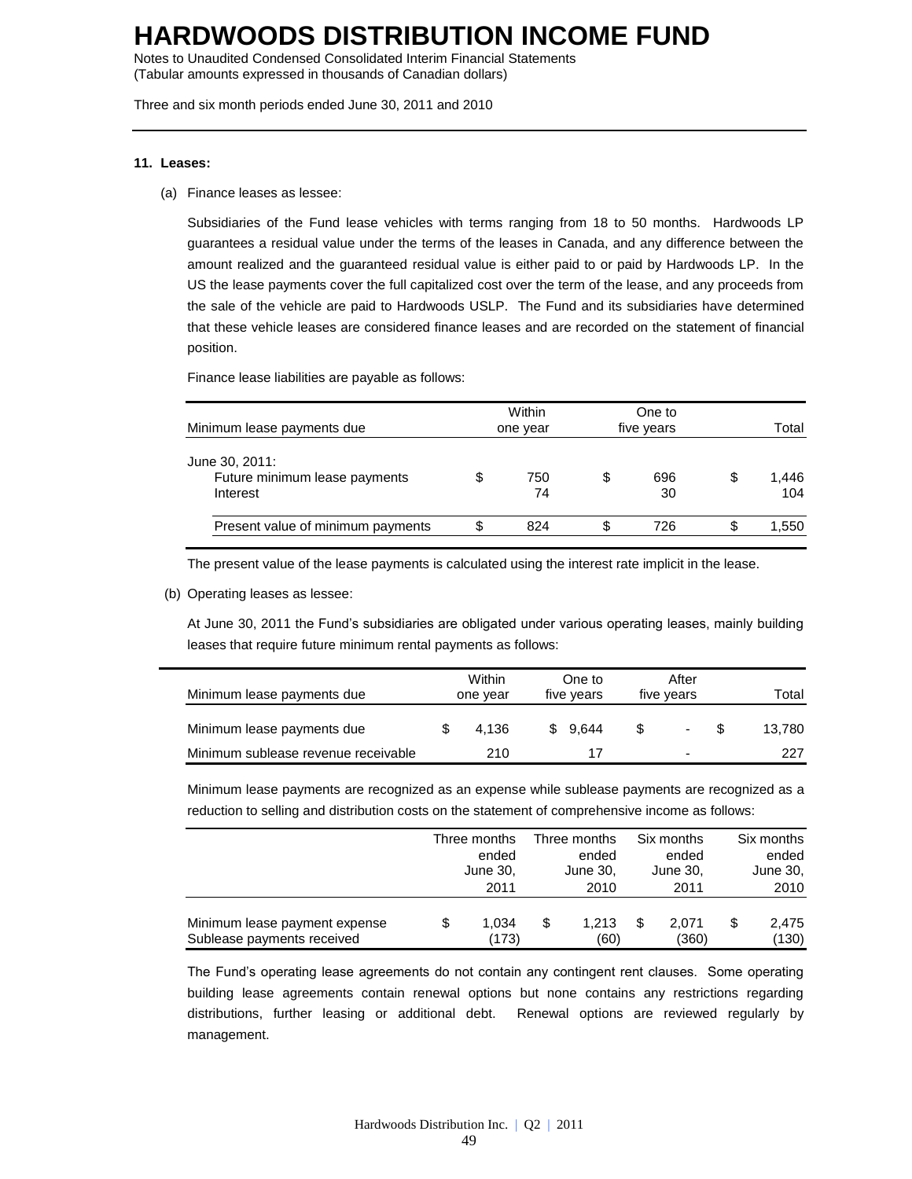# HARDWOODS DISTRIBUTION INCOME FUND

Notes to Unaudited Condensed Consolidated Interim Financial Statements
(Tabular amounts expressed in thousands of Canadian dollars)

Three and six month periods ended June 30, 2011 and 2010

**11. Leases:**

(a) Finance leases as lessee:

Subsidiaries of the Fund lease vehicles with terms ranging from 18 to 50 months. Hardwoods LP guarantees a residual value under the terms of the leases in Canada, and any difference between the amount realized and the guaranteed residual value is either paid to or paid by Hardwoods LP. In the US the lease payments cover the full capitalized cost over the term of the lease, and any proceeds from the sale of the vehicle are paid to Hardwoods USLP. The Fund and its subsidiaries have determined that these vehicle leases are considered finance leases and are recorded on the statement of financial position.

Finance lease liabilities are payable as follows:

| Minimum lease payments due | Within one year | One to five years | Total |
|---|---|---|---|
| June 30, 2011: | | | |
| Future minimum lease payments | $ 750 | $ 696 | $ 1,446 |
| Interest | 74 | 30 | 104 |
| Present value of minimum payments | $ 824 | $ 726 | $ 1,550 |

The present value of the lease payments is calculated using the interest rate implicit in the lease.

(b) Operating leases as lessee:

At June 30, 2011 the Fund's subsidiaries are obligated under various operating leases, mainly building leases that require future minimum rental payments as follows:

| Minimum lease payments due | Within one year | One to five years | After five years | Total |
|---|---|---|---|---|
| Minimum lease payments due | $ 4,136 | $ 9,644 | $ - | $ 13,780 |
| Minimum sublease revenue receivable | 210 | 17 | - | 227 |

Minimum lease payments are recognized as an expense while sublease payments are recognized as a reduction to selling and distribution costs on the statement of comprehensive income as follows:

| | Three months ended June 30, 2011 | Three months ended June 30, 2010 | Six months ended June 30, 2011 | Six months ended June 30, 2010 |
|---|---|---|---|---|
| Minimum lease payment expense | $ 1,034 | $ 1,213 | $ 2,071 | $ 2,475 |
| Sublease payments received | (173) | (60) | (360) | (130) |

The Fund's operating lease agreements do not contain any contingent rent clauses. Some operating building lease agreements contain renewal options but none contains any restrictions regarding distributions, further leasing or additional debt. Renewal options are reviewed regularly by management.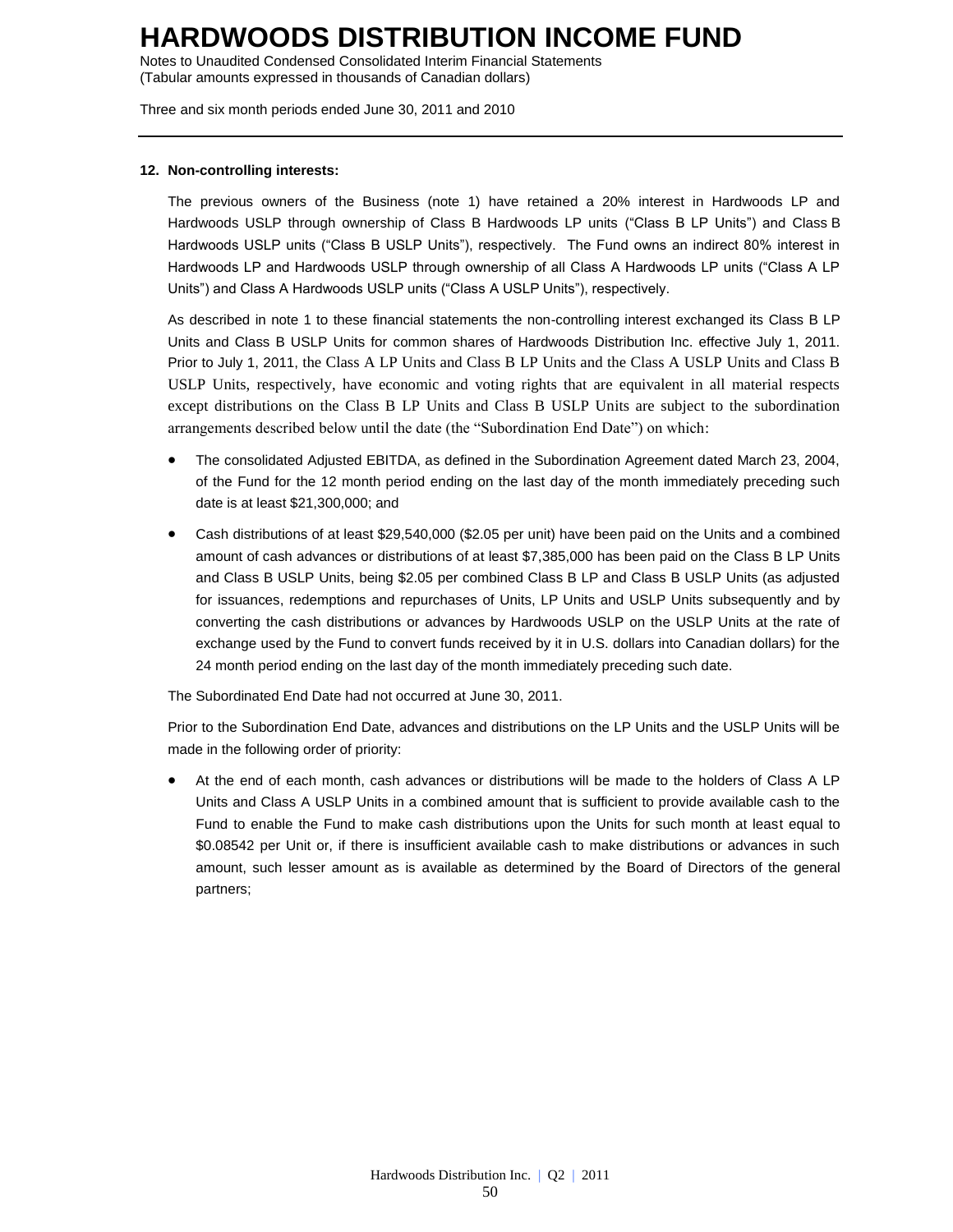## 12. Non-controlling interests:

The previous owners of the Business (note 1) have retained a 20% interest in Hardwoods LP and Hardwoods USLP through ownership of Class B Hardwoods LP units ("Class B LP Units") and Class B Hardwoods USLP units ("Class B USLP Units"), respectively. The Fund owns an indirect 80% interest in Hardwoods LP and Hardwoods USLP through ownership of all Class A Hardwoods LP units ("Class A LP Units") and Class A Hardwoods USLP units ("Class A USLP Units"), respectively.

As described in note 1 to these financial statements the non-controlling interest exchanged its Class B LP Units and Class B USLP Units for common shares of Hardwoods Distribution Inc. effective July 1, 2011. Prior to July 1, 2011, the Class A LP Units and Class B LP Units and the Class A USLP Units and Class B USLP Units, respectively, have economic and voting rights that are equivalent in all material respects except distributions on the Class B LP Units and Class B USLP Units are subject to the subordination arrangements described below until the date (the "Subordination End Date") on which:

- The consolidated Adjusted EBITDA, as defined in the Subordination Agreement dated March 23, 2004, of the Fund for the 12 month period ending on the last day of the month immediately preceding such date is at least $21,300,000; and
- Cash distributions of at least $29,540,000 ($2.05 per unit) have been paid on the Units and a combined amount of cash advances or distributions of at least $7,385,000 has been paid on the Class B LP Units and Class B USLP Units, being $2.05 per combined Class B LP and Class B USLP Units (as adjusted for issuances, redemptions and repurchases of Units, LP Units and USLP Units subsequently and by converting the cash distributions or advances by Hardwoods USLP on the USLP Units at the rate of exchange used by the Fund to convert funds received by it in U.S. dollars into Canadian dollars) for the 24 month period ending on the last day of the month immediately preceding such date.

The Subordinated End Date had not occurred at June 30, 2011.

Prior to the Subordination End Date, advances and distributions on the LP Units and the USLP Units will be made in the following order of priority:

- At the end of each month, cash advances or distributions will be made to the holders of Class A LP Units and Class A USLP Units in a combined amount that is sufficient to provide available cash to the Fund to enable the Fund to make cash distributions upon the Units for such month at least equal to $0.08542 per Unit or, if there is insufficient available cash to make distributions or advances in such amount, such lesser amount as is available as determined by the Board of Directors of the general partners;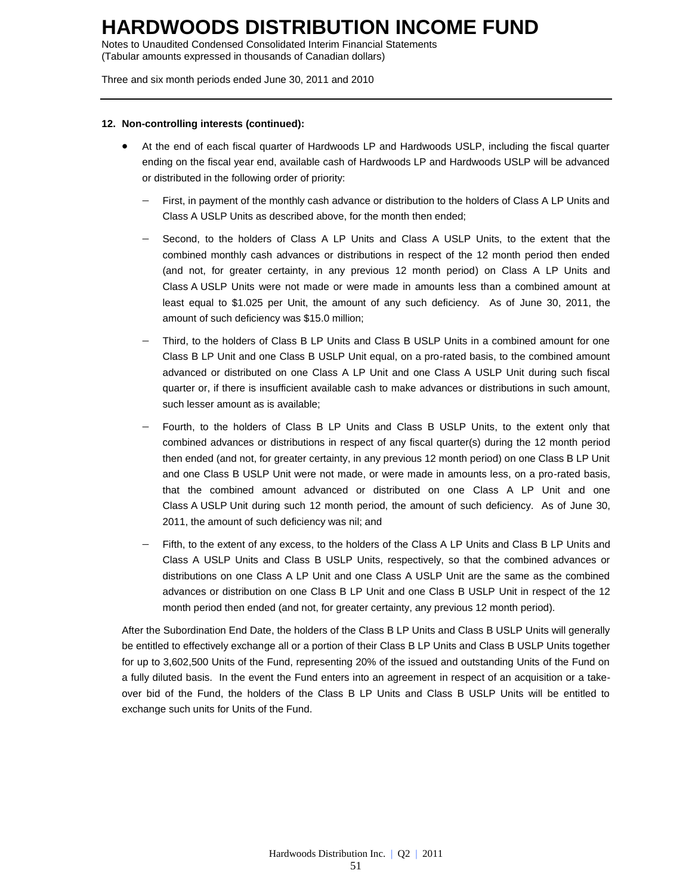**12. Non-controlling interests (continued):**

- At the end of each fiscal quarter of Hardwoods LP and Hardwoods USLP, including the fiscal quarter ending on the fiscal year end, available cash of Hardwoods LP and Hardwoods USLP will be advanced or distributed in the following order of priority:
  - First, in payment of the monthly cash advance or distribution to the holders of Class A LP Units and Class A USLP Units as described above, for the month then ended;
  - Second, to the holders of Class A LP Units and Class A USLP Units, to the extent that the combined monthly cash advances or distributions in respect of the 12 month period then ended (and not, for greater certainty, in any previous 12 month period) on Class A LP Units and Class A USLP Units were not made or were made in amounts less than a combined amount at least equal to $1.025 per Unit, the amount of any such deficiency. As of June 30, 2011, the amount of such deficiency was $15.0 million;
  - Third, to the holders of Class B LP Units and Class B USLP Units in a combined amount for one Class B LP Unit and one Class B USLP Unit equal, on a pro-rated basis, to the combined amount advanced or distributed on one Class A LP Unit and one Class A USLP Unit during such fiscal quarter or, if there is insufficient available cash to make advances or distributions in such amount, such lesser amount as is available;
  - Fourth, to the holders of Class B LP Units and Class B USLP Units, to the extent only that combined advances or distributions in respect of any fiscal quarter(s) during the 12 month period then ended (and not, for greater certainty, in any previous 12 month period) on one Class B LP Unit and one Class B USLP Unit were not made, or were made in amounts less, on a pro-rated basis, that the combined amount advanced or distributed on one Class A LP Unit and one Class A USLP Unit during such 12 month period, the amount of such deficiency. As of June 30, 2011, the amount of such deficiency was nil; and
  - Fifth, to the extent of any excess, to the holders of the Class A LP Units and Class B LP Units and Class A USLP Units and Class B USLP Units, respectively, so that the combined advances or distributions on one Class A LP Unit and one Class A USLP Unit are the same as the combined advances or distribution on one Class B LP Unit and one Class B USLP Unit in respect of the 12 month period then ended (and not, for greater certainty, any previous 12 month period).

After the Subordination End Date, the holders of the Class B LP Units and Class B USLP Units will generally be entitled to effectively exchange all or a portion of their Class B LP Units and Class B USLP Units together for up to 3,602,500 Units of the Fund, representing 20% of the issued and outstanding Units of the Fund on a fully diluted basis. In the event the Fund enters into an agreement in respect of an acquisition or a take-over bid of the Fund, the holders of the Class B LP Units and Class B USLP Units will be entitled to exchange such units for Units of the Fund.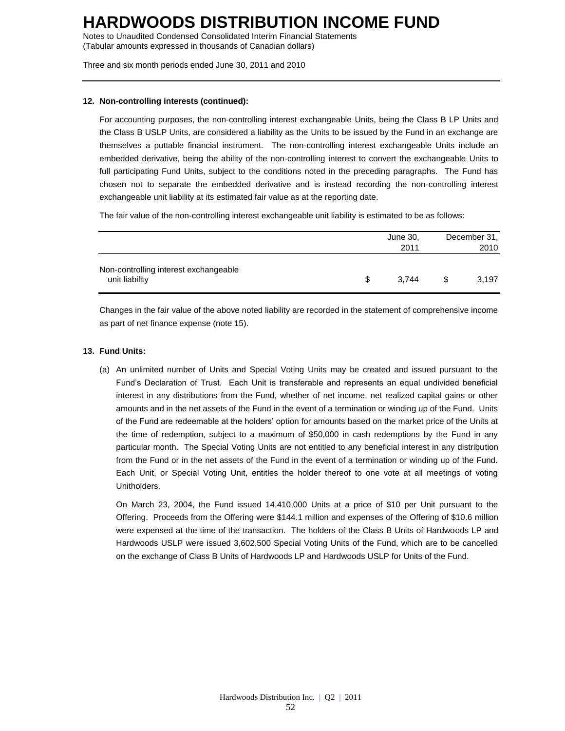**12. Non-controlling interests (continued):**

For accounting purposes, the non-controlling interest exchangeable Units, being the Class B LP Units and the Class B USLP Units, are considered a liability as the Units to be issued by the Fund in an exchange are themselves a puttable financial instrument. The non-controlling interest exchangeable Units include an embedded derivative, being the ability of the non-controlling interest to convert the exchangeable Units to full participating Fund Units, subject to the conditions noted in the preceding paragraphs. The Fund has chosen not to separate the embedded derivative and is instead recording the non-controlling interest exchangeable unit liability at its estimated fair value as at the reporting date.

The fair value of the non-controlling interest exchangeable unit liability is estimated to be as follows:

| | June 30, 2011 | December 31, 2010 |
|---|---|---|
| Non-controlling interest exchangeable unit liability | $ 3,744 | $ 3,197 |

Changes in the fair value of the above noted liability are recorded in the statement of comprehensive income as part of net finance expense (note 15).

**13. Fund Units:**

(a) An unlimited number of Units and Special Voting Units may be created and issued pursuant to the Fund's Declaration of Trust. Each Unit is transferable and represents an equal undivided beneficial interest in any distributions from the Fund, whether of net income, net realized capital gains or other amounts and in the net assets of the Fund in the event of a termination or winding up of the Fund. Units of the Fund are redeemable at the holders' option for amounts based on the market price of the Units at the time of redemption, subject to a maximum of $50,000 in cash redemptions by the Fund in any particular month. The Special Voting Units are not entitled to any beneficial interest in any distribution from the Fund or in the net assets of the Fund in the event of a termination or winding up of the Fund. Each Unit, or Special Voting Unit, entitles the holder thereof to one vote at all meetings of voting Unitholders.

On March 23, 2004, the Fund issued 14,410,000 Units at a price of $10 per Unit pursuant to the Offering. Proceeds from the Offering were $144.1 million and expenses of the Offering of $10.6 million were expensed at the time of the transaction. The holders of the Class B Units of Hardwoods LP and Hardwoods USLP were issued 3,602,500 Special Voting Units of the Fund, which are to be cancelled on the exchange of Class B Units of Hardwoods LP and Hardwoods USLP for Units of the Fund.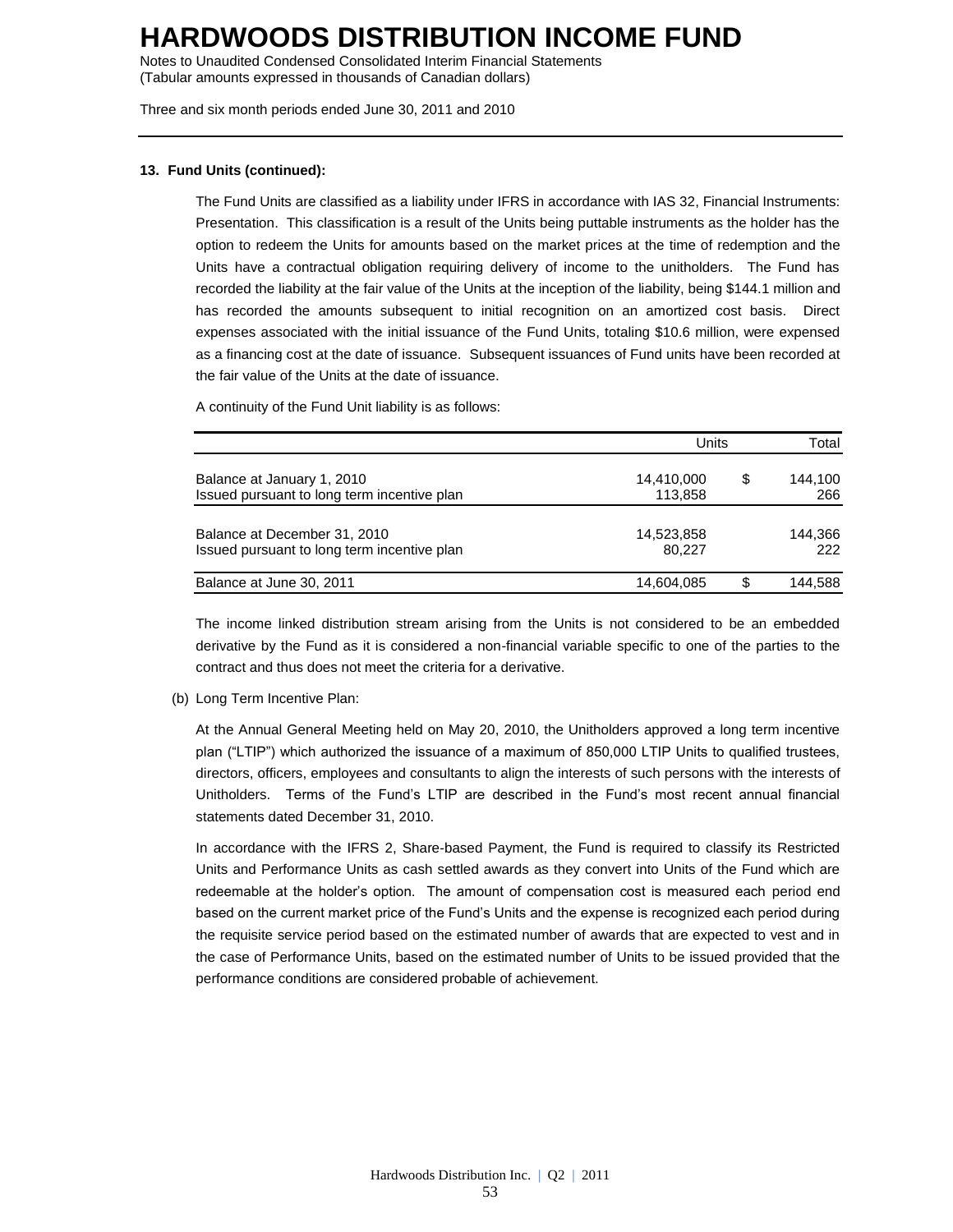**13. Fund Units (continued):**

The Fund Units are classified as a liability under IFRS in accordance with IAS 32, Financial Instruments: Presentation. This classification is a result of the Units being puttable instruments as the holder has the option to redeem the Units for amounts based on the market prices at the time of redemption and the Units have a contractual obligation requiring delivery of income to the unitholders. The Fund has recorded the liability at the fair value of the Units at the inception of the liability, being $144.1 million and has recorded the amounts subsequent to initial recognition on an amortized cost basis. Direct expenses associated with the initial issuance of the Fund Units, totaling $10.6 million, were expensed as a financing cost at the date of issuance. Subsequent issuances of Fund units have been recorded at the fair value of the Units at the date of issuance.

A continuity of the Fund Unit liability is as follows:

| | Units | | Total |
|---|---|---|---|
| Balance at January 1, 2010 | 14,410,000 | $ | 144,100 |
| Issued pursuant to long term incentive plan | 113,858 | | 266 |
| Balance at December 31, 2010 | 14,523,858 | | 144,366 |
| Issued pursuant to long term incentive plan | 80,227 | | 222 |
| Balance at June 30, 2011 | 14,604,085 | $ | 144,588 |

The income linked distribution stream arising from the Units is not considered to be an embedded derivative by the Fund as it is considered a non-financial variable specific to one of the parties to the contract and thus does not meet the criteria for a derivative.

(b) Long Term Incentive Plan:

At the Annual General Meeting held on May 20, 2010, the Unitholders approved a long term incentive plan ("LTIP") which authorized the issuance of a maximum of 850,000 LTIP Units to qualified trustees, directors, officers, employees and consultants to align the interests of such persons with the interests of Unitholders. Terms of the Fund's LTIP are described in the Fund's most recent annual financial statements dated December 31, 2010.

In accordance with the IFRS 2, Share-based Payment, the Fund is required to classify its Restricted Units and Performance Units as cash settled awards as they convert into Units of the Fund which are redeemable at the holder's option. The amount of compensation cost is measured each period end based on the current market price of the Fund's Units and the expense is recognized each period during the requisite service period based on the estimated number of awards that are expected to vest and in the case of Performance Units, based on the estimated number of Units to be issued provided that the performance conditions are considered probable of achievement.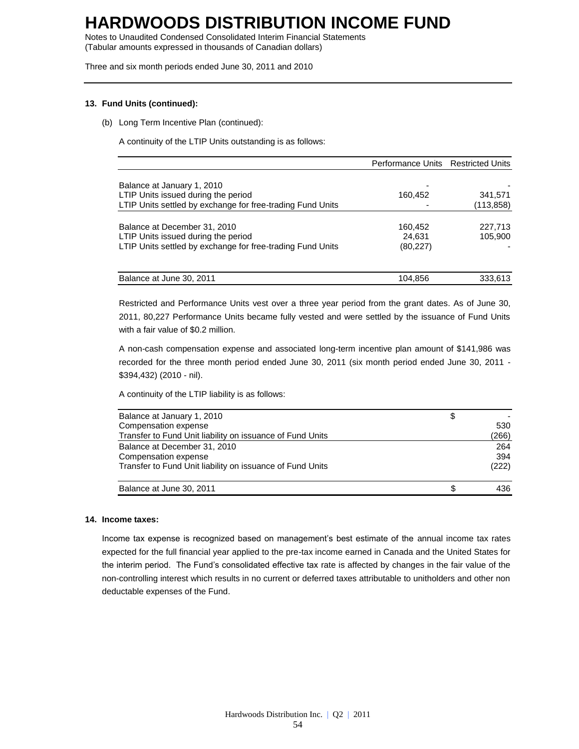# HARDWOODS DISTRIBUTION INCOME FUND

Notes to Unaudited Condensed Consolidated Interim Financial Statements
(Tabular amounts expressed in thousands of Canadian dollars)

Three and six month periods ended June 30, 2011 and 2010

**13. Fund Units (continued):**

(b) Long Term Incentive Plan (continued):

A continuity of the LTIP Units outstanding is as follows:

| | Performance Units | Restricted Units |
|---|---|---|
| Balance at January 1, 2010 | - | - |
| LTIP Units issued during the period | 160,452 | 341,571 |
| LTIP Units settled by exchange for free-trading Fund Units | - | (113,858) |
| Balance at December 31, 2010 | 160,452 | 227,713 |
| LTIP Units issued during the period | 24,631 | 105,900 |
| LTIP Units settled by exchange for free-trading Fund Units | (80,227) | - |
| Balance at June 30, 2011 | 104,856 | 333,613 |

Restricted and Performance Units vest over a three year period from the grant dates. As of June 30, 2011, 80,227 Performance Units became fully vested and were settled by the issuance of Fund Units with a fair value of $0.2 million.

A non-cash compensation expense and associated long-term incentive plan amount of $141,986 was recorded for the three month period ended June 30, 2011 (six month period ended June 30, 2011 - $394,432) (2010 - nil).

A continuity of the LTIP liability is as follows:

| | |
|---|---|
| Balance at January 1, 2010 | $ - |
| Compensation expense | 530 |
| Transfer to Fund Unit liability on issuance of Fund Units | (266) |
| Balance at December 31, 2010 | 264 |
| Compensation expense | 394 |
| Transfer to Fund Unit liability on issuance of Fund Units | (222) |
| Balance at June 30, 2011 | $ 436 |

**14. Income taxes:**

Income tax expense is recognized based on management's best estimate of the annual income tax rates expected for the full financial year applied to the pre-tax income earned in Canada and the United States for the interim period. The Fund's consolidated effective tax rate is affected by changes in the fair value of the non-controlling interest which results in no current or deferred taxes attributable to unitholders and other non deductable expenses of the Fund.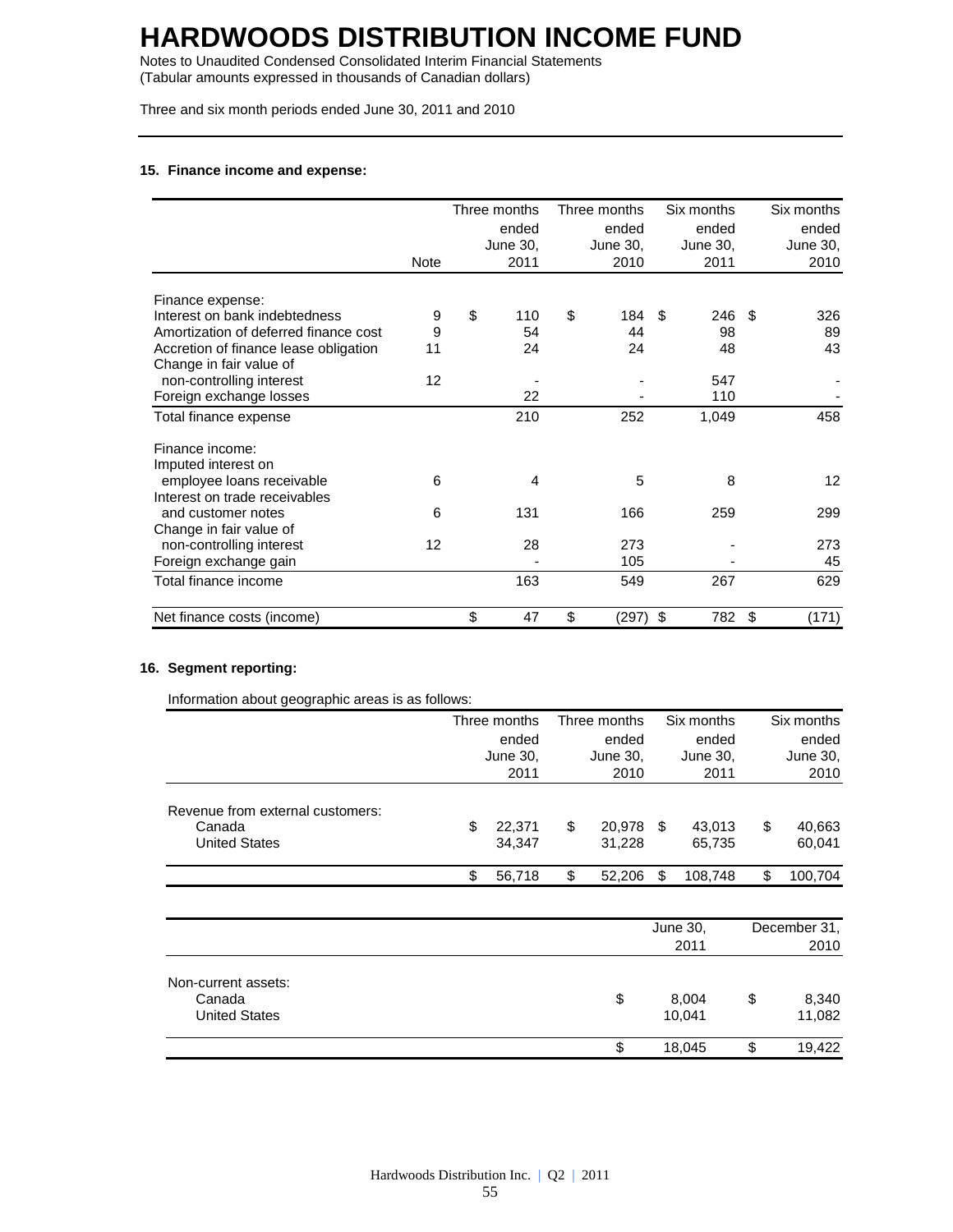# HARDWOODS DISTRIBUTION INCOME FUND

Notes to Unaudited Condensed Consolidated Interim Financial Statements
(Tabular amounts expressed in thousands of Canadian dollars)

Three and six month periods ended June 30, 2011 and 2010

**15. Finance income and expense:**

| | Note | Three months ended June 30, 2011 | Three months ended June 30, 2010 | Six months ended June 30, 2011 | Six months ended June 30, 2010 |
|---|---|---|---|---|---|
| Finance expense: | | | | | |
| Interest on bank indebtedness | 9 | $ 110 | $ 184 | $ 246 | $ 326 |
| Amortization of deferred finance cost | 9 | 54 | 44 | 98 | 89 |
| Accretion of finance lease obligation | 11 | 24 | 24 | 48 | 43 |
| Change in fair value of non-controlling interest | 12 | - | - | 547 | - |
| Foreign exchange losses | | 22 | - | 110 | - |
| Total finance expense | | 210 | 252 | 1,049 | 458 |
| Finance income: | | | | | |
| Imputed interest on employee loans receivable | 6 | 4 | 5 | 8 | 12 |
| Interest on trade receivables and customer notes | 6 | 131 | 166 | 259 | 299 |
| Change in fair value of non-controlling interest | 12 | 28 | 273 | - | 273 |
| Foreign exchange gain | | - | 105 | - | 45 |
| Total finance income | | 163 | 549 | 267 | 629 |
| Net finance costs (income) | | $ 47 | $ (297) | $ 782 | $ (171) |

**16. Segment reporting:**

Information about geographic areas is as follows:

| | Three months ended June 30, 2011 | Three months ended June 30, 2010 | Six months ended June 30, 2011 | Six months ended June 30, 2010 |
|---|---|---|---|---|
| Revenue from external customers: | | | | |
| Canada | $ 22,371 | $ 20,978 | $ 43,013 | $ 40,663 |
| United States | 34,347 | 31,228 | 65,735 | 60,041 |
| | $ 56,718 | $ 52,206 | $ 108,748 | $ 100,704 |

| | June 30, 2011 | December 31, 2010 |
|---|---|---|
| Non-current assets: | | |
| Canada | $ 8,004 | $ 8,340 |
| United States | 10,041 | 11,082 |
| | $ 18,045 | $ 19,422 |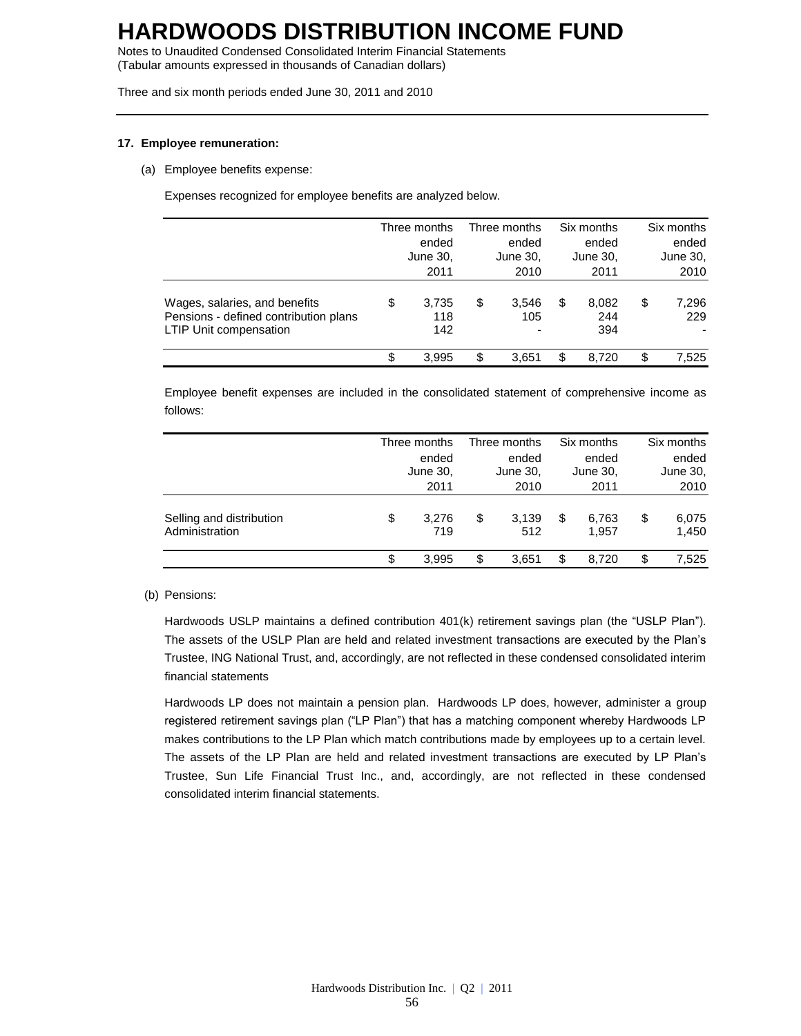# HARDWOODS DISTRIBUTION INCOME FUND

Notes to Unaudited Condensed Consolidated Interim Financial Statements
(Tabular amounts expressed in thousands of Canadian dollars)

Three and six month periods ended June 30, 2011 and 2010

**17. Employee remuneration:**

(a) Employee benefits expense:

Expenses recognized for employee benefits are analyzed below.

| | Three months ended June 30, 2011 | Three months ended June 30, 2010 | Six months ended June 30, 2011 | Six months ended June 30, 2010 |
|---|---|---|---|---|
| Wages, salaries, and benefits | $ 3,735 | $ 3,546 | $ 8,082 | $ 7,296 |
| Pensions - defined contribution plans | 118 | 105 | 244 | 229 |
| LTIP Unit compensation | 142 | - | 394 | - |
| | $ 3,995 | $ 3,651 | $ 8,720 | $ 7,525 |

Employee benefit expenses are included in the consolidated statement of comprehensive income as follows:

| | Three months ended June 30, 2011 | Three months ended June 30, 2010 | Six months ended June 30, 2011 | Six months ended June 30, 2010 |
|---|---|---|---|---|
| Selling and distribution | $ 3,276 | $ 3,139 | $ 6,763 | $ 6,075 |
| Administration | 719 | 512 | 1,957 | 1,450 |
| | $ 3,995 | $ 3,651 | $ 8,720 | $ 7,525 |

(b) Pensions:

Hardwoods USLP maintains a defined contribution 401(k) retirement savings plan (the "USLP Plan"). The assets of the USLP Plan are held and related investment transactions are executed by the Plan's Trustee, ING National Trust, and, accordingly, are not reflected in these condensed consolidated interim financial statements

Hardwoods LP does not maintain a pension plan. Hardwoods LP does, however, administer a group registered retirement savings plan ("LP Plan") that has a matching component whereby Hardwoods LP makes contributions to the LP Plan which match contributions made by employees up to a certain level. The assets of the LP Plan are held and related investment transactions are executed by LP Plan's Trustee, Sun Life Financial Trust Inc., and, accordingly, are not reflected in these condensed consolidated interim financial statements.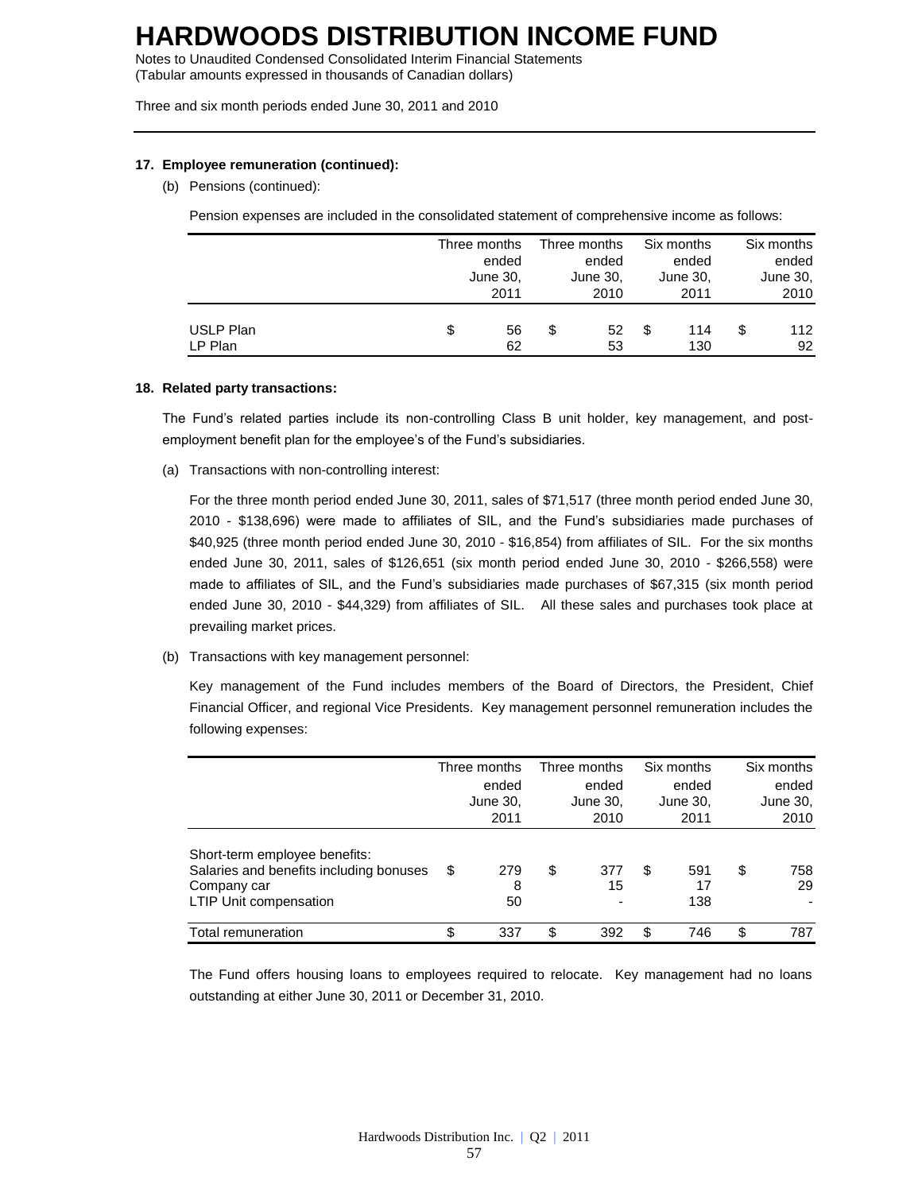**17. Employee remuneration (continued):**

(b) Pensions (continued):

Pension expenses are included in the consolidated statement of comprehensive income as follows:

| | Three months ended June 30, 2011 | Three months ended June 30, 2010 | Six months ended June 30, 2011 | Six months ended June 30, 2010 |
|---|---|---|---|---|
| USLP Plan | $ 56 | $ 52 | $ 114 | $ 112 |
| LP Plan | 62 | 53 | 130 | 92 |

**18. Related party transactions:**

The Fund's related parties include its non-controlling Class B unit holder, key management, and post-employment benefit plan for the employee's of the Fund's subsidiaries.

(a) Transactions with non-controlling interest:

For the three month period ended June 30, 2011, sales of $71,517 (three month period ended June 30, 2010 - $138,696) were made to affiliates of SIL, and the Fund's subsidiaries made purchases of $40,925 (three month period ended June 30, 2010 - $16,854) from affiliates of SIL. For the six months ended June 30, 2011, sales of $126,651 (six month period ended June 30, 2010 - $266,558) were made to affiliates of SIL, and the Fund's subsidiaries made purchases of $67,315 (six month period ended June 30, 2010 - $44,329) from affiliates of SIL. All these sales and purchases took place at prevailing market prices.

(b) Transactions with key management personnel:

Key management of the Fund includes members of the Board of Directors, the President, Chief Financial Officer, and regional Vice Presidents. Key management personnel remuneration includes the following expenses:

| | Three months ended June 30, 2011 | Three months ended June 30, 2010 | Six months ended June 30, 2011 | Six months ended June 30, 2010 |
|---|---|---|---|---|
| Short-term employee benefits: | | | | |
| Salaries and benefits including bonuses | $ 279 | $ 377 | $ 591 | $ 758 |
| Company car | 8 | 15 | 17 | 29 |
| LTIP Unit compensation | 50 | - | 138 | - |
| Total remuneration | $ 337 | $ 392 | $ 746 | $ 787 |

The Fund offers housing loans to employees required to relocate. Key management had no loans outstanding at either June 30, 2011 or December 31, 2010.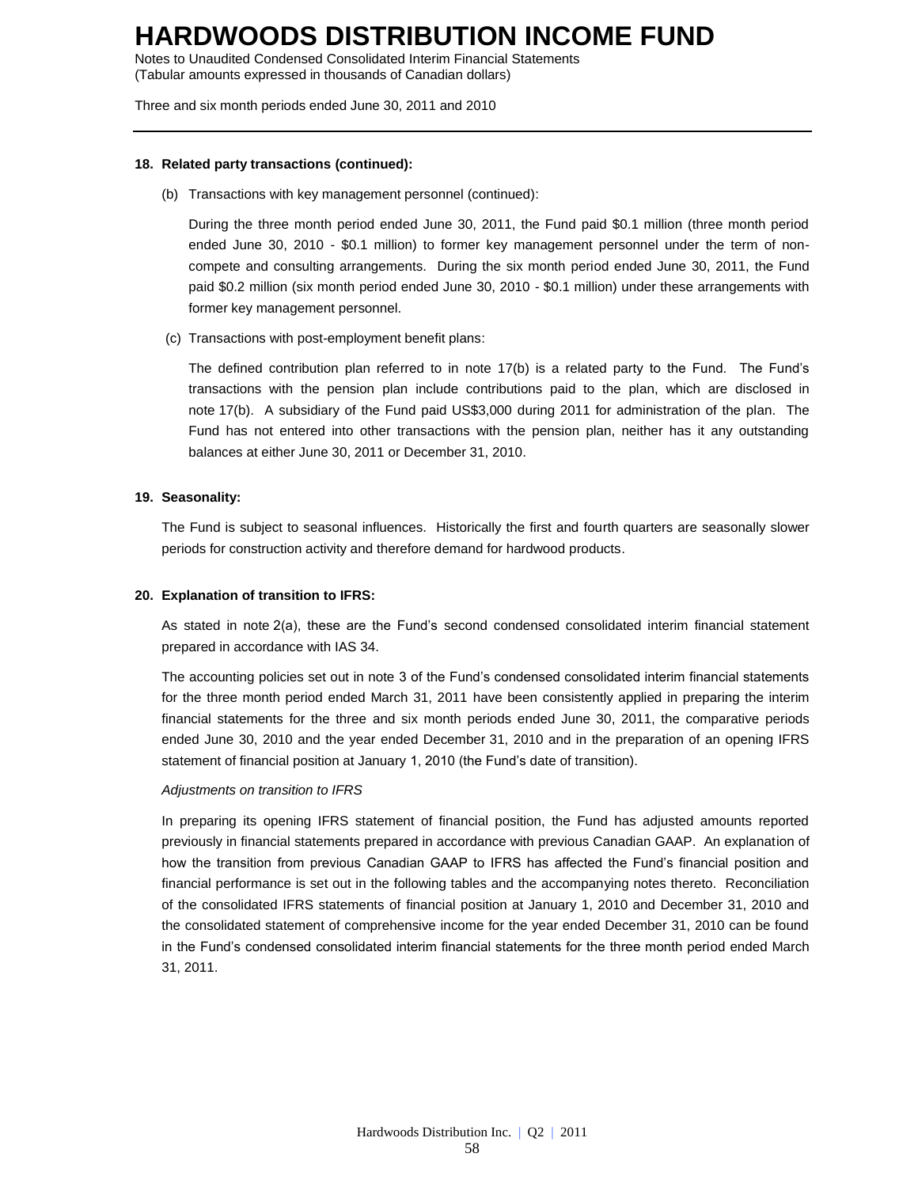**18. Related party transactions (continued):**

(b) Transactions with key management personnel (continued):

During the three month period ended June 30, 2011, the Fund paid $0.1 million (three month period ended June 30, 2010 - $0.1 million) to former key management personnel under the term of non-compete and consulting arrangements. During the six month period ended June 30, 2011, the Fund paid $0.2 million (six month period ended June 30, 2010 - $0.1 million) under these arrangements with former key management personnel.

(c) Transactions with post-employment benefit plans:

The defined contribution plan referred to in note 17(b) is a related party to the Fund. The Fund's transactions with the pension plan include contributions paid to the plan, which are disclosed in note 17(b). A subsidiary of the Fund paid US$3,000 during 2011 for administration of the plan. The Fund has not entered into other transactions with the pension plan, neither has it any outstanding balances at either June 30, 2011 or December 31, 2010.

**19. Seasonality:**

The Fund is subject to seasonal influences. Historically the first and fourth quarters are seasonally slower periods for construction activity and therefore demand for hardwood products.

**20. Explanation of transition to IFRS:**

As stated in note 2(a), these are the Fund's second condensed consolidated interim financial statement prepared in accordance with IAS 34.

The accounting policies set out in note 3 of the Fund's condensed consolidated interim financial statements for the three month period ended March 31, 2011 have been consistently applied in preparing the interim financial statements for the three and six month periods ended June 30, 2011, the comparative periods ended June 30, 2010 and the year ended December 31, 2010 and in the preparation of an opening IFRS statement of financial position at January 1, 2010 (the Fund's date of transition).

*Adjustments on transition to IFRS*

In preparing its opening IFRS statement of financial position, the Fund has adjusted amounts reported previously in financial statements prepared in accordance with previous Canadian GAAP. An explanation of how the transition from previous Canadian GAAP to IFRS has affected the Fund's financial position and financial performance is set out in the following tables and the accompanying notes thereto. Reconciliation of the consolidated IFRS statements of financial position at January 1, 2010 and December 31, 2010 and the consolidated statement of comprehensive income for the year ended December 31, 2010 can be found in the Fund's condensed consolidated interim financial statements for the three month period ended March 31, 2011.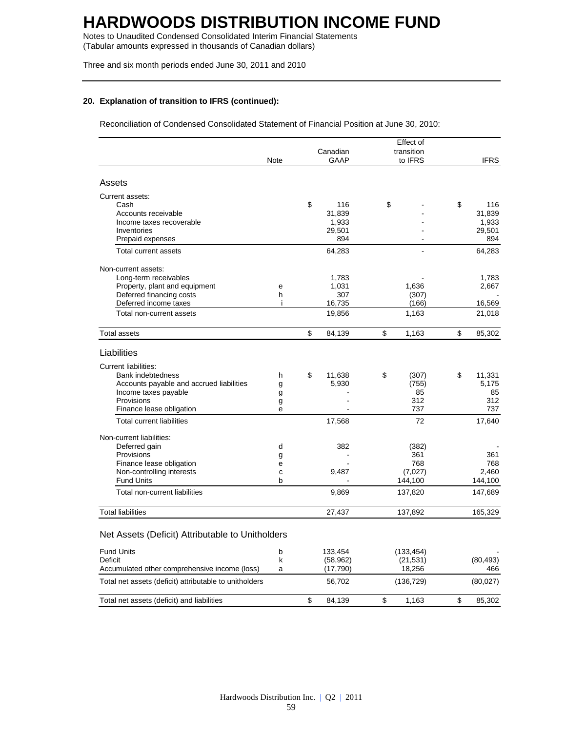# HARDWOODS DISTRIBUTION INCOME FUND

Notes to Unaudited Condensed Consolidated Interim Financial Statements
(Tabular amounts expressed in thousands of Canadian dollars)

Three and six month periods ended June 30, 2011 and 2010

**20. Explanation of transition to IFRS (continued):**

Reconciliation of Condensed Consolidated Statement of Financial Position at June 30, 2010:

| | Note | Canadian GAAP | Effect of transition to IFRS | IFRS |
|---|---|---|---|---|
| **Assets** | | | | |
| Current assets: | | | | |
| Cash | | $ 116 | $ - | $ 116 |
| Accounts receivable | | 31,839 | - | 31,839 |
| Income taxes recoverable | | 1,933 | - | 1,933 |
| Inventories | | 29,501 | - | 29,501 |
| Prepaid expenses | | 894 | - | 894 |
| Total current assets | | 64,283 | - | 64,283 |
| Non-current assets: | | | | |
| Long-term receivables | | 1,783 | - | 1,783 |
| Property, plant and equipment | e | 1,031 | 1,636 | 2,667 |
| Deferred financing costs | h | 307 | (307) | - |
| Deferred income taxes | i | 16,735 | (166) | 16,569 |
| Total non-current assets | | 19,856 | 1,163 | 21,018 |
| Total assets | | $ 84,139 | $ 1,163 | $ 85,302 |
| **Liabilities** | | | | |
| Current liabilities: | | | | |
| Bank indebtedness | h | $ 11,638 | $ (307) | $ 11,331 |
| Accounts payable and accrued liabilities | g | 5,930 | (755) | 5,175 |
| Income taxes payable | g | - | 85 | 85 |
| Provisions | g | - | 312 | 312 |
| Finance lease obligation | e | - | 737 | 737 |
| Total current liabilities | | 17,568 | 72 | 17,640 |
| Non-current liabilities: | | | | |
| Deferred gain | d | 382 | (382) | - |
| Provisions | g | - | 361 | 361 |
| Finance lease obligation | e | - | 768 | 768 |
| Non-controlling interests | c | 9,487 | (7,027) | 2,460 |
| Fund Units | b | - | 144,100 | 144,100 |
| Total non-current liabilities | | 9,869 | 137,820 | 147,689 |
| Total liabilities | | 27,437 | 137,892 | 165,329 |
| **Net Assets (Deficit) Attributable to Unitholders** | | | | |
| Fund Units | b | 133,454 | (133,454) | - |
| Deficit | k | (58,962) | (21,531) | (80,493) |
| Accumulated other comprehensive income (loss) | a | (17,790) | 18,256 | 466 |
| Total net assets (deficit) attributable to unitholders | | 56,702 | (136,729) | (80,027) |
| Total net assets (deficit) and liabilities | | $ 84,139 | $ 1,163 | $ 85,302 |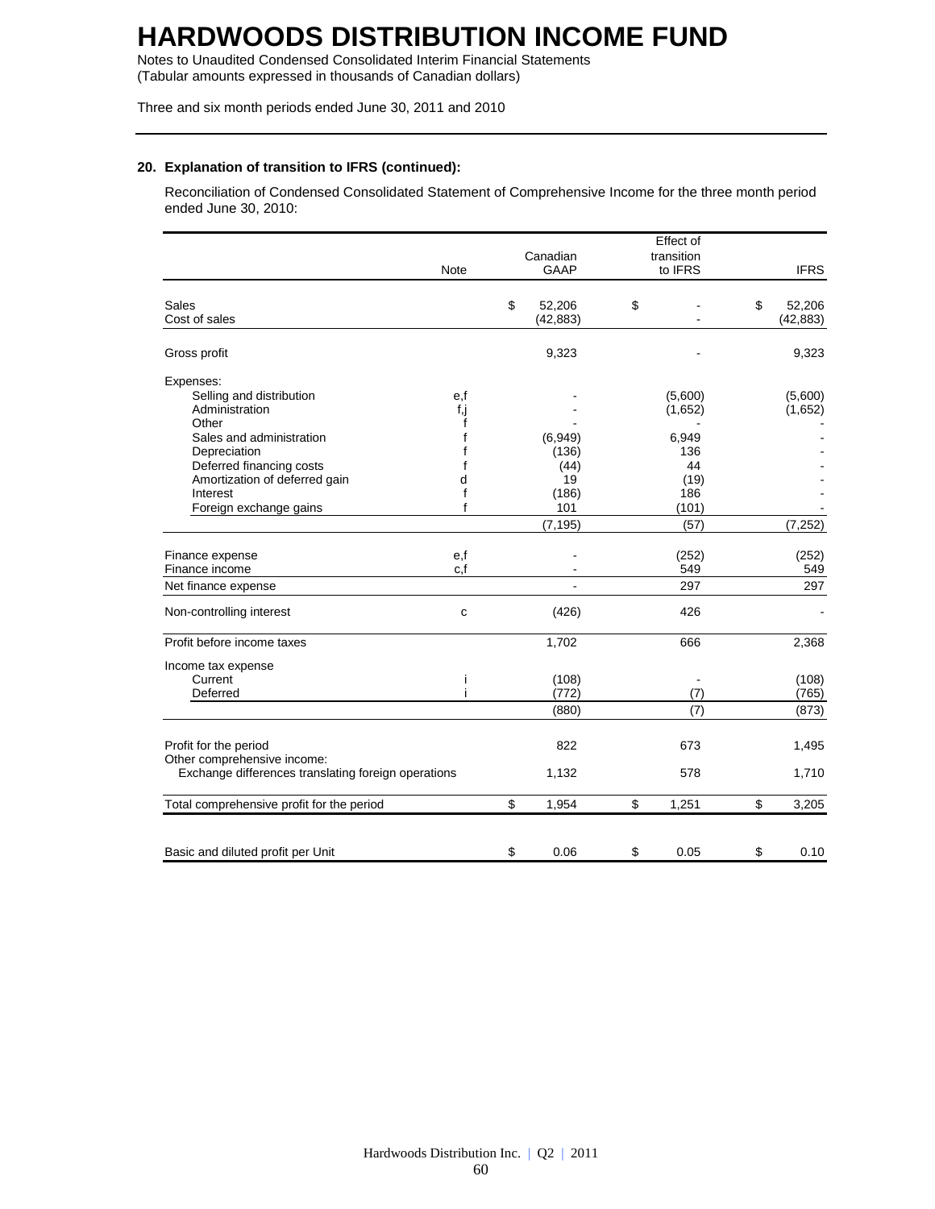# HARDWOODS DISTRIBUTION INCOME FUND

Notes to Unaudited Condensed Consolidated Interim Financial Statements
(Tabular amounts expressed in thousands of Canadian dollars)

Three and six month periods ended June 30, 2011 and 2010

**20. Explanation of transition to IFRS (continued):**

Reconciliation of Condensed Consolidated Statement of Comprehensive Income for the three month period ended June 30, 2010:

| | Note | Canadian GAAP | Effect of transition to IFRS | IFRS |
|---|---|---|---|---|
| Sales | | $ 52,206 | $ - | $ 52,206 |
| Cost of sales | | (42,883) | - | (42,883) |
| Gross profit | | 9,323 | - | 9,323 |
| Expenses: | | | | |
| Selling and distribution | e,f | - | (5,600) | (5,600) |
| Administration | f,j | - | (1,652) | (1,652) |
| Other | f | - | - | - |
| Sales and administration | f | (6,949) | 6,949 | - |
| Depreciation | f | (136) | 136 | - |
| Deferred financing costs | f | (44) | 44 | - |
| Amortization of deferred gain | d | 19 | (19) | - |
| Interest | f | (186) | 186 | - |
| Foreign exchange gains | f | 101 | (101) | - |
| | | (7,195) | (57) | (7,252) |
| Finance expense | e,f | - | (252) | (252) |
| Finance income | c,f | - | 549 | 549 |
| Net finance expense | | - | 297 | 297 |
| Non-controlling interest | c | (426) | 426 | - |
| Profit before income taxes | | 1,702 | 666 | 2,368 |
| Income tax expense | | | | |
| Current | i | (108) | - | (108) |
| Deferred | i | (772) | (7) | (765) |
| | | (880) | (7) | (873) |
| Profit for the period | | 822 | 673 | 1,495 |
| Other comprehensive income: | | | | |
| Exchange differences translating foreign operations | | 1,132 | 578 | 1,710 |
| Total comprehensive profit for the period | | $ 1,954 | $ 1,251 | $ 3,205 |
| Basic and diluted profit per Unit | | $ 0.06 | $ 0.05 | $ 0.10 |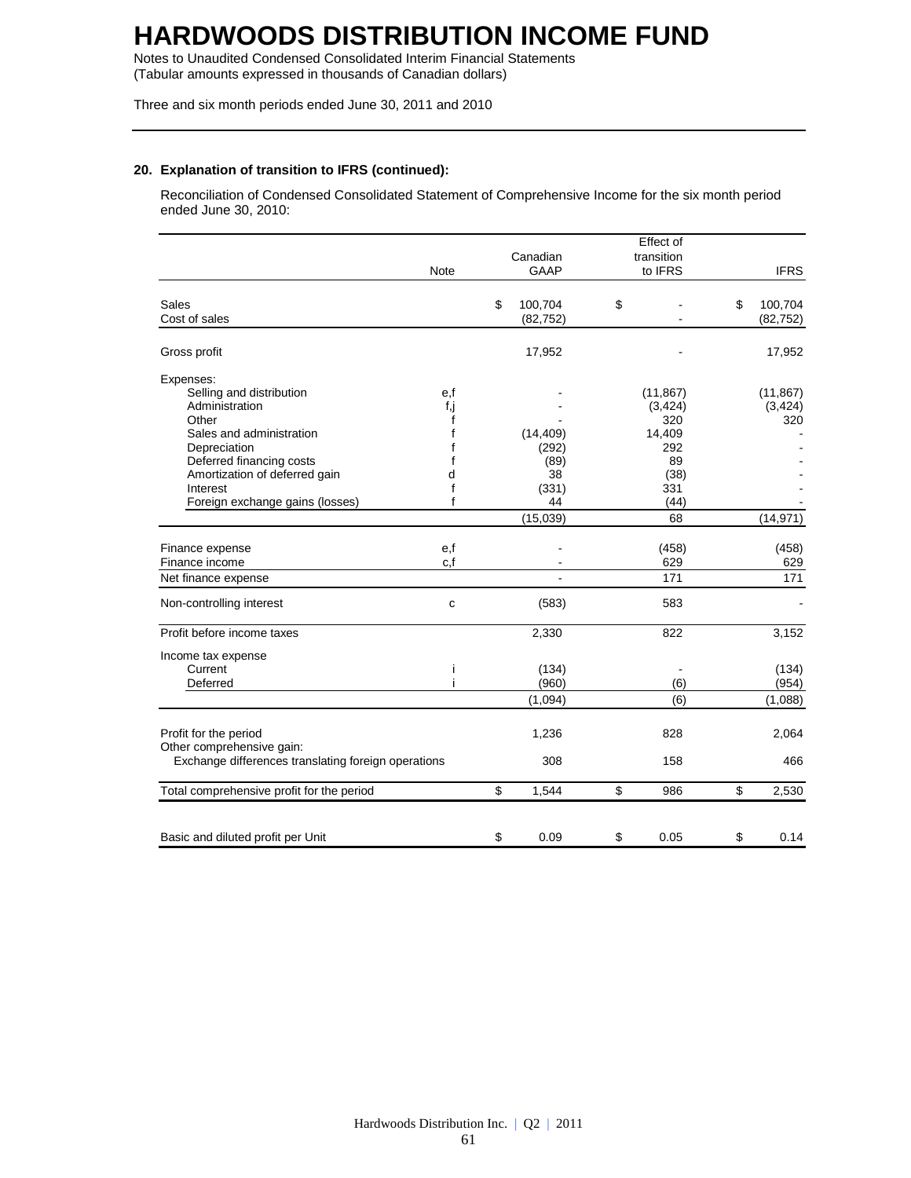# HARDWOODS DISTRIBUTION INCOME FUND

Notes to Unaudited Condensed Consolidated Interim Financial Statements
(Tabular amounts expressed in thousands of Canadian dollars)

Three and six month periods ended June 30, 2011 and 2010

## 20. Explanation of transition to IFRS (continued):

Reconciliation of Condensed Consolidated Statement of Comprehensive Income for the six month period ended June 30, 2010:

| | Note | Canadian GAAP | Effect of transition to IFRS | IFRS |
|---|---|---|---|---|
| Sales | | $ 100,704 | $ - | $ 100,704 |
| Cost of sales | | (82,752) | - | (82,752) |
| Gross profit | | 17,952 | - | 17,952 |
| Expenses: | | | | |
| Selling and distribution | e,f | - | (11,867) | (11,867) |
| Administration | f,j | - | (3,424) | (3,424) |
| Other | f | - | 320 | 320 |
| Sales and administration | f | (14,409) | 14,409 | - |
| Depreciation | f | (292) | 292 | - |
| Deferred financing costs | f | (89) | 89 | - |
| Amortization of deferred gain | d | 38 | (38) | - |
| Interest | f | (331) | 331 | - |
| Foreign exchange gains (losses) | f | 44 | (44) | - |
| | | (15,039) | 68 | (14,971) |
| Finance expense | e,f | - | (458) | (458) |
| Finance income | c,f | - | 629 | 629 |
| Net finance expense | | - | 171 | 171 |
| Non-controlling interest | c | (583) | 583 | - |
| Profit before income taxes | | 2,330 | 822 | 3,152 |
| Income tax expense | | | | |
| Current | i | (134) | - | (134) |
| Deferred | i | (960) | (6) | (954) |
| | | (1,094) | (6) | (1,088) |
| Profit for the period | | 1,236 | 828 | 2,064 |
| Other comprehensive gain: | | | | |
| Exchange differences translating foreign operations | | 308 | 158 | 466 |
| Total comprehensive profit for the period | | $ 1,544 | $ 986 | $ 2,530 |
| Basic and diluted profit per Unit | | $ 0.09 | $ 0.05 | $ 0.14 |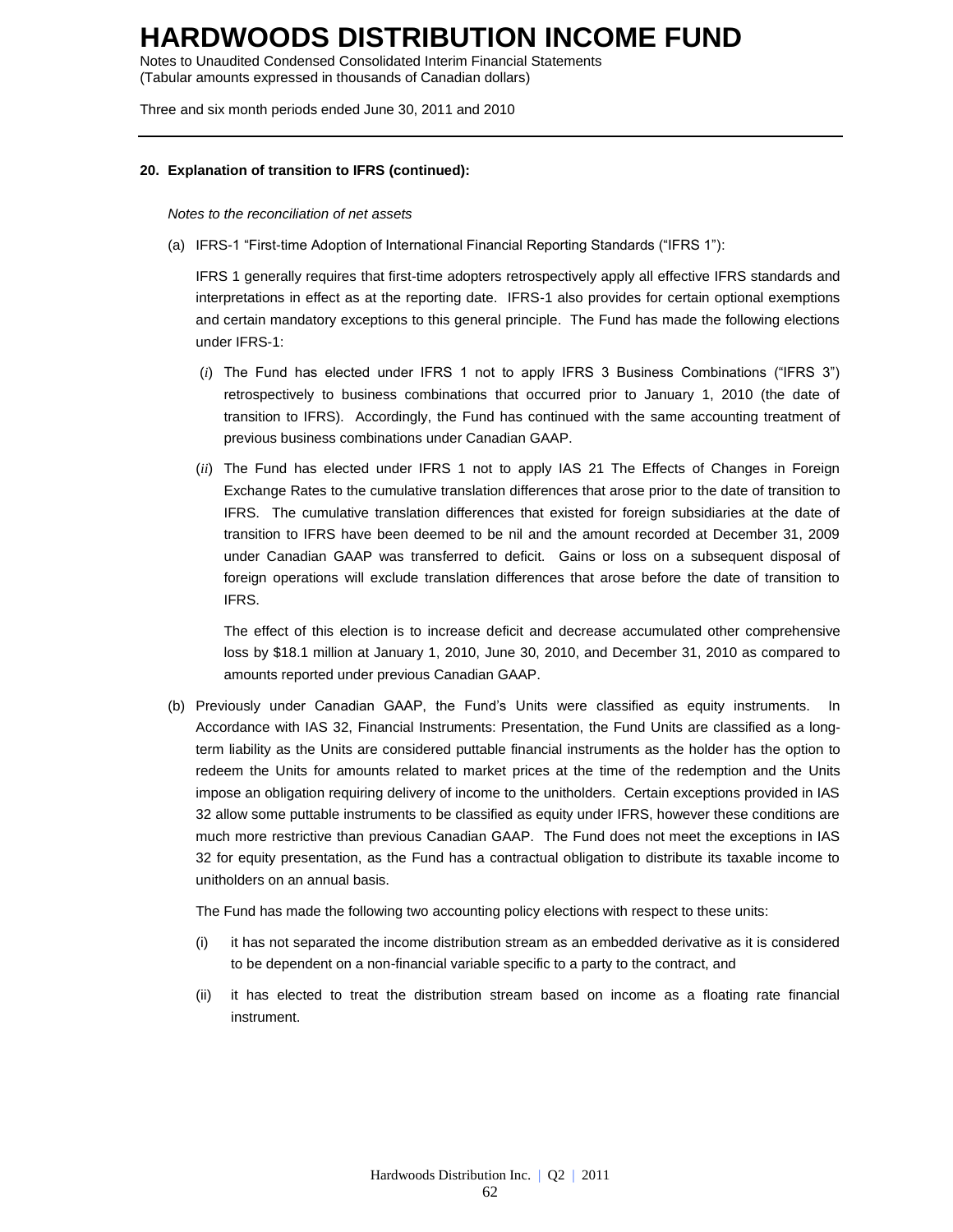**20. Explanation of transition to IFRS (continued):**

*Notes to the reconciliation of net assets*

(a) IFRS-1 "First-time Adoption of International Financial Reporting Standards ("IFRS 1"):

IFRS 1 generally requires that first-time adopters retrospectively apply all effective IFRS standards and interpretations in effect as at the reporting date. IFRS-1 also provides for certain optional exemptions and certain mandatory exceptions to this general principle. The Fund has made the following elections under IFRS-1:

(*i*) The Fund has elected under IFRS 1 not to apply IFRS 3 Business Combinations ("IFRS 3") retrospectively to business combinations that occurred prior to January 1, 2010 (the date of transition to IFRS). Accordingly, the Fund has continued with the same accounting treatment of previous business combinations under Canadian GAAP.

(*ii*) The Fund has elected under IFRS 1 not to apply IAS 21 The Effects of Changes in Foreign Exchange Rates to the cumulative translation differences that arose prior to the date of transition to IFRS. The cumulative translation differences that existed for foreign subsidiaries at the date of transition to IFRS have been deemed to be nil and the amount recorded at December 31, 2009 under Canadian GAAP was transferred to deficit. Gains or loss on a subsequent disposal of foreign operations will exclude translation differences that arose before the date of transition to IFRS.

The effect of this election is to increase deficit and decrease accumulated other comprehensive loss by $18.1 million at January 1, 2010, June 30, 2010, and December 31, 2010 as compared to amounts reported under previous Canadian GAAP.

(b) Previously under Canadian GAAP, the Fund's Units were classified as equity instruments. In Accordance with IAS 32, Financial Instruments: Presentation, the Fund Units are classified as a long-term liability as the Units are considered puttable financial instruments as the holder has the option to redeem the Units for amounts related to market prices at the time of the redemption and the Units impose an obligation requiring delivery of income to the unitholders. Certain exceptions provided in IAS 32 allow some puttable instruments to be classified as equity under IFRS, however these conditions are much more restrictive than previous Canadian GAAP. The Fund does not meet the exceptions in IAS 32 for equity presentation, as the Fund has a contractual obligation to distribute its taxable income to unitholders on an annual basis.

The Fund has made the following two accounting policy elections with respect to these units:

(i) it has not separated the income distribution stream as an embedded derivative as it is considered to be dependent on a non-financial variable specific to a party to the contract, and

(ii) it has elected to treat the distribution stream based on income as a floating rate financial instrument.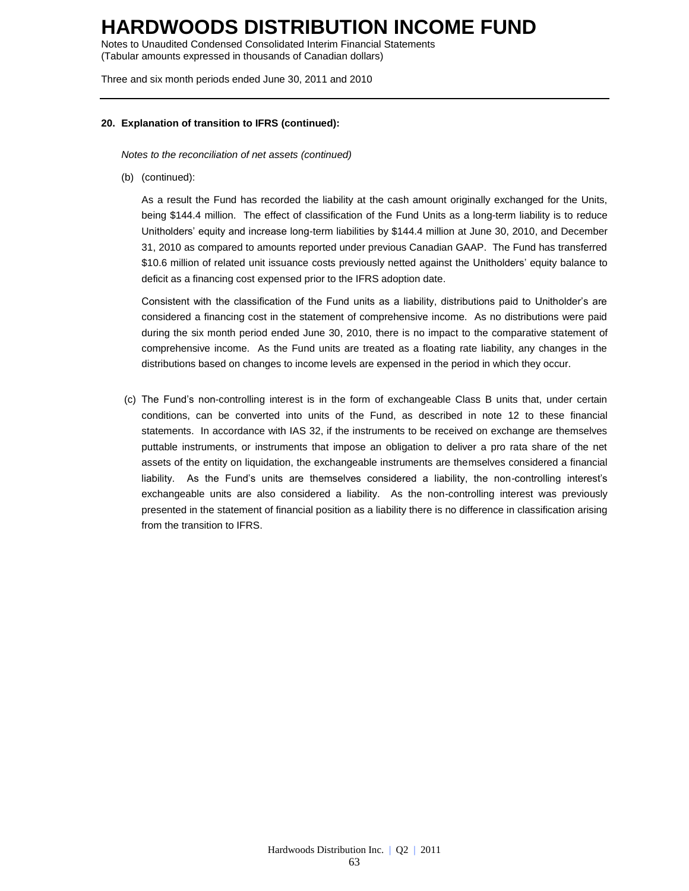**20. Explanation of transition to IFRS (continued):**

*Notes to the reconciliation of net assets (continued)*

(b) (continued):

As a result the Fund has recorded the liability at the cash amount originally exchanged for the Units, being $144.4 million. The effect of classification of the Fund Units as a long-term liability is to reduce Unitholders' equity and increase long-term liabilities by $144.4 million at June 30, 2010, and December 31, 2010 as compared to amounts reported under previous Canadian GAAP. The Fund has transferred $10.6 million of related unit issuance costs previously netted against the Unitholders' equity balance to deficit as a financing cost expensed prior to the IFRS adoption date.

Consistent with the classification of the Fund units as a liability, distributions paid to Unitholder's are considered a financing cost in the statement of comprehensive income. As no distributions were paid during the six month period ended June 30, 2010, there is no impact to the comparative statement of comprehensive income. As the Fund units are treated as a floating rate liability, any changes in the distributions based on changes to income levels are expensed in the period in which they occur.

(c) The Fund's non-controlling interest is in the form of exchangeable Class B units that, under certain conditions, can be converted into units of the Fund, as described in note 12 to these financial statements. In accordance with IAS 32, if the instruments to be received on exchange are themselves puttable instruments, or instruments that impose an obligation to deliver a pro rata share of the net assets of the entity on liquidation, the exchangeable instruments are themselves considered a financial liability. As the Fund's units are themselves considered a liability, the non-controlling interest's exchangeable units are also considered a liability. As the non-controlling interest was previously presented in the statement of financial position as a liability there is no difference in classification arising from the transition to IFRS.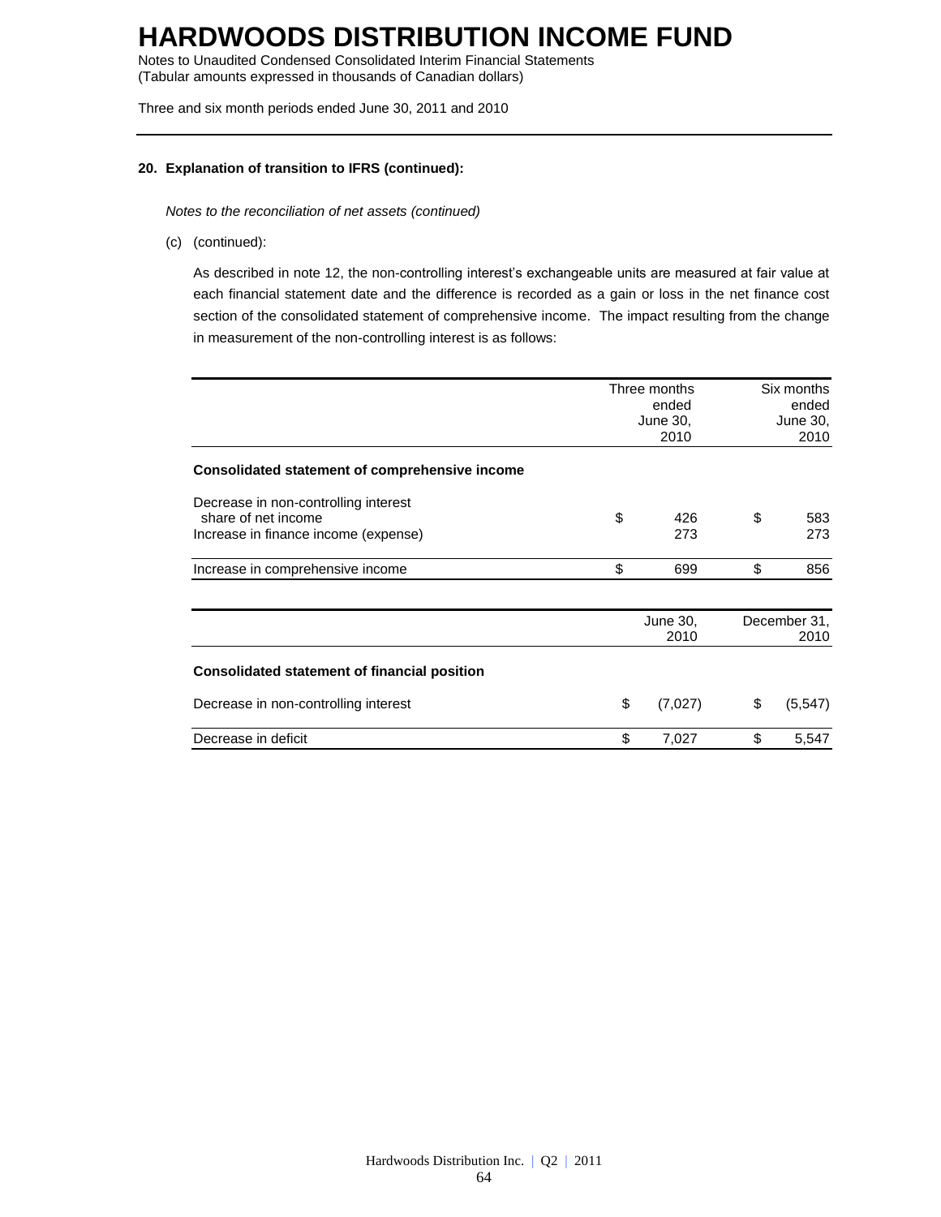# HARDWOODS DISTRIBUTION INCOME FUND

Notes to Unaudited Condensed Consolidated Interim Financial Statements
(Tabular amounts expressed in thousands of Canadian dollars)

Three and six month periods ended June 30, 2011 and 2010

**20. Explanation of transition to IFRS (continued):**

*Notes to the reconciliation of net assets (continued)*

(c) (continued):

As described in note 12, the non-controlling interest's exchangeable units are measured at fair value at each financial statement date and the difference is recorded as a gain or loss in the net finance cost section of the consolidated statement of comprehensive income. The impact resulting from the change in measurement of the non-controlling interest is as follows:

| | Three months ended June 30, 2010 | Six months ended June 30, 2010 |
|---|---|---|
| **Consolidated statement of comprehensive income** | | |
| Decrease in non-controlling interest share of net income | $ 426 | $ 583 |
| Increase in finance income (expense) | 273 | 273 |
| Increase in comprehensive income | $ 699 | $ 856 |

| | June 30, 2010 | December 31, 2010 |
|---|---|---|
| **Consolidated statement of financial position** | | |
| Decrease in non-controlling interest | $ (7,027) | $ (5,547) |
| Decrease in deficit | $ 7,027 | $ 5,547 |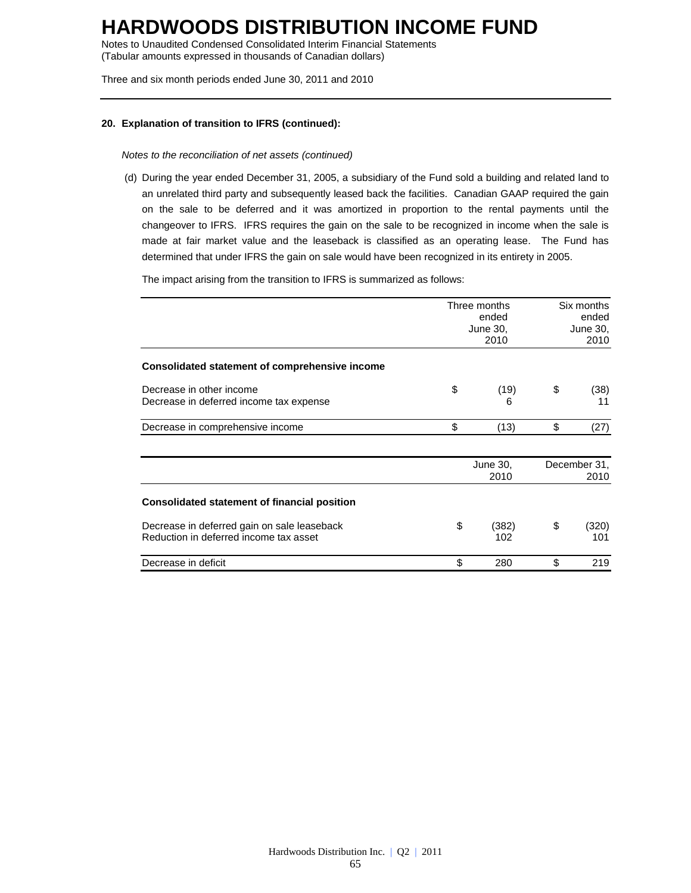# HARDWOODS DISTRIBUTION INCOME FUND

Notes to Unaudited Condensed Consolidated Interim Financial Statements
(Tabular amounts expressed in thousands of Canadian dollars)

Three and six month periods ended June 30, 2011 and 2010

**20. Explanation of transition to IFRS (continued):**

*Notes to the reconciliation of net assets (continued)*

(d) During the year ended December 31, 2005, a subsidiary of the Fund sold a building and related land to an unrelated third party and subsequently leased back the facilities. Canadian GAAP required the gain on the sale to be deferred and it was amortized in proportion to the rental payments until the changeover to IFRS. IFRS requires the gain on the sale to be recognized in income when the sale is made at fair market value and the leaseback is classified as an operating lease. The Fund has determined that under IFRS the gain on sale would have been recognized in its entirety in 2005.

The impact arising from the transition to IFRS is summarized as follows:

| | Three months ended June 30, 2010 | Six months ended June 30, 2010 |
|---|---|---|
| **Consolidated statement of comprehensive income** | | |
| Decrease in other income | $ (19) | $ (38) |
| Decrease in deferred income tax expense | 6 | 11 |
| Decrease in comprehensive income | $ (13) | $ (27) |

| | June 30, 2010 | December 31, 2010 |
|---|---|---|
| **Consolidated statement of financial position** | | |
| Decrease in deferred gain on sale leaseback | $ (382) | $ (320) |
| Reduction in deferred income tax asset | 102 | 101 |
| Decrease in deficit | $ 280 | $ 219 |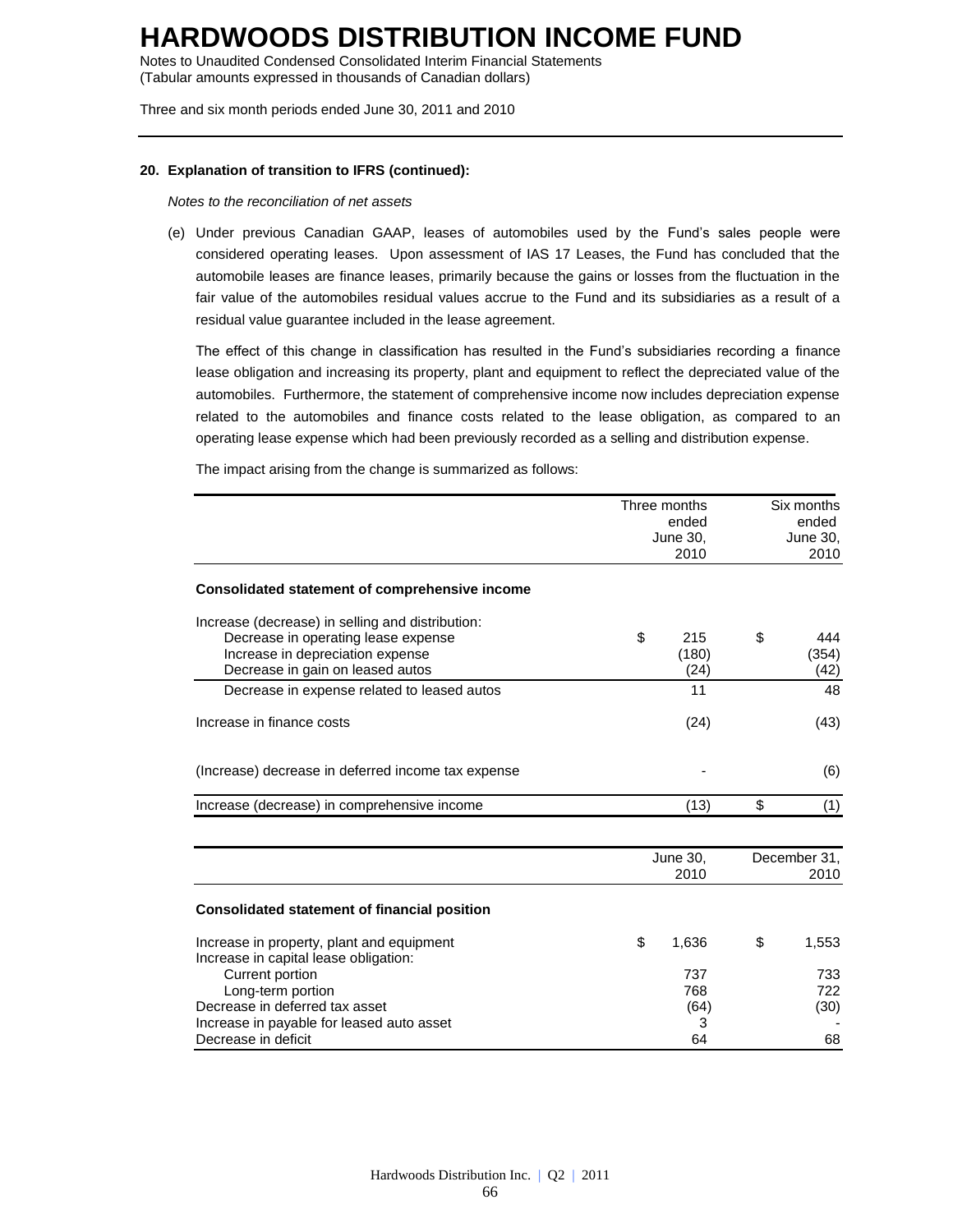# HARDWOODS DISTRIBUTION INCOME FUND

Notes to Unaudited Condensed Consolidated Interim Financial Statements
(Tabular amounts expressed in thousands of Canadian dollars)

Three and six month periods ended June 30, 2011 and 2010

**20. Explanation of transition to IFRS (continued):**

*Notes to the reconciliation of net assets*

(e) Under previous Canadian GAAP, leases of automobiles used by the Fund's sales people were considered operating leases. Upon assessment of IAS 17 Leases, the Fund has concluded that the automobile leases are finance leases, primarily because the gains or losses from the fluctuation in the fair value of the automobiles residual values accrue to the Fund and its subsidiaries as a result of a residual value guarantee included in the lease agreement.

The effect of this change in classification has resulted in the Fund's subsidiaries recording a finance lease obligation and increasing its property, plant and equipment to reflect the depreciated value of the automobiles. Furthermore, the statement of comprehensive income now includes depreciation expense related to the automobiles and finance costs related to the lease obligation, as compared to an operating lease expense which had been previously recorded as a selling and distribution expense.

The impact arising from the change is summarized as follows:

| | Three months ended June 30, 2010 | Six months ended June 30, 2010 |
|---|---|---|
| **Consolidated statement of comprehensive income** | | |
| Increase (decrease) in selling and distribution: | | |
| Decrease in operating lease expense | $ 215 | $ 444 |
| Increase in depreciation expense | (180) | (354) |
| Decrease in gain on leased autos | (24) | (42) |
| Decrease in expense related to leased autos | 11 | 48 |
| Increase in finance costs | (24) | (43) |
| (Increase) decrease in deferred income tax expense | - | (6) |
| Increase (decrease) in comprehensive income | (13) | $ (1) |

| | June 30, 2010 | December 31, 2010 |
|---|---|---|
| **Consolidated statement of financial position** | | |
| Increase in property, plant and equipment | $ 1,636 | $ 1,553 |
| Increase in capital lease obligation: | | |
| Current portion | 737 | 733 |
| Long-term portion | 768 | 722 |
| Decrease in deferred tax asset | (64) | (30) |
| Increase in payable for leased auto asset | 3 | - |
| Decrease in deficit | 64 | 68 |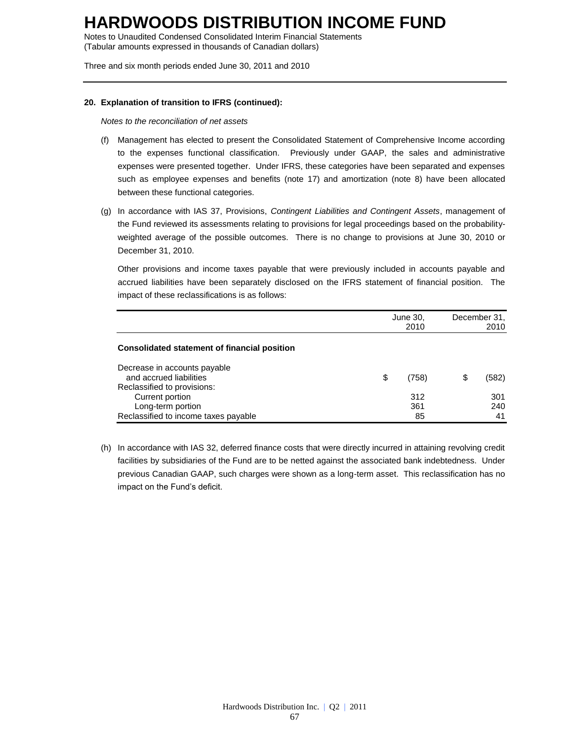# HARDWOODS DISTRIBUTION INCOME FUND

Notes to Unaudited Condensed Consolidated Interim Financial Statements
(Tabular amounts expressed in thousands of Canadian dollars)

Three and six month periods ended June 30, 2011 and 2010

**20. Explanation of transition to IFRS (continued):**

*Notes to the reconciliation of net assets*

(f) Management has elected to present the Consolidated Statement of Comprehensive Income according to the expenses functional classification. Previously under GAAP, the sales and administrative expenses were presented together. Under IFRS, these categories have been separated and expenses such as employee expenses and benefits (note 17) and amortization (note 8) have been allocated between these functional categories.

(g) In accordance with IAS 37, Provisions, *Contingent Liabilities and Contingent Assets*, management of the Fund reviewed its assessments relating to provisions for legal proceedings based on the probability-weighted average of the possible outcomes. There is no change to provisions at June 30, 2010 or December 31, 2010.

Other provisions and income taxes payable that were previously included in accounts payable and accrued liabilities have been separately disclosed on the IFRS statement of financial position. The impact of these reclassifications is as follows:

| | June 30, 2010 | December 31, 2010 |
|---|---|---|
| **Consolidated statement of financial position** | | |
| Decrease in accounts payable and accrued liabilities | $ (758) | $ (582) |
| Reclassified to provisions: | | |
| Current portion | 312 | 301 |
| Long-term portion | 361 | 240 |
| Reclassified to income taxes payable | 85 | 41 |

(h) In accordance with IAS 32, deferred finance costs that were directly incurred in attaining revolving credit facilities by subsidiaries of the Fund are to be netted against the associated bank indebtedness. Under previous Canadian GAAP, such charges were shown as a long-term asset. This reclassification has no impact on the Fund's deficit.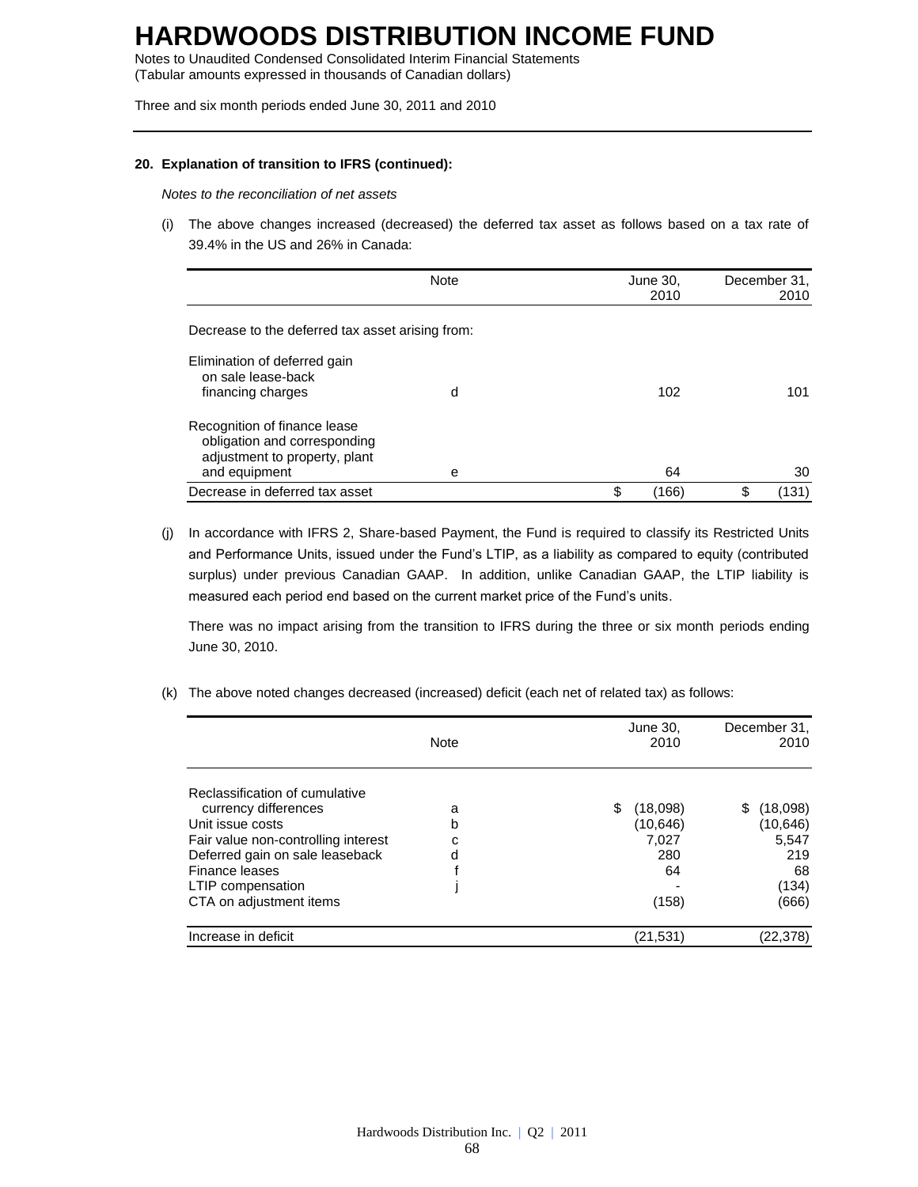## 20. Explanation of transition to IFRS (continued):

*Notes to the reconciliation of net assets*

(i) The above changes increased (decreased) the deferred tax asset as follows based on a tax rate of 39.4% in the US and 26% in Canada:

| | Note | June 30, 2010 | December 31, 2010 |
|---|---|---|---|
| Decrease to the deferred tax asset arising from: | | | |
| Elimination of deferred gain on sale lease-back financing charges | d | 102 | 101 |
| Recognition of finance lease obligation and corresponding adjustment to property, plant and equipment | e | 64 | 30 |
| Decrease in deferred tax asset | | $ (166) | $ (131) |

(j) In accordance with IFRS 2, Share-based Payment, the Fund is required to classify its Restricted Units and Performance Units, issued under the Fund's LTIP, as a liability as compared to equity (contributed surplus) under previous Canadian GAAP. In addition, unlike Canadian GAAP, the LTIP liability is measured each period end based on the current market price of the Fund's units.

There was no impact arising from the transition to IFRS during the three or six month periods ending June 30, 2010.

(k) The above noted changes decreased (increased) deficit (each net of related tax) as follows:

| | Note | June 30, 2010 | December 31, 2010 |
|---|---|---|---|
| Reclassification of cumulative currency differences | a | $ (18,098) | $ (18,098) |
| Unit issue costs | b | (10,646) | (10,646) |
| Fair value non-controlling interest | c | 7,027 | 5,547 |
| Deferred gain on sale leaseback | d | 280 | 219 |
| Finance leases | f | 64 | 68 |
| LTIP compensation | j | - | (134) |
| CTA on adjustment items | | (158) | (666) |
| Increase in deficit | | (21,531) | (22,378) |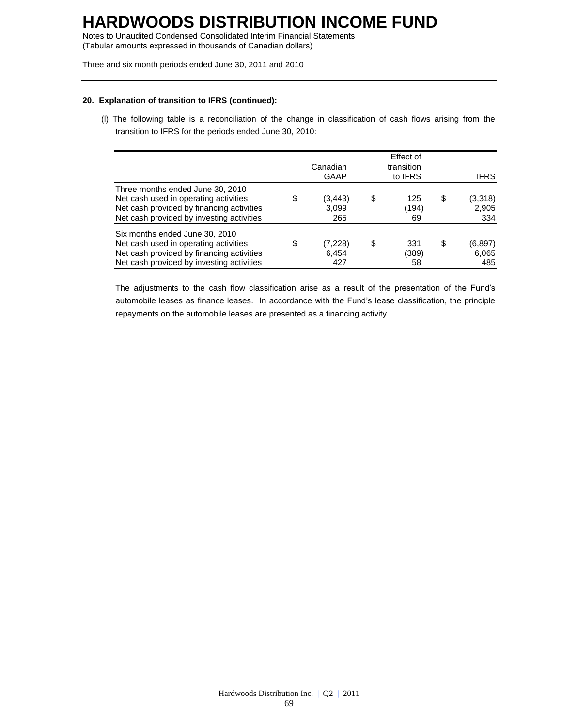# HARDWOODS DISTRIBUTION INCOME FUND

Notes to Unaudited Condensed Consolidated Interim Financial Statements
(Tabular amounts expressed in thousands of Canadian dollars)

Three and six month periods ended June 30, 2011 and 2010

**20. Explanation of transition to IFRS (continued):**

(l) The following table is a reconciliation of the change in classification of cash flows arising from the transition to IFRS for the periods ended June 30, 2010:

| | Canadian GAAP | Effect of transition to IFRS | IFRS |
|---|---|---|---|
| Three months ended June 30, 2010 | | | |
| Net cash used in operating activities | $ (3,443) | $ 125 | $ (3,318) |
| Net cash provided by financing activities | 3,099 | (194) | 2,905 |
| Net cash provided by investing activities | 265 | 69 | 334 |
| Six months ended June 30, 2010 | | | |
| Net cash used in operating activities | $ (7,228) | $ 331 | $ (6,897) |
| Net cash provided by financing activities | 6,454 | (389) | 6,065 |
| Net cash provided by investing activities | 427 | 58 | 485 |

The adjustments to the cash flow classification arise as a result of the presentation of the Fund's automobile leases as finance leases. In accordance with the Fund's lease classification, the principle repayments on the automobile leases are presented as a financing activity.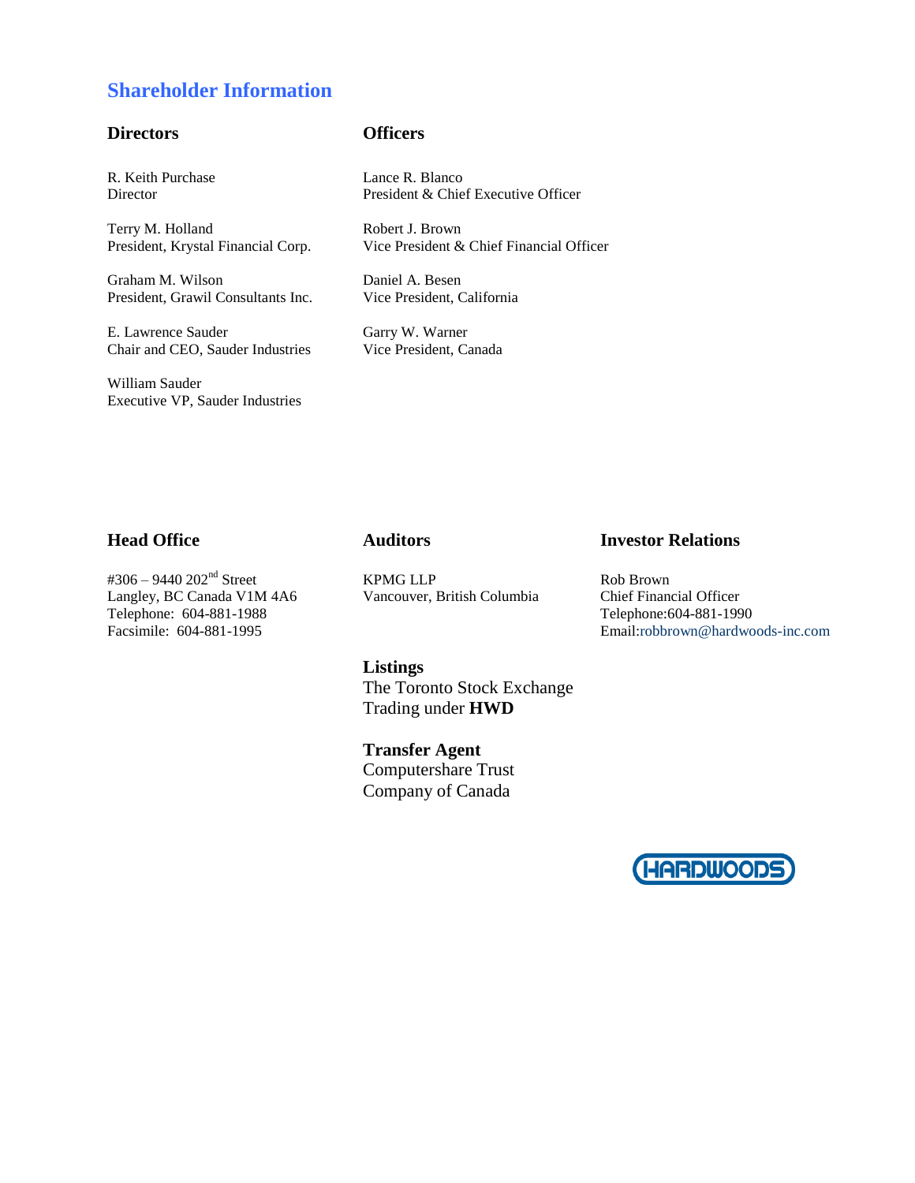# Shareholder Information

### Directors

R. Keith Purchase
Director

Terry M. Holland
President, Krystal Financial Corp.

Graham M. Wilson
President, Grawil Consultants Inc.

E. Lawrence Sauder
Chair and CEO, Sauder Industries

William Sauder
Executive VP, Sauder Industries

### Officers

Lance R. Blanco
President & Chief Executive Officer

Robert J. Brown
Vice President & Chief Financial Officer

Daniel A. Besen
Vice President, California

Garry W. Warner
Vice President, Canada

### Head Office

#306 – 9440 202nd Street
Langley, BC Canada V1M 4A6
Telephone: 604-881-1988
Facsimile: 604-881-1995

### Auditors

KPMG LLP
Vancouver, British Columbia

### Listings

The Toronto Stock Exchange
Trading under **HWD**

### Transfer Agent

Computershare Trust
Company of Canada

### Investor Relations

Rob Brown
Chief Financial Officer
Telephone:604-881-1990
Email:robbrown@hardwoods-inc.com

HARDWOODS